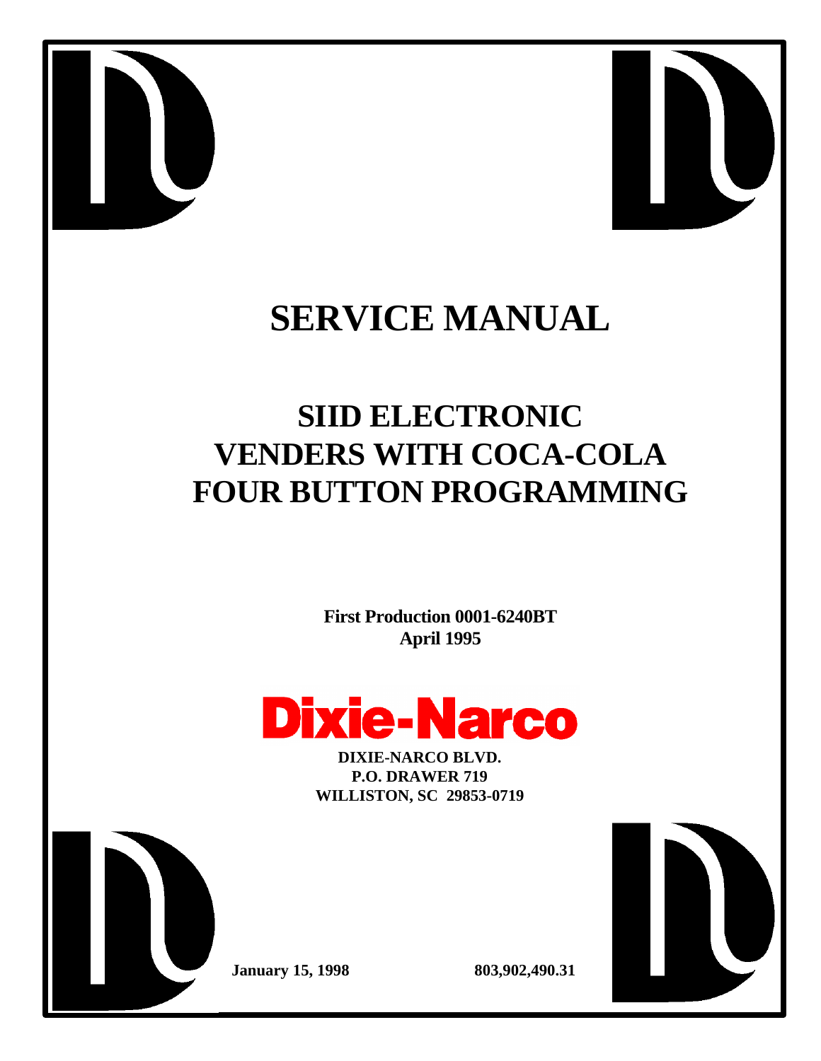# SERVICE MANUAL

## SIID ELECTRONIC VENDERS WITH COCA-COLA FOUR BUTTON PROGRAMMING

**First Production 0001-6240BT**
**April 1995**

**Dixie-Narco**

**DIXIE-NARCO BLVD.**
**P.O. DRAWER 719**
**WILLISTON, SC 29853-0719**

**January 15, 1998** **803,902,490.31**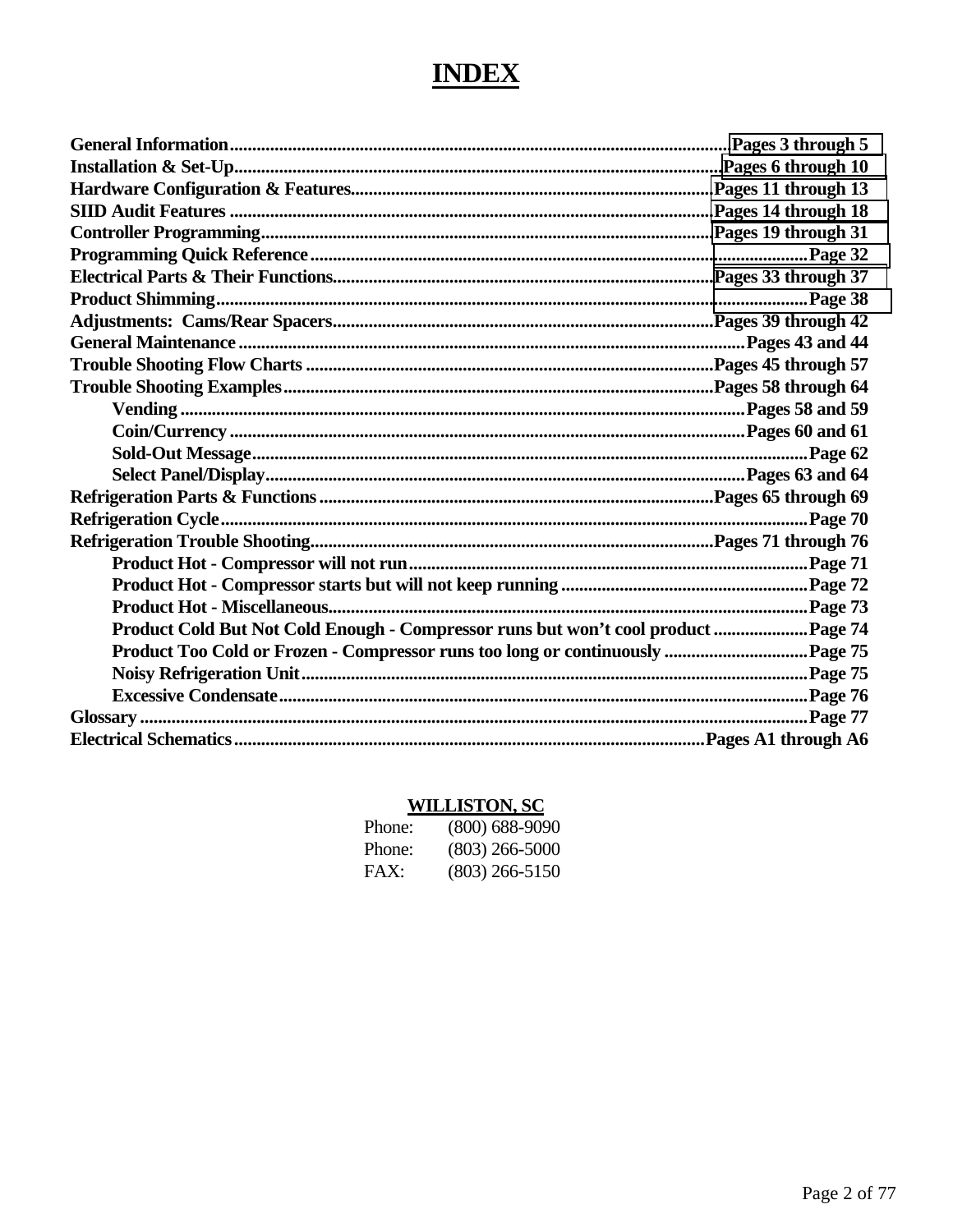# INDEX

| Section | Pages |
|---|---|
| **General Information** | **Pages 3 through 5** |
| **Installation & Set-Up** | **Pages 6 through 10** |
| **Hardware Configuration & Features** | **Pages 11 through 13** |
| **SIID Audit Features** | **Pages 14 through 18** |
| **Controller Programming** | **Pages 19 through 31** |
| **Programming Quick Reference** | **Page 32** |
| **Electrical Parts & Their Functions** | **Pages 33 through 37** |
| **Product Shimming** | **Page 38** |
| **Adjustments: Cams/Rear Spacers** | **Pages 39 through 42** |
| **General Maintenance** | **Pages 43 and 44** |
| **Trouble Shooting Flow Charts** | **Pages 45 through 57** |
| **Trouble Shooting Examples** | **Pages 58 through 64** |
| &nbsp;&nbsp;&nbsp;&nbsp;**Vending** | **Pages 58 and 59** |
| &nbsp;&nbsp;&nbsp;&nbsp;**Coin/Currency** | **Pages 60 and 61** |
| &nbsp;&nbsp;&nbsp;&nbsp;**Sold-Out Message** | **Page 62** |
| &nbsp;&nbsp;&nbsp;&nbsp;**Select Panel/Display** | **Pages 63 and 64** |
| **Refrigeration Parts & Functions** | **Pages 65 through 69** |
| **Refrigeration Cycle** | **Page 70** |
| **Refrigeration Trouble Shooting** | **Pages 71 through 76** |
| &nbsp;&nbsp;&nbsp;&nbsp;**Product Hot - Compressor will not run** | **Page 71** |
| &nbsp;&nbsp;&nbsp;&nbsp;**Product Hot - Compressor starts but will not keep running** | **Page 72** |
| &nbsp;&nbsp;&nbsp;&nbsp;**Product Hot - Miscellaneous** | **Page 73** |
| &nbsp;&nbsp;&nbsp;&nbsp;**Product Cold But Not Cold Enough - Compressor runs but won't cool product** | **Page 74** |
| &nbsp;&nbsp;&nbsp;&nbsp;**Product Too Cold or Frozen - Compressor runs too long or continuously** | **Page 75** |
| &nbsp;&nbsp;&nbsp;&nbsp;**Noisy Refrigeration Unit** | **Page 75** |
| &nbsp;&nbsp;&nbsp;&nbsp;**Excessive Condensate** | **Page 76** |
| **Glossary** | **Page 77** |
| **Electrical Schematics** | **Pages A1 through A6** |

**WILLISTON, SC**

Phone: (800) 688-9090
Phone: (803) 266-5000
FAX: (803) 266-5150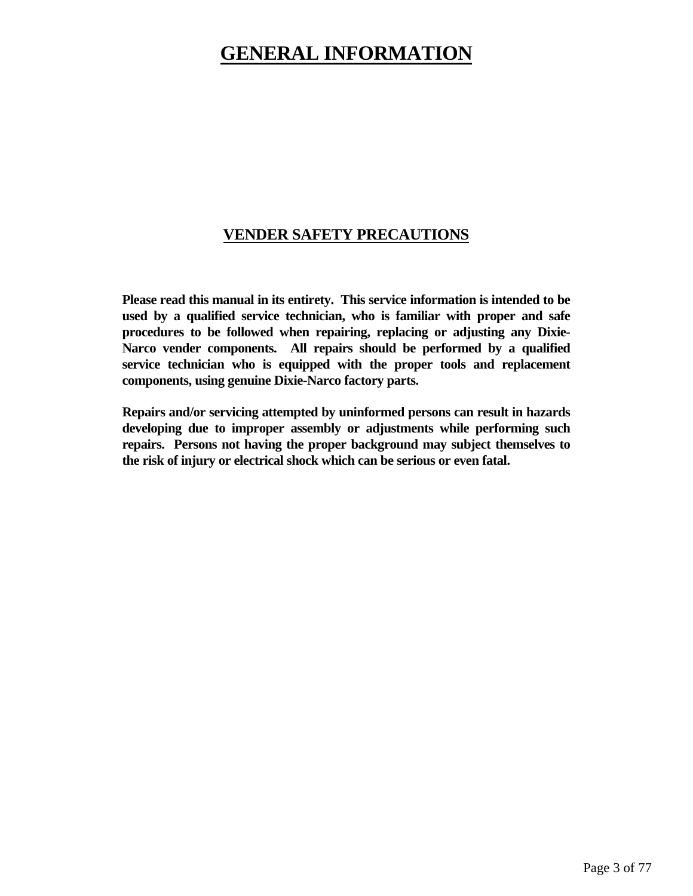# GENERAL INFORMATION

## VENDER SAFETY PRECAUTIONS

**Please read this manual in its entirety. This service information is intended to be used by a qualified service technician, who is familiar with proper and safe procedures to be followed when repairing, replacing or adjusting any Dixie-Narco vender components. All repairs should be performed by a qualified service technician who is equipped with the proper tools and replacement components, using genuine Dixie-Narco factory parts.**

**Repairs and/or servicing attempted by uninformed persons can result in hazards developing due to improper assembly or adjustments while performing such repairs. Persons not having the proper background may subject themselves to the risk of injury or electrical shock which can be serious or even fatal.**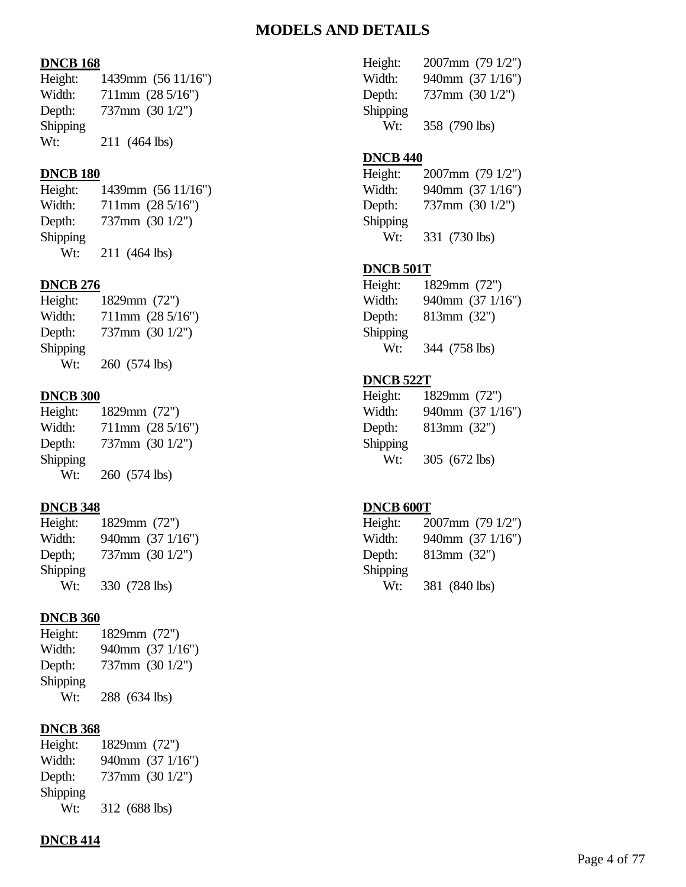# MODELS AND DETAILS

**DNCB 168**

Height: 1439mm (56 11/16")
Width: 711mm (28 5/16")
Depth: 737mm (30 1/2")
Shipping
Wt: 211 (464 lbs)

**DNCB 180**

Height: 1439mm (56 11/16")
Width: 711mm (28 5/16")
Depth: 737mm (30 1/2")
Shipping
Wt: 211 (464 lbs)

**DNCB 276**

Height: 1829mm (72")
Width: 711mm (28 5/16")
Depth: 737mm (30 1/2")
Shipping
Wt: 260 (574 lbs)

**DNCB 300**

Height: 1829mm (72")
Width: 711mm (28 5/16")
Depth: 737mm (30 1/2")
Shipping
Wt: 260 (574 lbs)

**DNCB 348**

Height: 1829mm (72")
Width: 940mm (37 1/16")
Depth; 737mm (30 1/2")
Shipping
Wt: 330 (728 lbs)

**DNCB 360**

Height: 1829mm (72")
Width: 940mm (37 1/16")
Depth: 737mm (30 1/2")
Shipping
Wt: 288 (634 lbs)

**DNCB 368**

Height: 1829mm (72")
Width: 940mm (37 1/16")
Depth: 737mm (30 1/2")
Shipping
Wt: 312 (688 lbs)

**DNCB 414**

Height: 2007mm (79 1/2")
Width: 940mm (37 1/16")
Depth: 737mm (30 1/2")
Shipping
Wt: 358 (790 lbs)

**DNCB 440**

Height: 2007mm (79 1/2")
Width: 940mm (37 1/16")
Depth: 737mm (30 1/2")
Shipping
Wt: 331 (730 lbs)

**DNCB 501T**

Height: 1829mm (72")
Width: 940mm (37 1/16")
Depth: 813mm (32")
Shipping
Wt: 344 (758 lbs)

**DNCB 522T**

Height: 1829mm (72")
Width: 940mm (37 1/16")
Depth: 813mm (32")
Shipping
Wt: 305 (672 lbs)

**DNCB 600T**

Height: 2007mm (79 1/2")
Width: 940mm (37 1/16")
Depth: 813mm (32")
Shipping
Wt: 381 (840 lbs)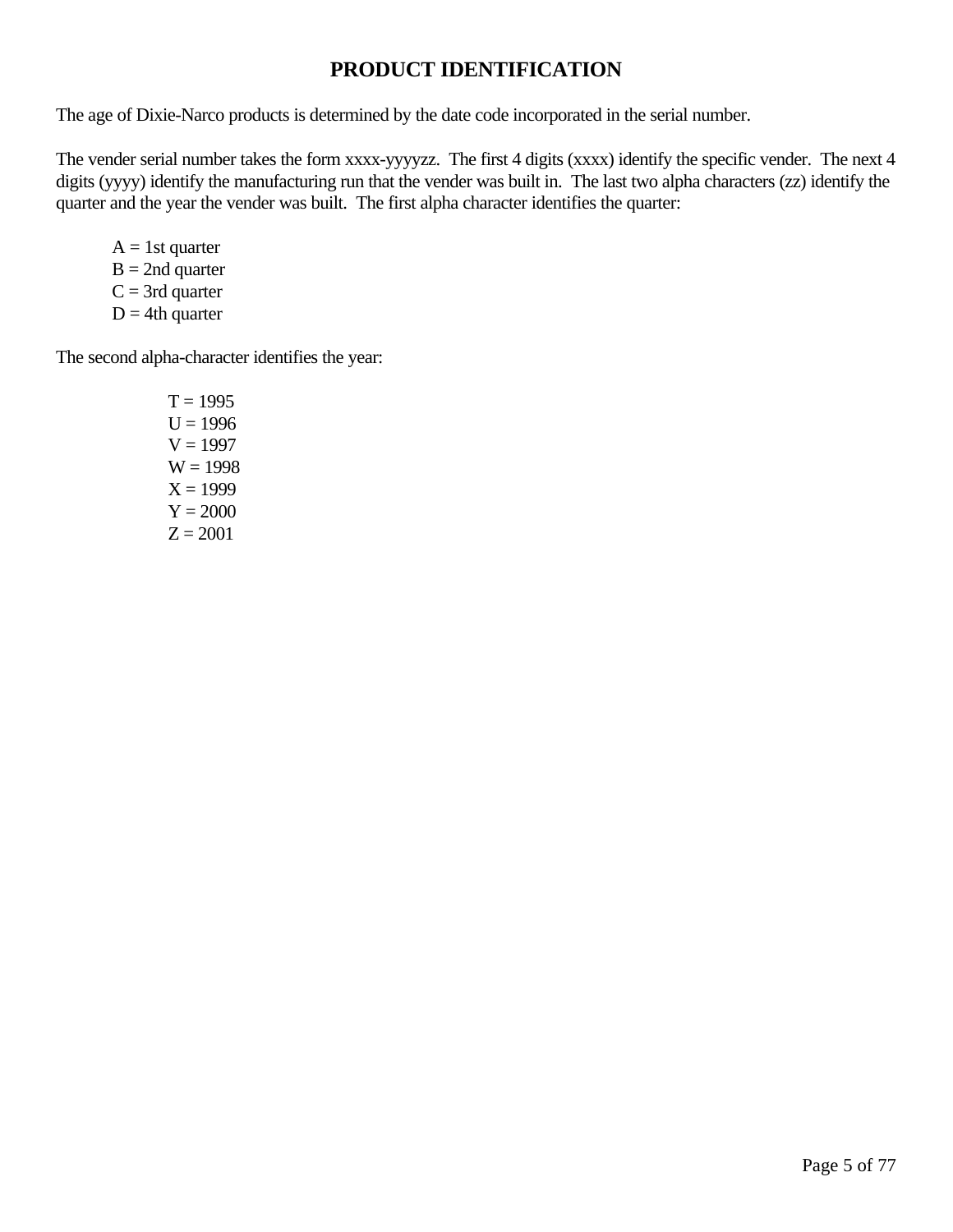# PRODUCT IDENTIFICATION

The age of Dixie-Narco products is determined by the date code incorporated in the serial number.

The vender serial number takes the form xxxx-yyyyzz. The first 4 digits (xxxx) identify the specific vender. The next 4 digits (yyyy) identify the manufacturing run that the vender was built in. The last two alpha characters (zz) identify the quarter and the year the vender was built. The first alpha character identifies the quarter:

- A = 1st quarter
- B = 2nd quarter
- C = 3rd quarter
- D = 4th quarter

The second alpha-character identifies the year:

- T = 1995
- U = 1996
- V = 1997
- W = 1998
- X = 1999
- Y = 2000
- Z = 2001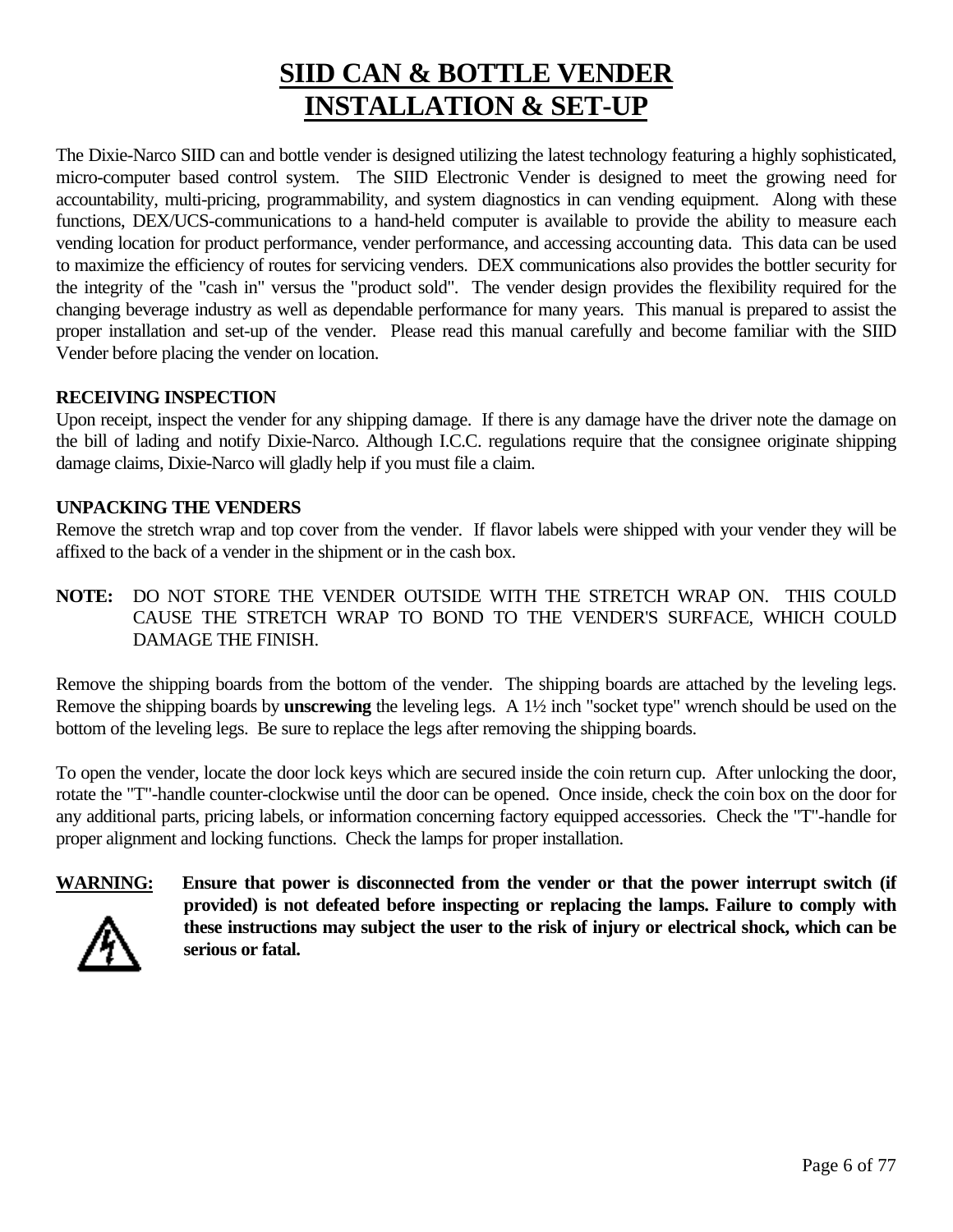# SIID CAN & BOTTLE VENDER INSTALLATION & SET-UP

The Dixie-Narco SIID can and bottle vender is designed utilizing the latest technology featuring a highly sophisticated, micro-computer based control system. The SIID Electronic Vender is designed to meet the growing need for accountability, multi-pricing, programmability, and system diagnostics in can vending equipment. Along with these functions, DEX/UCS-communications to a hand-held computer is available to provide the ability to measure each vending location for product performance, vender performance, and accessing accounting data. This data can be used to maximize the efficiency of routes for servicing venders. DEX communications also provides the bottler security for the integrity of the "cash in" versus the "product sold". The vender design provides the flexibility required for the changing beverage industry as well as dependable performance for many years. This manual is prepared to assist the proper installation and set-up of the vender. Please read this manual carefully and become familiar with the SIID Vender before placing the vender on location.

**RECEIVING INSPECTION**

Upon receipt, inspect the vender for any shipping damage. If there is any damage have the driver note the damage on the bill of lading and notify Dixie-Narco. Although I.C.C. regulations require that the consignee originate shipping damage claims, Dixie-Narco will gladly help if you must file a claim.

**UNPACKING THE VENDERS**

Remove the stretch wrap and top cover from the vender. If flavor labels were shipped with your vender they will be affixed to the back of a vender in the shipment or in the cash box.

**NOTE:** DO NOT STORE THE VENDER OUTSIDE WITH THE STRETCH WRAP ON. THIS COULD CAUSE THE STRETCH WRAP TO BOND TO THE VENDER'S SURFACE, WHICH COULD DAMAGE THE FINISH.

Remove the shipping boards from the bottom of the vender. The shipping boards are attached by the leveling legs. Remove the shipping boards by **unscrewing** the leveling legs. A 1½ inch "socket type" wrench should be used on the bottom of the leveling legs. Be sure to replace the legs after removing the shipping boards.

To open the vender, locate the door lock keys which are secured inside the coin return cup. After unlocking the door, rotate the "T"-handle counter-clockwise until the door can be opened. Once inside, check the coin box on the door for any additional parts, pricing labels, or information concerning factory equipped accessories. Check the "T"-handle for proper alignment and locking functions. Check the lamps for proper installation.

**WARNING:** **Ensure that power is disconnected from the vender or that the power interrupt switch (if provided) is not defeated before inspecting or replacing the lamps. Failure to comply with these instructions may subject the user to the risk of injury or electrical shock, which can be serious or fatal.**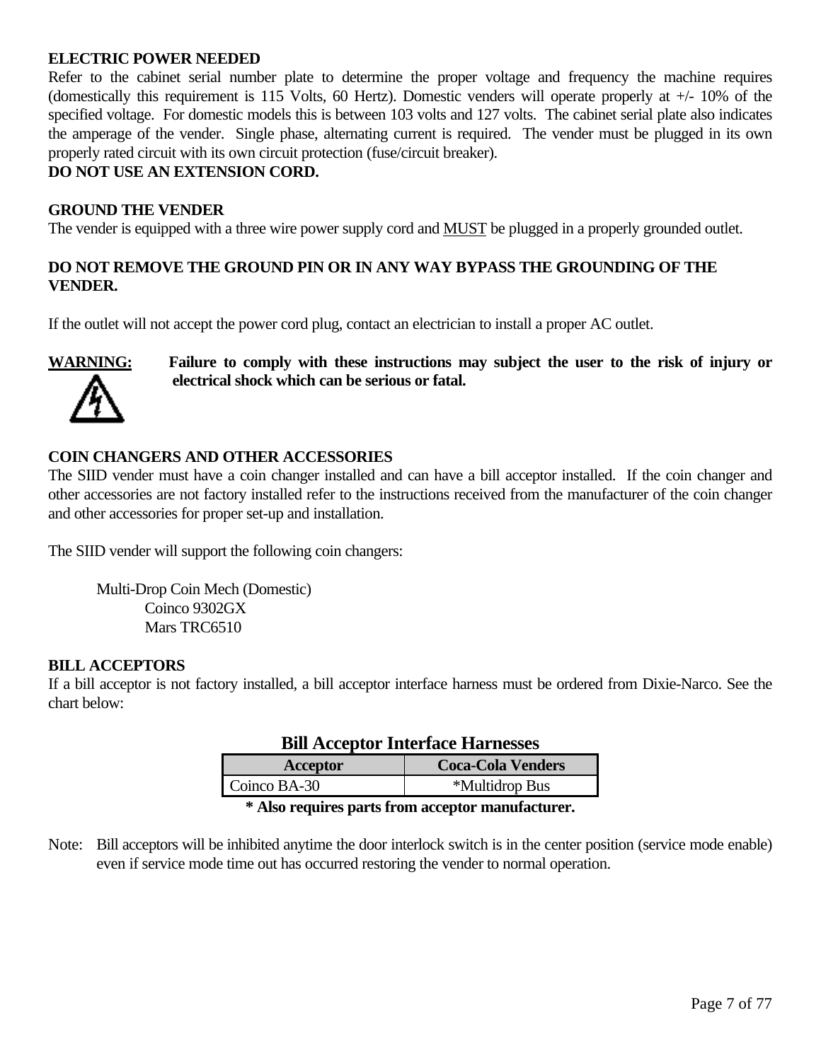**ELECTRIC POWER NEEDED**

Refer to the cabinet serial number plate to determine the proper voltage and frequency the machine requires (domestically this requirement is 115 Volts, 60 Hertz). Domestic venders will operate properly at +/- 10% of the specified voltage. For domestic models this is between 103 volts and 127 volts. The cabinet serial plate also indicates the amperage of the vender. Single phase, alternating current is required. The vender must be plugged in its own properly rated circuit with its own circuit protection (fuse/circuit breaker).

**DO NOT USE AN EXTENSION CORD.**

**GROUND THE VENDER**

The vender is equipped with a three wire power supply cord and MUST be plugged in a properly grounded outlet.

**DO NOT REMOVE THE GROUND PIN OR IN ANY WAY BYPASS THE GROUNDING OF THE VENDER.**

If the outlet will not accept the power cord plug, contact an electrician to install a proper AC outlet.

**WARNING:** **Failure to comply with these instructions may subject the user to the risk of injury or electrical shock which can be serious or fatal.**

**COIN CHANGERS AND OTHER ACCESSORIES**

The SIID vender must have a coin changer installed and can have a bill acceptor installed. If the coin changer and other accessories are not factory installed refer to the instructions received from the manufacturer of the coin changer and other accessories for proper set-up and installation.

The SIID vender will support the following coin changers:

- Multi-Drop Coin Mech (Domestic)
  - Coinco 9302GX
  - Mars TRC6510

**BILL ACCEPTORS**

If a bill acceptor is not factory installed, a bill acceptor interface harness must be ordered from Dixie-Narco. See the chart below:

**Bill Acceptor Interface Harnesses**

| Acceptor | Coca-Cola Venders |
|---|---|
| Coinco BA-30 | *Multidrop Bus |

**\* Also requires parts from acceptor manufacturer.**

Note: Bill acceptors will be inhibited anytime the door interlock switch is in the center position (service mode enable) even if service mode time out has occurred restoring the vender to normal operation.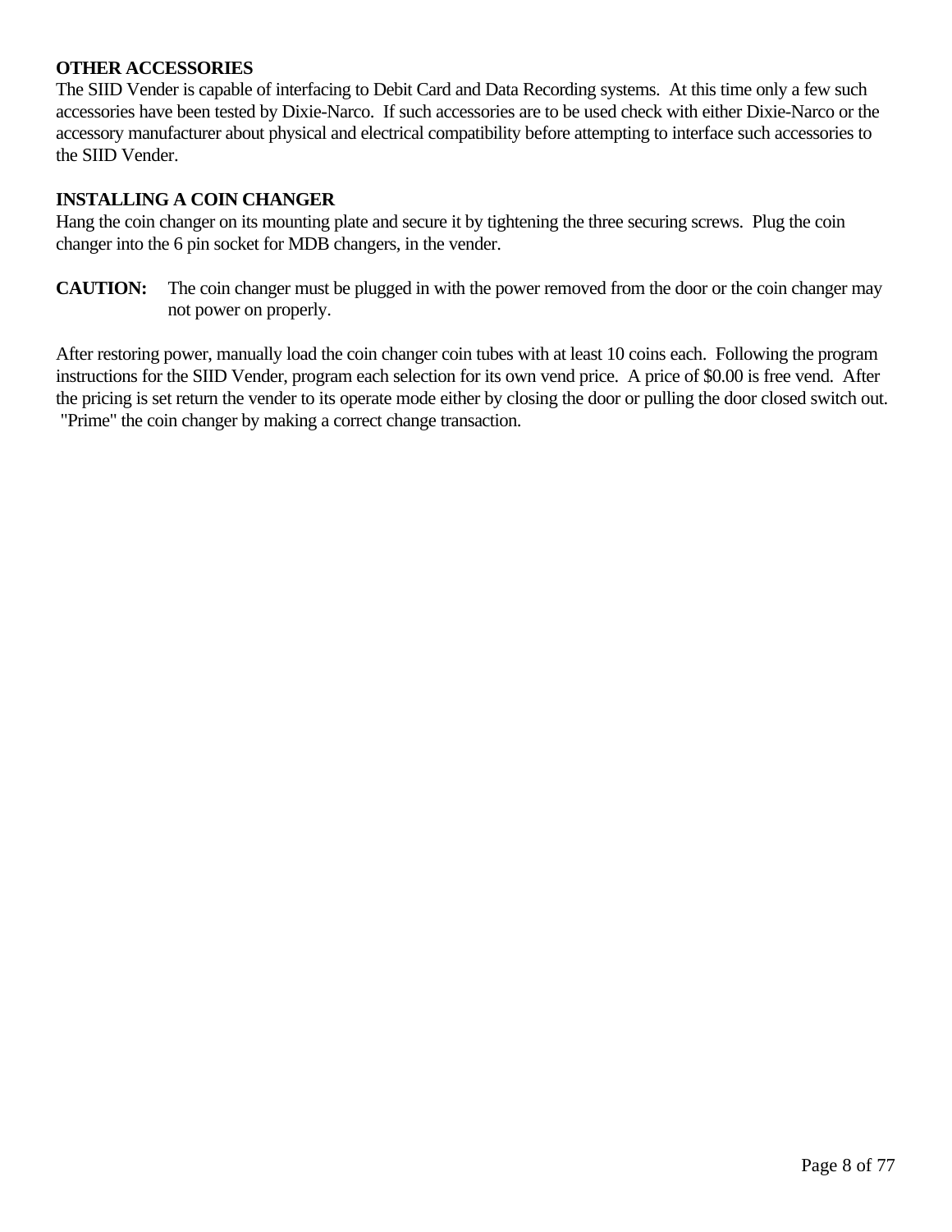## OTHER ACCESSORIES

The SIID Vender is capable of interfacing to Debit Card and Data Recording systems.  At this time only a few such accessories have been tested by Dixie-Narco.  If such accessories are to be used check with either Dixie-Narco or the accessory manufacturer about physical and electrical compatibility before attempting to interface such accessories to the SIID Vender.

## INSTALLING A COIN CHANGER

Hang the coin changer on its mounting plate and secure it by tightening the three securing screws.  Plug the coin changer into the 6 pin socket for MDB changers, in the vender.

**CAUTION:** The coin changer must be plugged in with the power removed from the door or the coin changer may not power on properly.

After restoring power, manually load the coin changer coin tubes with at least 10 coins each.  Following the program instructions for the SIID Vender, program each selection for its own vend price.  A price of $0.00 is free vend.  After the pricing is set return the vender to its operate mode either by closing the door or pulling the door closed switch out.  "Prime" the coin changer by making a correct change transaction.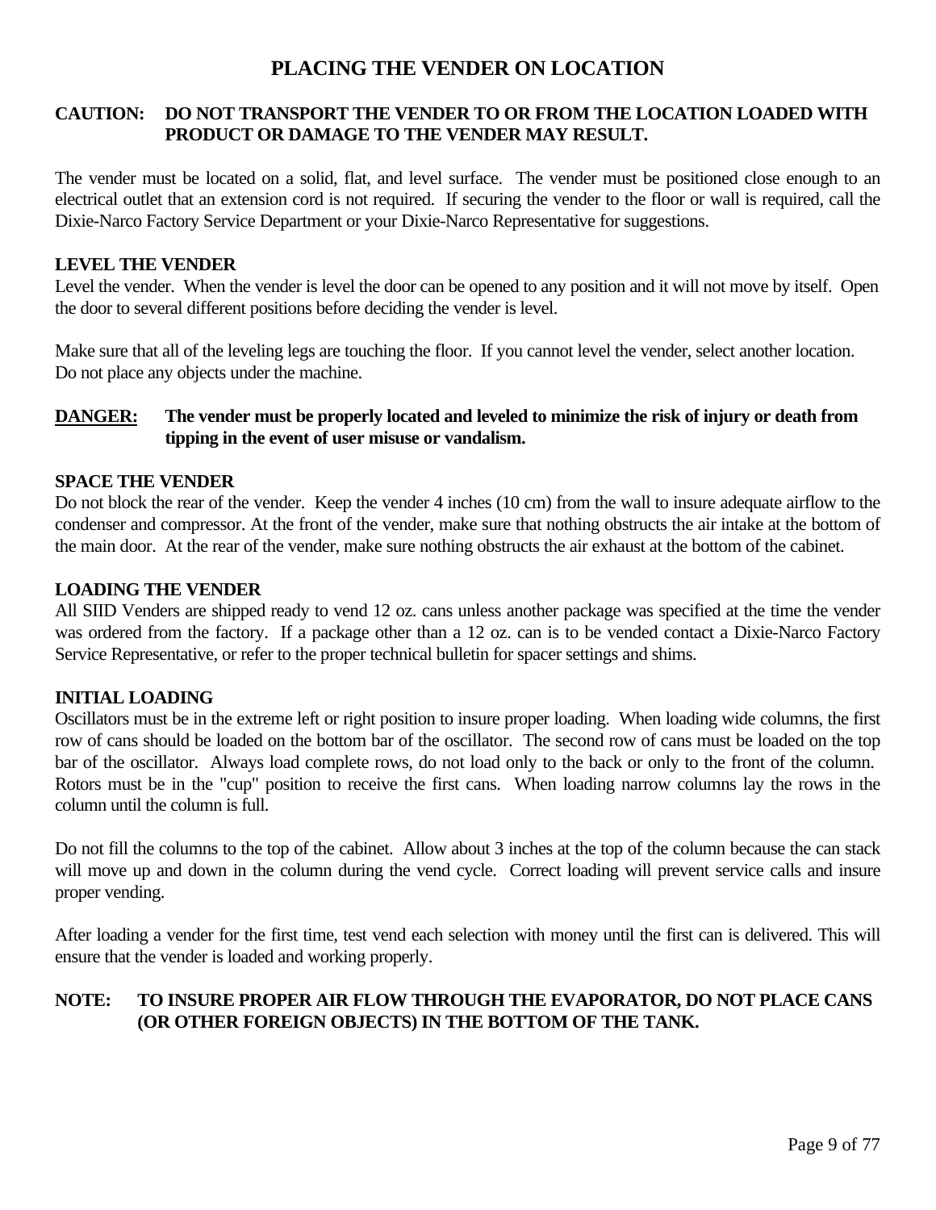# PLACING THE VENDER ON LOCATION

**CAUTION: DO NOT TRANSPORT THE VENDER TO OR FROM THE LOCATION LOADED WITH PRODUCT OR DAMAGE TO THE VENDER MAY RESULT.**

The vender must be located on a solid, flat, and level surface. The vender must be positioned close enough to an electrical outlet that an extension cord is not required. If securing the vender to the floor or wall is required, call the Dixie-Narco Factory Service Department or your Dixie-Narco Representative for suggestions.

### LEVEL THE VENDER

Level the vender. When the vender is level the door can be opened to any position and it will not move by itself. Open the door to several different positions before deciding the vender is level.

Make sure that all of the leveling legs are touching the floor. If you cannot level the vender, select another location. Do not place any objects under the machine.

**DANGER: The vender must be properly located and leveled to minimize the risk of injury or death from tipping in the event of user misuse or vandalism.**

### SPACE THE VENDER

Do not block the rear of the vender. Keep the vender 4 inches (10 cm) from the wall to insure adequate airflow to the condenser and compressor. At the front of the vender, make sure that nothing obstructs the air intake at the bottom of the main door. At the rear of the vender, make sure nothing obstructs the air exhaust at the bottom of the cabinet.

### LOADING THE VENDER

All SIID Venders are shipped ready to vend 12 oz. cans unless another package was specified at the time the vender was ordered from the factory. If a package other than a 12 oz. can is to be vended contact a Dixie-Narco Factory Service Representative, or refer to the proper technical bulletin for spacer settings and shims.

### INITIAL LOADING

Oscillators must be in the extreme left or right position to insure proper loading. When loading wide columns, the first row of cans should be loaded on the bottom bar of the oscillator. The second row of cans must be loaded on the top bar of the oscillator. Always load complete rows, do not load only to the back or only to the front of the column. Rotors must be in the "cup" position to receive the first cans. When loading narrow columns lay the rows in the column until the column is full.

Do not fill the columns to the top of the cabinet. Allow about 3 inches at the top of the column because the can stack will move up and down in the column during the vend cycle. Correct loading will prevent service calls and insure proper vending.

After loading a vender for the first time, test vend each selection with money until the first can is delivered. This will ensure that the vender is loaded and working properly.

**NOTE: TO INSURE PROPER AIR FLOW THROUGH THE EVAPORATOR, DO NOT PLACE CANS (OR OTHER FOREIGN OBJECTS) IN THE BOTTOM OF THE TANK.**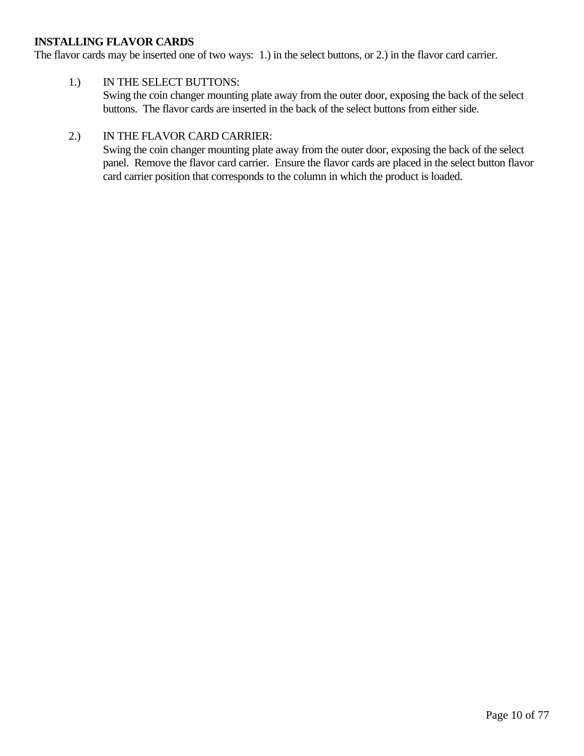**INSTALLING FLAVOR CARDS**

The flavor cards may be inserted one of two ways: 1.) in the select buttons, or 2.) in the flavor card carrier.

1.) IN THE SELECT BUTTONS:
Swing the coin changer mounting plate away from the outer door, exposing the back of the select buttons. The flavor cards are inserted in the back of the select buttons from either side.

2.) IN THE FLAVOR CARD CARRIER:
Swing the coin changer mounting plate away from the outer door, exposing the back of the select panel. Remove the flavor card carrier. Ensure the flavor cards are placed in the select button flavor card carrier position that corresponds to the column in which the product is loaded.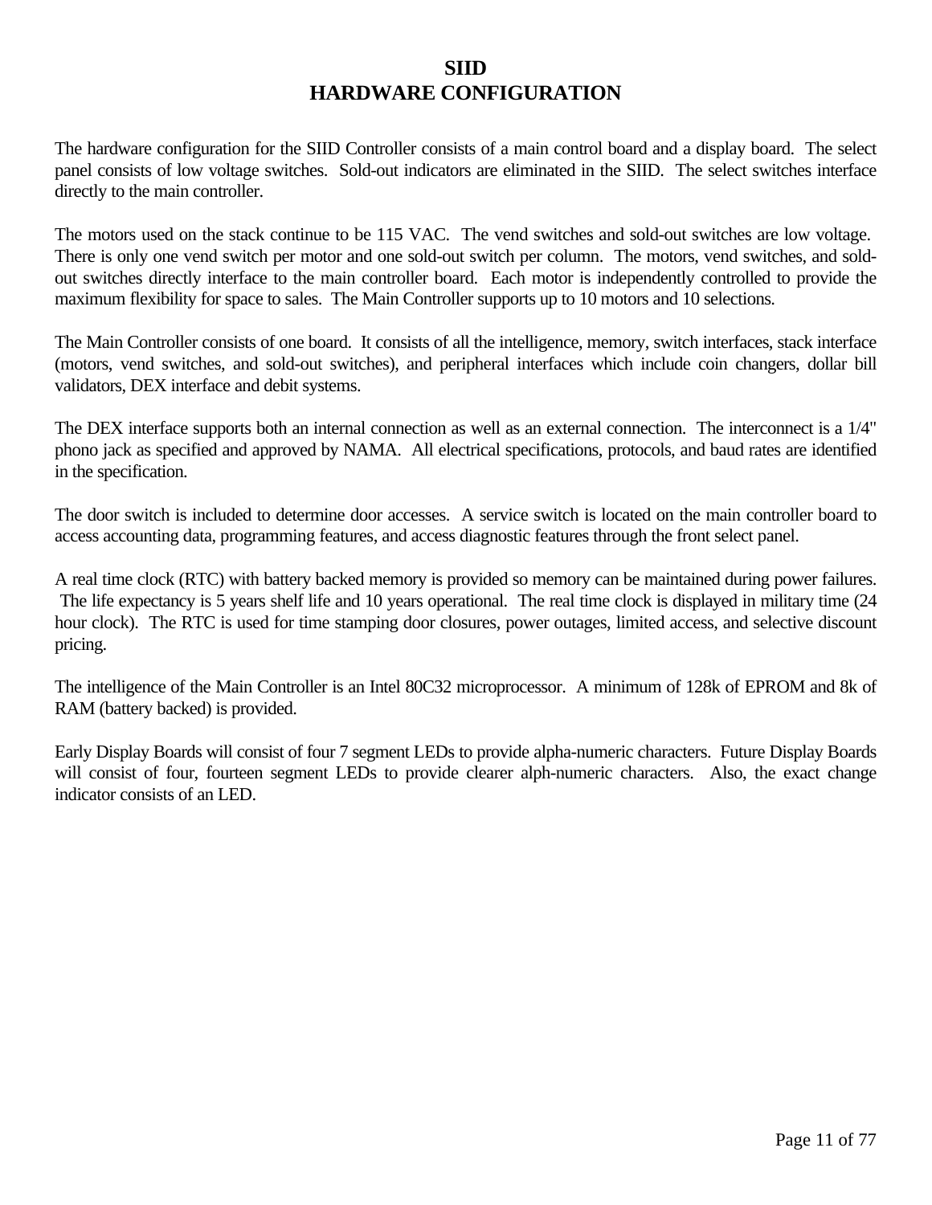# SIID
# HARDWARE CONFIGURATION

The hardware configuration for the SIID Controller consists of a main control board and a display board. The select panel consists of low voltage switches. Sold-out indicators are eliminated in the SIID. The select switches interface directly to the main controller.

The motors used on the stack continue to be 115 VAC. The vend switches and sold-out switches are low voltage. There is only one vend switch per motor and one sold-out switch per column. The motors, vend switches, and sold-out switches directly interface to the main controller board. Each motor is independently controlled to provide the maximum flexibility for space to sales. The Main Controller supports up to 10 motors and 10 selections.

The Main Controller consists of one board. It consists of all the intelligence, memory, switch interfaces, stack interface (motors, vend switches, and sold-out switches), and peripheral interfaces which include coin changers, dollar bill validators, DEX interface and debit systems.

The DEX interface supports both an internal connection as well as an external connection. The interconnect is a 1/4" phono jack as specified and approved by NAMA. All electrical specifications, protocols, and baud rates are identified in the specification.

The door switch is included to determine door accesses. A service switch is located on the main controller board to access accounting data, programming features, and access diagnostic features through the front select panel.

A real time clock (RTC) with battery backed memory is provided so memory can be maintained during power failures. The life expectancy is 5 years shelf life and 10 years operational. The real time clock is displayed in military time (24 hour clock). The RTC is used for time stamping door closures, power outages, limited access, and selective discount pricing.

The intelligence of the Main Controller is an Intel 80C32 microprocessor. A minimum of 128k of EPROM and 8k of RAM (battery backed) is provided.

Early Display Boards will consist of four 7 segment LEDs to provide alpha-numeric characters. Future Display Boards will consist of four, fourteen segment LEDs to provide clearer alph-numeric characters. Also, the exact change indicator consists of an LED.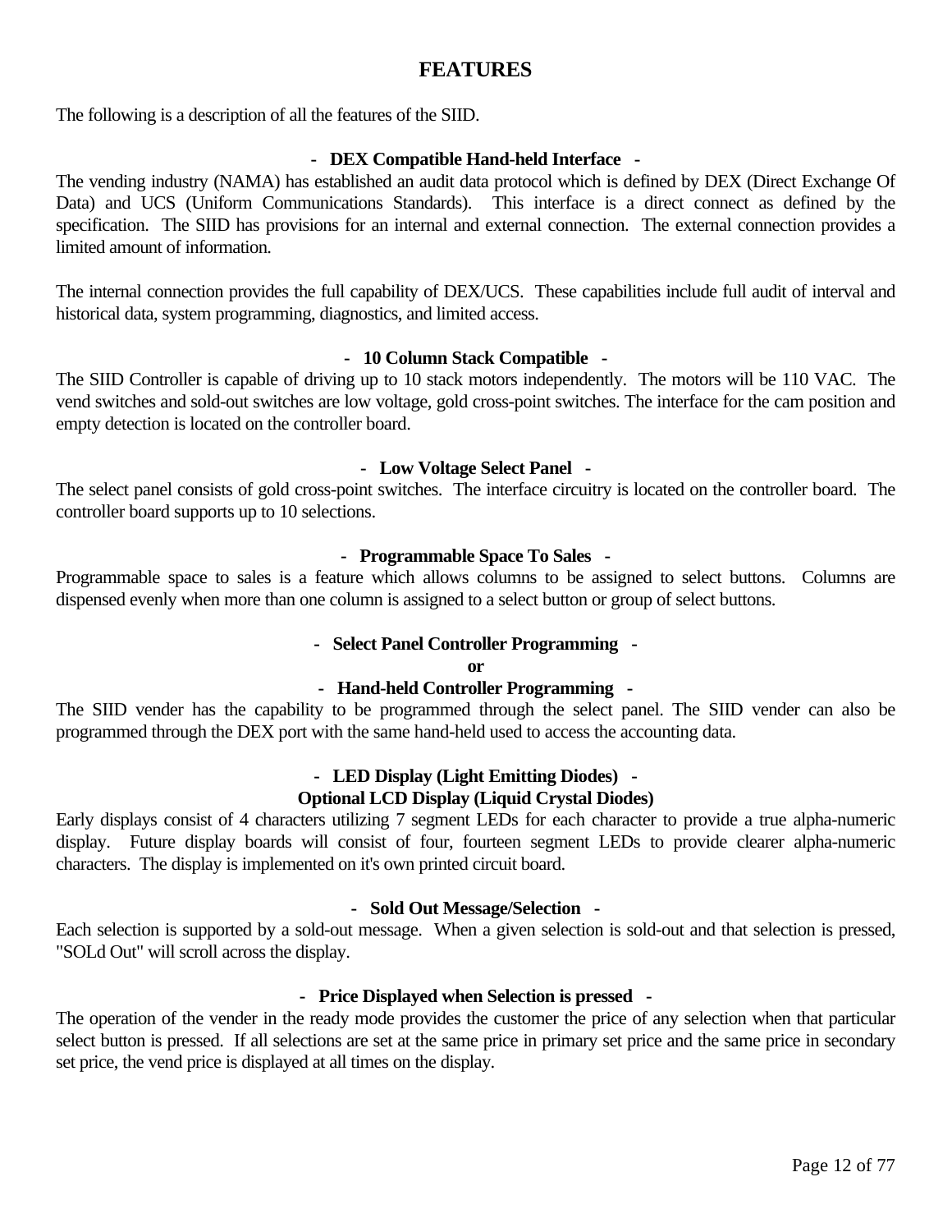# FEATURES

The following is a description of all the features of the SIID.

### - DEX Compatible Hand-held Interface -

The vending industry (NAMA) has established an audit data protocol which is defined by DEX (Direct Exchange Of Data) and UCS (Uniform Communications Standards). This interface is a direct connect as defined by the specification. The SIID has provisions for an internal and external connection. The external connection provides a limited amount of information.

The internal connection provides the full capability of DEX/UCS. These capabilities include full audit of interval and historical data, system programming, diagnostics, and limited access.

### - 10 Column Stack Compatible -

The SIID Controller is capable of driving up to 10 stack motors independently. The motors will be 110 VAC. The vend switches and sold-out switches are low voltage, gold cross-point switches. The interface for the cam position and empty detection is located on the controller board.

### - Low Voltage Select Panel -

The select panel consists of gold cross-point switches. The interface circuitry is located on the controller board. The controller board supports up to 10 selections.

### - Programmable Space To Sales -

Programmable space to sales is a feature which allows columns to be assigned to select buttons. Columns are dispensed evenly when more than one column is assigned to a select button or group of select buttons.

### - Select Panel Controller Programming -
### or
### - Hand-held Controller Programming -

The SIID vender has the capability to be programmed through the select panel. The SIID vender can also be programmed through the DEX port with the same hand-held used to access the accounting data.

### - LED Display (Light Emitting Diodes) -
### Optional LCD Display (Liquid Crystal Diodes)

Early displays consist of 4 characters utilizing 7 segment LEDs for each character to provide a true alpha-numeric display. Future display boards will consist of four, fourteen segment LEDs to provide clearer alpha-numeric characters. The display is implemented on it's own printed circuit board.

### - Sold Out Message/Selection -

Each selection is supported by a sold-out message. When a given selection is sold-out and that selection is pressed, "SOLd Out" will scroll across the display.

### - Price Displayed when Selection is pressed -

The operation of the vender in the ready mode provides the customer the price of any selection when that particular select button is pressed. If all selections are set at the same price in primary set price and the same price in secondary set price, the vend price is displayed at all times on the display.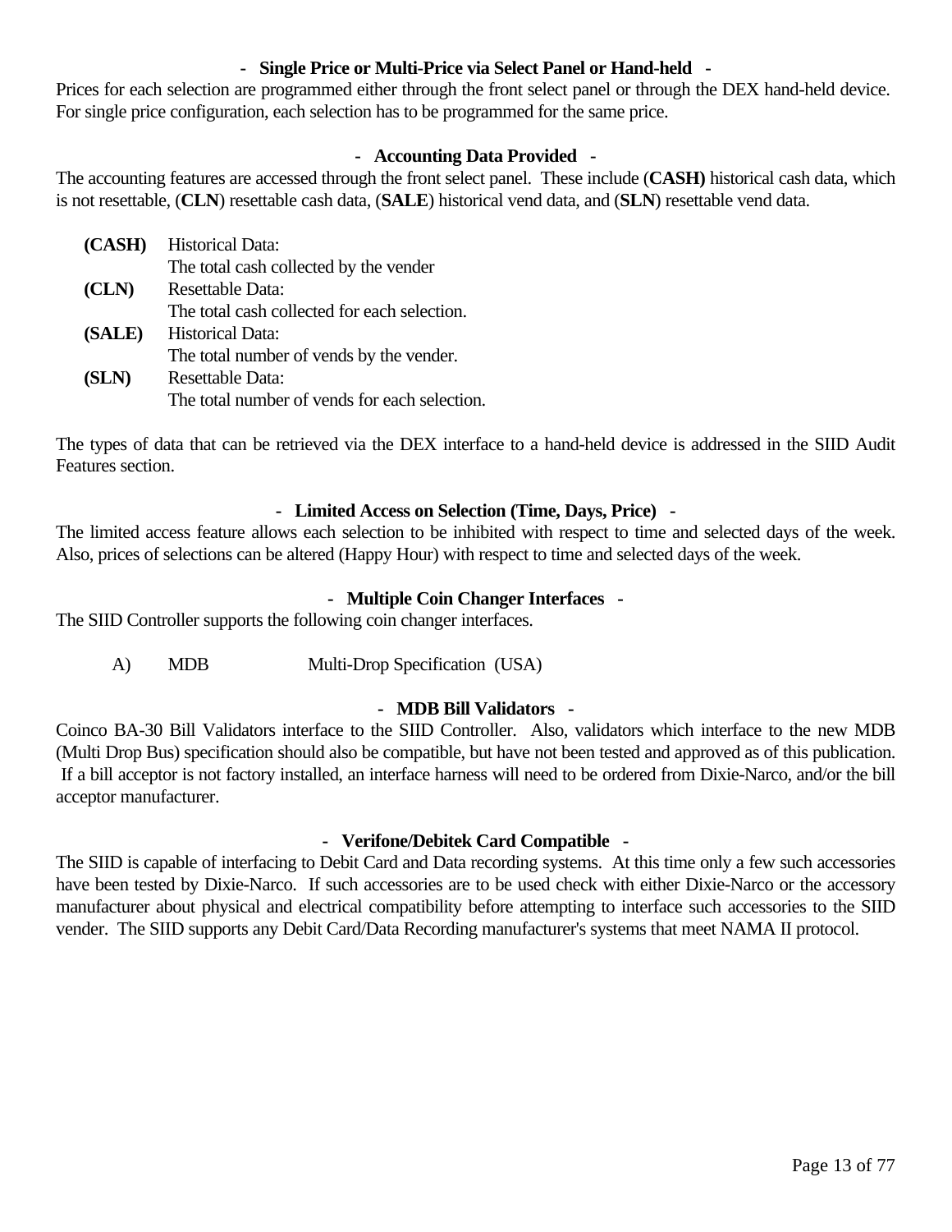### - Single Price or Multi-Price via Select Panel or Hand-held -

Prices for each selection are programmed either through the front select panel or through the DEX hand-held device. For single price configuration, each selection has to be programmed for the same price.

### - Accounting Data Provided -

The accounting features are accessed through the front select panel. These include (**CASH)** historical cash data, which is not resettable, (**CLN**) resettable cash data, (**SALE**) historical vend data, and (**SLN**) resettable vend data.

| | |
|---|---|
| **(CASH)** | Historical Data:<br>The total cash collected by the vender |
| **(CLN)** | Resettable Data:<br>The total cash collected for each selection. |
| **(SALE)** | Historical Data:<br>The total number of vends by the vender. |
| **(SLN)** | Resettable Data:<br>The total number of vends for each selection. |

The types of data that can be retrieved via the DEX interface to a hand-held device is addressed in the SIID Audit Features section.

### - Limited Access on Selection (Time, Days, Price) -

The limited access feature allows each selection to be inhibited with respect to time and selected days of the week. Also, prices of selections can be altered (Happy Hour) with respect to time and selected days of the week.

### - Multiple Coin Changer Interfaces -

The SIID Controller supports the following coin changer interfaces.

A) MDB Multi-Drop Specification (USA)

### - MDB Bill Validators -

Coinco BA-30 Bill Validators interface to the SIID Controller. Also, validators which interface to the new MDB (Multi Drop Bus) specification should also be compatible, but have not been tested and approved as of this publication. If a bill acceptor is not factory installed, an interface harness will need to be ordered from Dixie-Narco, and/or the bill acceptor manufacturer.

### - Verifone/Debitek Card Compatible -

The SIID is capable of interfacing to Debit Card and Data recording systems. At this time only a few such accessories have been tested by Dixie-Narco. If such accessories are to be used check with either Dixie-Narco or the accessory manufacturer about physical and electrical compatibility before attempting to interface such accessories to the SIID vender. The SIID supports any Debit Card/Data Recording manufacturer's systems that meet NAMA II protocol.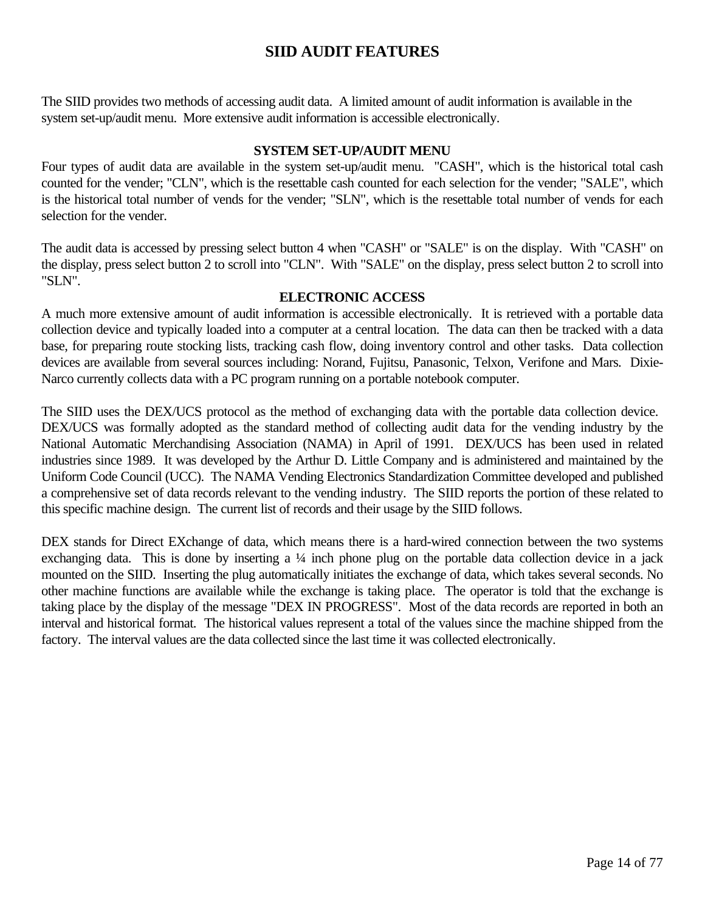# SIID AUDIT FEATURES

The SIID provides two methods of accessing audit data. A limited amount of audit information is available in the system set-up/audit menu. More extensive audit information is accessible electronically.

## SYSTEM SET-UP/AUDIT MENU

Four types of audit data are available in the system set-up/audit menu. "CASH", which is the historical total cash counted for the vender; "CLN", which is the resettable cash counted for each selection for the vender; "SALE", which is the historical total number of vends for the vender; "SLN", which is the resettable total number of vends for each selection for the vender.

The audit data is accessed by pressing select button 4 when "CASH" or "SALE" is on the display. With "CASH" on the display, press select button 2 to scroll into "CLN". With "SALE" on the display, press select button 2 to scroll into "SLN".

## ELECTRONIC ACCESS

A much more extensive amount of audit information is accessible electronically. It is retrieved with a portable data collection device and typically loaded into a computer at a central location. The data can then be tracked with a data base, for preparing route stocking lists, tracking cash flow, doing inventory control and other tasks. Data collection devices are available from several sources including: Norand, Fujitsu, Panasonic, Telxon, Verifone and Mars. Dixie-Narco currently collects data with a PC program running on a portable notebook computer.

The SIID uses the DEX/UCS protocol as the method of exchanging data with the portable data collection device. DEX/UCS was formally adopted as the standard method of collecting audit data for the vending industry by the National Automatic Merchandising Association (NAMA) in April of 1991. DEX/UCS has been used in related industries since 1989. It was developed by the Arthur D. Little Company and is administered and maintained by the Uniform Code Council (UCC). The NAMA Vending Electronics Standardization Committee developed and published a comprehensive set of data records relevant to the vending industry. The SIID reports the portion of these related to this specific machine design. The current list of records and their usage by the SIID follows.

DEX stands for Direct EXchange of data, which means there is a hard-wired connection between the two systems exchanging data. This is done by inserting a ¼ inch phone plug on the portable data collection device in a jack mounted on the SIID. Inserting the plug automatically initiates the exchange of data, which takes several seconds. No other machine functions are available while the exchange is taking place. The operator is told that the exchange is taking place by the display of the message "DEX IN PROGRESS". Most of the data records are reported in both an interval and historical format. The historical values represent a total of the values since the machine shipped from the factory. The interval values are the data collected since the last time it was collected electronically.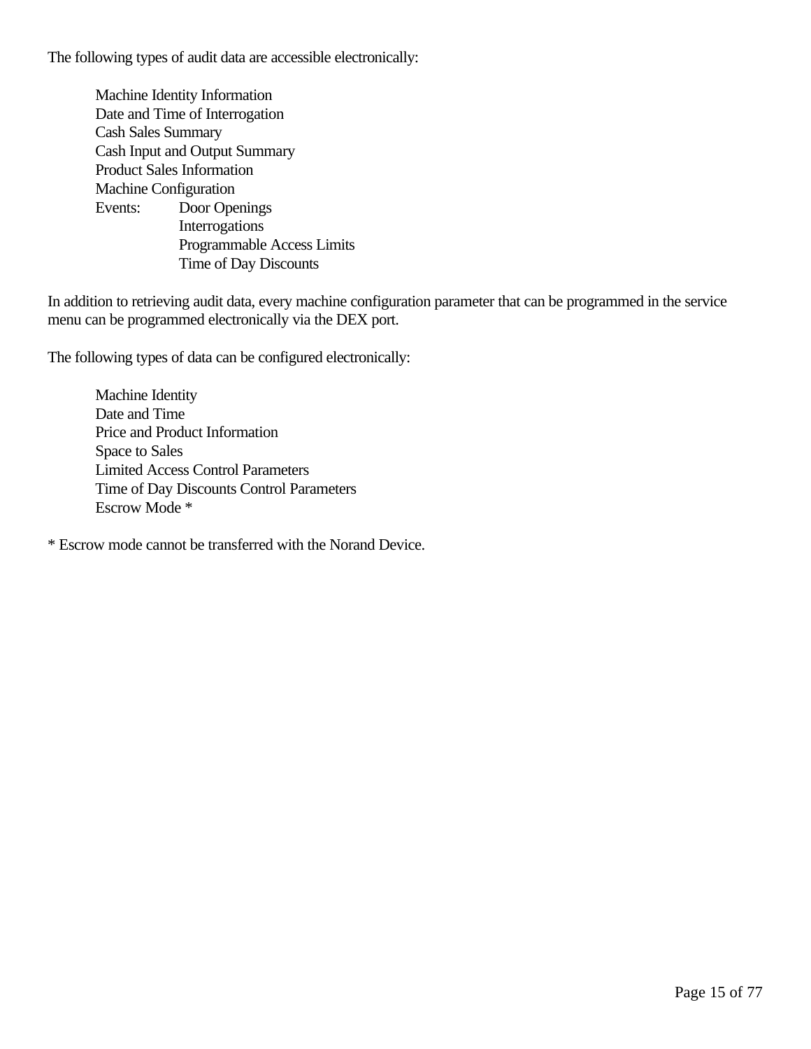The following types of audit data are accessible electronically:

- Machine Identity Information
- Date and Time of Interrogation
- Cash Sales Summary
- Cash Input and Output Summary
- Product Sales Information
- Machine Configuration
- Events:
  - Door Openings
  - Interrogations
  - Programmable Access Limits
  - Time of Day Discounts

In addition to retrieving audit data, every machine configuration parameter that can be programmed in the service menu can be programmed electronically via the DEX port.

The following types of data can be configured electronically:

- Machine Identity
- Date and Time
- Price and Product Information
- Space to Sales
- Limited Access Control Parameters
- Time of Day Discounts Control Parameters
- Escrow Mode *

\* Escrow mode cannot be transferred with the Norand Device.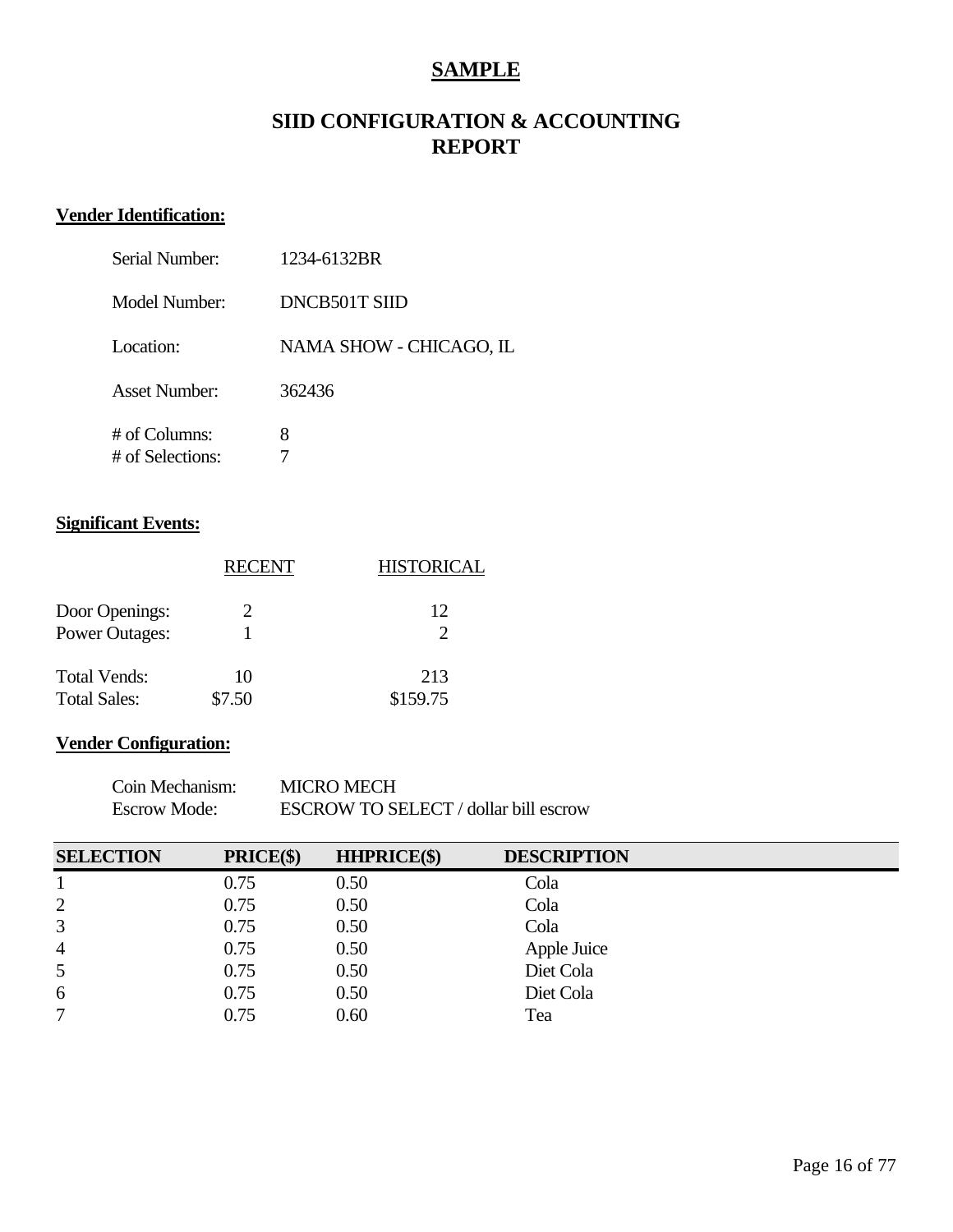# SAMPLE

## SIID CONFIGURATION & ACCOUNTING REPORT

**Vender Identification:**

| | |
|---|---|
| Serial Number: | 1234-6132BR |
| Model Number: | DNCB501T SIID |
| Location: | NAMA SHOW - CHICAGO, IL |
| Asset Number: | 362436 |
| # of Columns: | 8 |
| # of Selections: | 7 |

**Significant Events:**

| | RECENT | HISTORICAL |
|---|---|---|
| Door Openings: | 2 | 12 |
| Power Outages: | 1 | 2 |
| Total Vends: | 10 | 213 |
| Total Sales: | $7.50 | $159.75 |

**Vender Configuration:**

| | |
|---|---|
| Coin Mechanism: | MICRO MECH |
| Escrow Mode: | ESCROW TO SELECT / dollar bill escrow |

| SELECTION | PRICE($) | HHPRICE($) | DESCRIPTION |
|---|---|---|---|
| 1 | 0.75 | 0.50 | Cola |
| 2 | 0.75 | 0.50 | Cola |
| 3 | 0.75 | 0.50 | Cola |
| 4 | 0.75 | 0.50 | Apple Juice |
| 5 | 0.75 | 0.50 | Diet Cola |
| 6 | 0.75 | 0.50 | Diet Cola |
| 7 | 0.75 | 0.60 | Tea |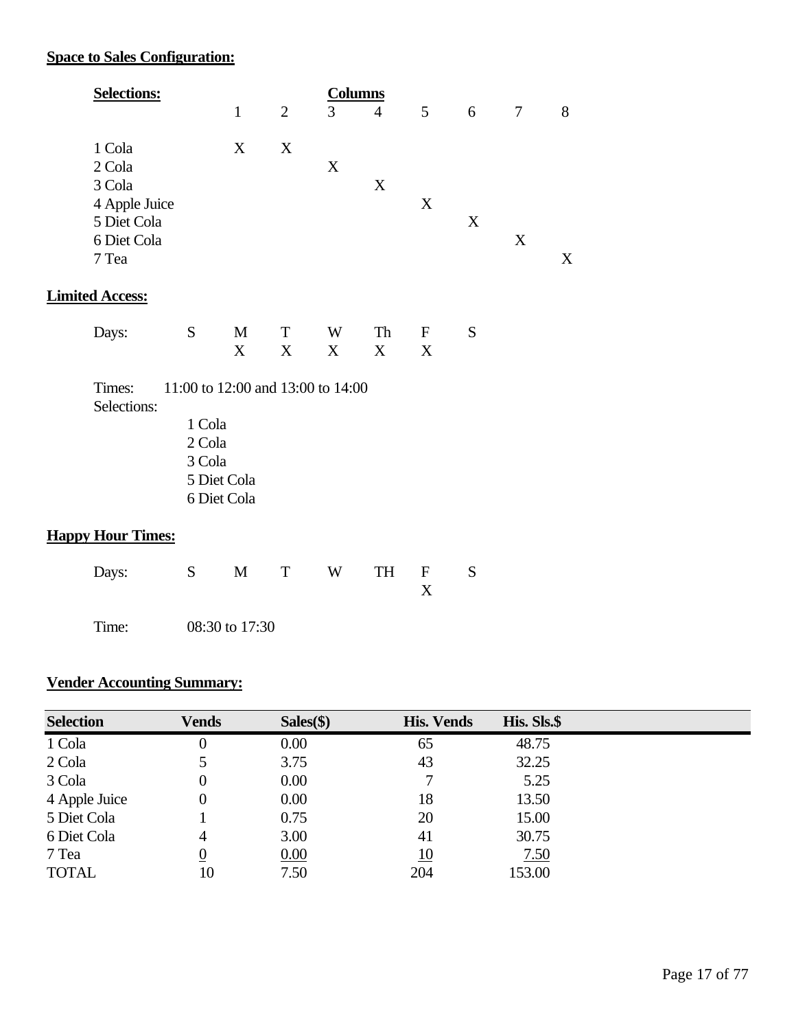**Space to Sales Configuration:**

| Selections: | 1 | 2 | 3 | 4 | 5 | 6 | 7 | 8 |
|---|---|---|---|---|---|---|---|---|
| | **Columns** | | | | | | | |
| 1 Cola | X | X | | | | | | |
| 2 Cola | | | X | | | | | |
| 3 Cola | | | | X | | | | |
| 4 Apple Juice | | | | | X | | | |
| 5 Diet Cola | | | | | | X | | |
| 6 Diet Cola | | | | | | | X | |
| 7 Tea | | | | | | | | X |

**Limited Access:**

| Days: | S | M | T | W | Th | F | S |
|---|---|---|---|---|---|---|---|
| | | X | X | X | X | X | |

Times: 11:00 to 12:00 and 13:00 to 14:00

Selections:

- 1 Cola
- 2 Cola
- 3 Cola
- 5 Diet Cola
- 6 Diet Cola

**Happy Hour Times:**

| Days: | S | M | T | W | TH | F | S |
|---|---|---|---|---|---|---|---|
| | | | | | | X | |

Time: 08:30 to 17:30

**Vender Accounting Summary:**

| Selection | Vends | Sales($) | His. Vends | His. Sls.$ |
|---|---|---|---|---|
| 1 Cola | 0 | 0.00 | 65 | 48.75 |
| 2 Cola | 5 | 3.75 | 43 | 32.25 |
| 3 Cola | 0 | 0.00 | 7 | 5.25 |
| 4 Apple Juice | 0 | 0.00 | 18 | 13.50 |
| 5 Diet Cola | 1 | 0.75 | 20 | 15.00 |
| 6 Diet Cola | 4 | 3.00 | 41 | 30.75 |
| 7 Tea | 0 | 0.00 | 10 | 7.50 |
| TOTAL | 10 | 7.50 | 204 | 153.00 |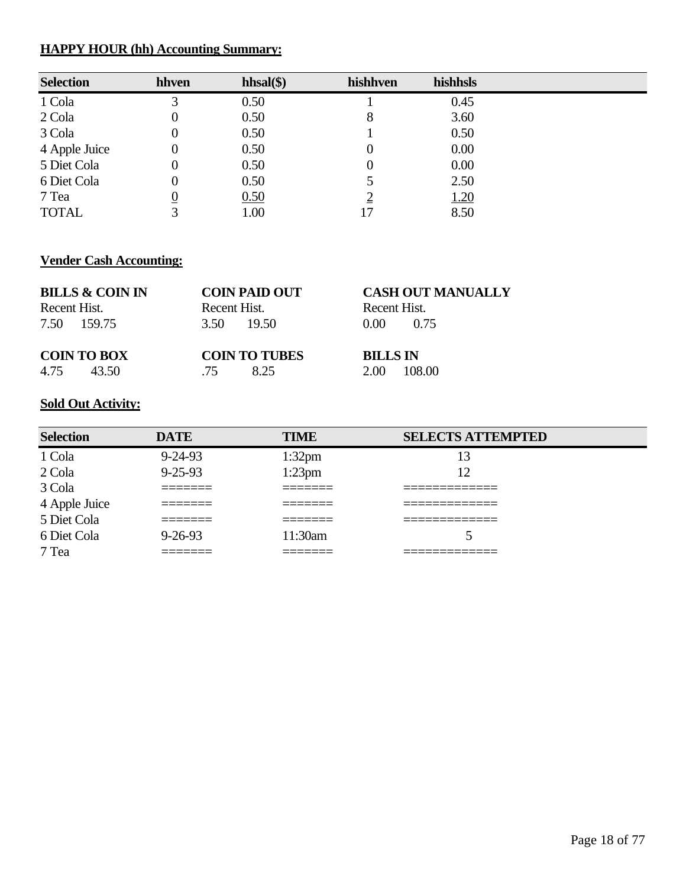**HAPPY HOUR (hh) Accounting Summary:**

| Selection | hhven | hhsal($) | hishhven | hishhsls |
|---|---|---|---|---|
| 1 Cola | 3 | 0.50 | 1 | 0.45 |
| 2 Cola | 0 | 0.50 | 8 | 3.60 |
| 3 Cola | 0 | 0.50 | 1 | 0.50 |
| 4 Apple Juice | 0 | 0.50 | 0 | 0.00 |
| 5 Diet Cola | 0 | 0.50 | 0 | 0.00 |
| 6 Diet Cola | 0 | 0.50 | 5 | 2.50 |
| 7 Tea | 0 | 0.50 | 2 | 1.20 |
| TOTAL | 3 | 1.00 | 17 | 8.50 |

**Vender Cash Accounting:**

| BILLS & COIN IN | | COIN PAID OUT | | CASH OUT MANUALLY | |
|---|---|---|---|---|---|
| Recent | Hist. | Recent | Hist. | Recent | Hist. |
| 7.50 | 159.75 | 3.50 | 19.50 | 0.00 | 0.75 |

| COIN TO BOX | | COIN TO TUBES | | BILLS IN | |
|---|---|---|---|---|---|
| 4.75 | 43.50 | .75 | 8.25 | 2.00 | 108.00 |

**Sold Out Activity:**

| Selection | DATE | TIME | SELECTS ATTEMPTED |
|---|---|---|---|
| 1 Cola | 9-24-93 | 1:32pm | 13 |
| 2 Cola | 9-25-93 | 1:23pm | 12 |
| 3 Cola | ======= | ======= | ============= |
| 4 Apple Juice | ======= | ======= | ============= |
| 5 Diet Cola | ======= | ======= | ============= |
| 6 Diet Cola | 9-26-93 | 11:30am | 5 |
| 7 Tea | ======= | ======= | ============= |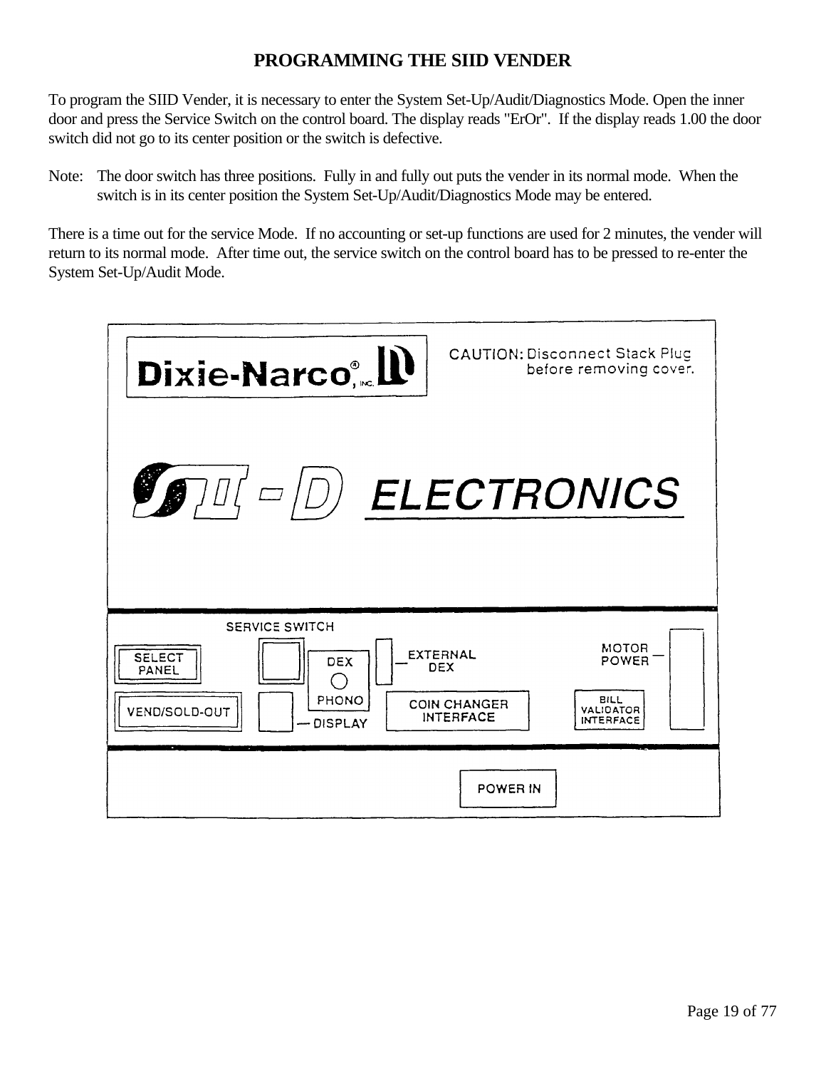# PROGRAMMING THE SIID VENDER

To program the SIID Vender, it is necessary to enter the System Set-Up/Audit/Diagnostics Mode. Open the inner door and press the Service Switch on the control board. The display reads "ErOr". If the display reads 1.00 the door switch did not go to its center position or the switch is defective.

Note: The door switch has three positions. Fully in and fully out puts the vender in its normal mode. When the switch is in its center position the System Set-Up/Audit/Diagnostics Mode may be entered.

There is a time out for the service Mode. If no accounting or set-up functions are used for 2 minutes, the vender will return to its normal mode. After time out, the service switch on the control board has to be pressed to re-enter the System Set-Up/Audit Mode.

Dixie-Narco®, INC.

CAUTION: Disconnect Stack Plug before removing cover.

SII-D ELECTRONICS

SERVICE SWITCH

SELECT PANEL

VEND/SOLD-OUT

DEX

PHONO

DISPLAY

EXTERNAL DEX

COIN CHANGER INTERFACE

MOTOR POWER

BILL VALIDATOR INTERFACE

POWER IN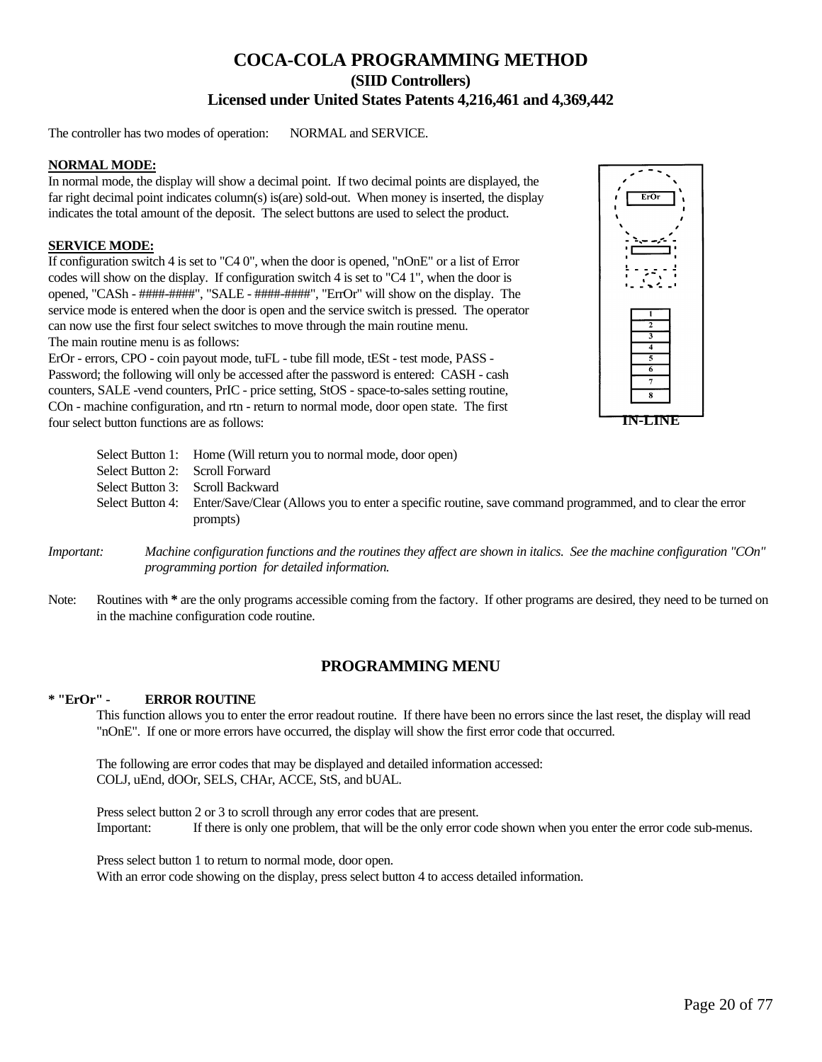# COCA-COLA PROGRAMMING METHOD

### (SIID Controllers)

### Licensed under United States Patents 4,216,461 and 4,369,442

The controller has two modes of operation: NORMAL and SERVICE.

**NORMAL MODE:**

In normal mode, the display will show a decimal point. If two decimal points are displayed, the far right decimal point indicates column(s) is(are) sold-out. When money is inserted, the display indicates the total amount of the deposit. The select buttons are used to select the product.

**SERVICE MODE:**

If configuration switch 4 is set to "C4 0", when the door is opened, "nOnE" or a list of Error codes will show on the display. If configuration switch 4 is set to "C4 1", when the door is opened, "CASh - ####-####", "SALE - ####-####", "ErrOr" will show on the display. The service mode is entered when the door is open and the service switch is pressed. The operator can now use the first four select switches to move through the main routine menu.
The main routine menu is as follows:
ErOr - errors, CPO - coin payout mode, tuFL - tube fill mode, tESt - test mode, PASS - Password; the following will only be accessed after the password is entered: CASH - cash counters, SALE -vend counters, PrIC - price setting, StOS - space-to-sales setting routine, COn - machine configuration, and rtn - return to normal mode, door open state. The first four select button functions are as follows:

ErOr
1
2
3
4
5
6
7
8
IN-LINE

Select Button 1: Home (Will return you to normal mode, door open)
Select Button 2: Scroll Forward
Select Button 3: Scroll Backward
Select Button 4: Enter/Save/Clear (Allows you to enter a specific routine, save command programmed, and to clear the error prompts)

*Important: Machine configuration functions and the routines they affect are shown in italics. See the machine configuration "COn" programming portion for detailed information.*

Note: Routines with **\*** are the only programs accessible coming from the factory. If other programs are desired, they need to be turned on in the machine configuration code routine.

## PROGRAMMING MENU

**\* "ErOr" - ERROR ROUTINE**

This function allows you to enter the error readout routine. If there have been no errors since the last reset, the display will read "nOnE". If one or more errors have occurred, the display will show the first error code that occurred.

The following are error codes that may be displayed and detailed information accessed:
COLJ, uEnd, dOOr, SELS, CHAr, ACCE, StS, and bUAL.

Press select button 2 or 3 to scroll through any error codes that are present.
Important: If there is only one problem, that will be the only error code shown when you enter the error code sub-menus.

Press select button 1 to return to normal mode, door open.
With an error code showing on the display, press select button 4 to access detailed information.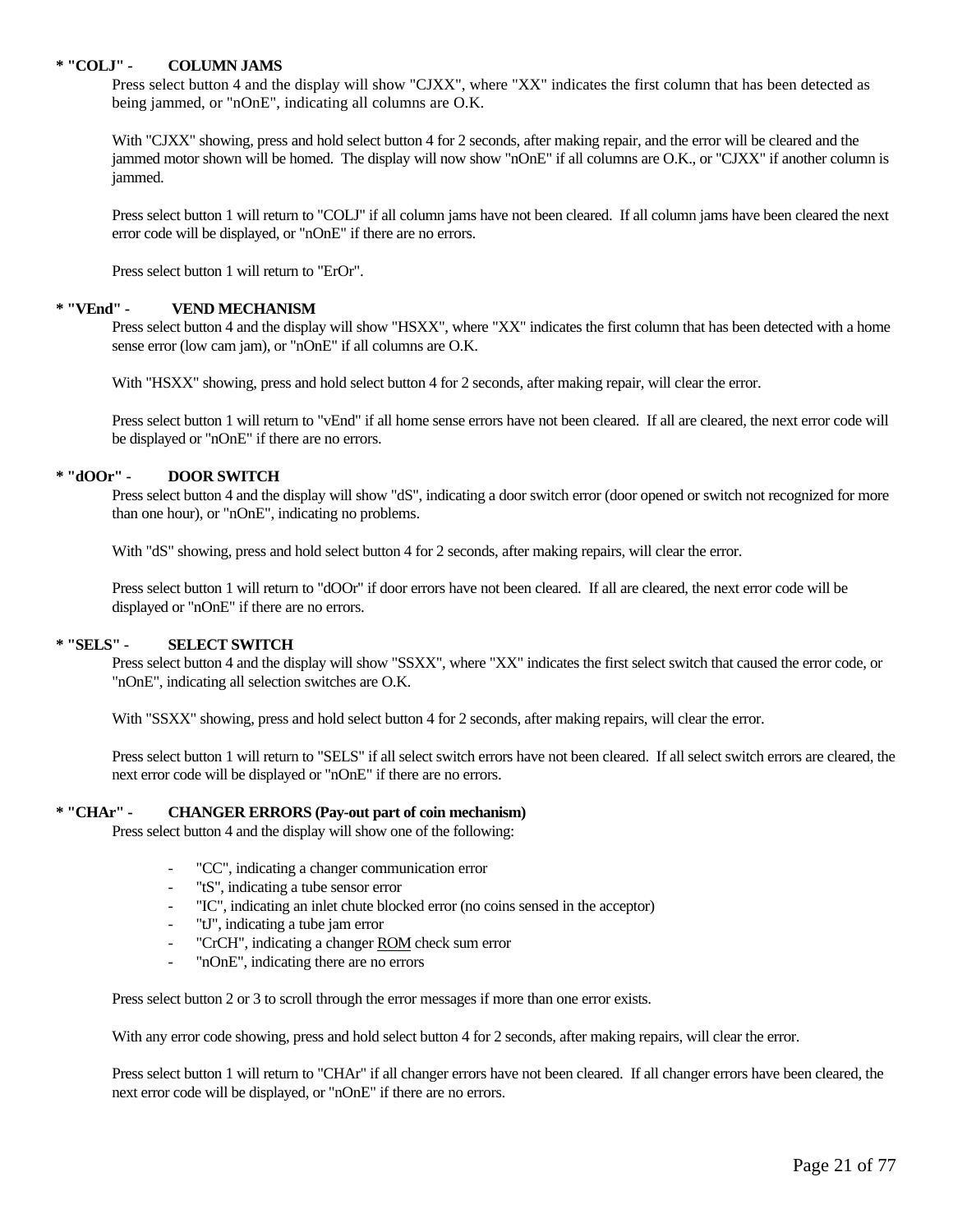**\* "COLJ" - COLUMN JAMS**

Press select button 4 and the display will show "CJXX", where "XX" indicates the first column that has been detected as being jammed, or "nOnE", indicating all columns are O.K.

With "CJXX" showing, press and hold select button 4 for 2 seconds, after making repair, and the error will be cleared and the jammed motor shown will be homed. The display will now show "nOnE" if all columns are O.K., or "CJXX" if another column is jammed.

Press select button 1 will return to "COLJ" if all column jams have not been cleared. If all column jams have been cleared the next error code will be displayed, or "nOnE" if there are no errors.

Press select button 1 will return to "ErOr".

**\* "VEnd" - VEND MECHANISM**

Press select button 4 and the display will show "HSXX", where "XX" indicates the first column that has been detected with a home sense error (low cam jam), or "nOnE" if all columns are O.K.

With "HSXX" showing, press and hold select button 4 for 2 seconds, after making repair, will clear the error.

Press select button 1 will return to "vEnd" if all home sense errors have not been cleared. If all are cleared, the next error code will be displayed or "nOnE" if there are no errors.

**\* "dOOr" - DOOR SWITCH**

Press select button 4 and the display will show "dS", indicating a door switch error (door opened or switch not recognized for more than one hour), or "nOnE", indicating no problems.

With "dS" showing, press and hold select button 4 for 2 seconds, after making repairs, will clear the error.

Press select button 1 will return to "dOOr" if door errors have not been cleared. If all are cleared, the next error code will be displayed or "nOnE" if there are no errors.

**\* "SELS" - SELECT SWITCH**

Press select button 4 and the display will show "SSXX", where "XX" indicates the first select switch that caused the error code, or "nOnE", indicating all selection switches are O.K.

With "SSXX" showing, press and hold select button 4 for 2 seconds, after making repairs, will clear the error.

Press select button 1 will return to "SELS" if all select switch errors have not been cleared. If all select switch errors are cleared, the next error code will be displayed or "nOnE" if there are no errors.

**\* "CHAr" - CHANGER ERRORS (Pay-out part of coin mechanism)**

Press select button 4 and the display will show one of the following:

- "CC", indicating a changer communication error
- "tS", indicating a tube sensor error
- "IC", indicating an inlet chute blocked error (no coins sensed in the acceptor)
- "tJ", indicating a tube jam error
- "CrCH", indicating a changer ROM check sum error
- "nOnE", indicating there are no errors

Press select button 2 or 3 to scroll through the error messages if more than one error exists.

With any error code showing, press and hold select button 4 for 2 seconds, after making repairs, will clear the error.

Press select button 1 will return to "CHAr" if all changer errors have not been cleared. If all changer errors have been cleared, the next error code will be displayed, or "nOnE" if there are no errors.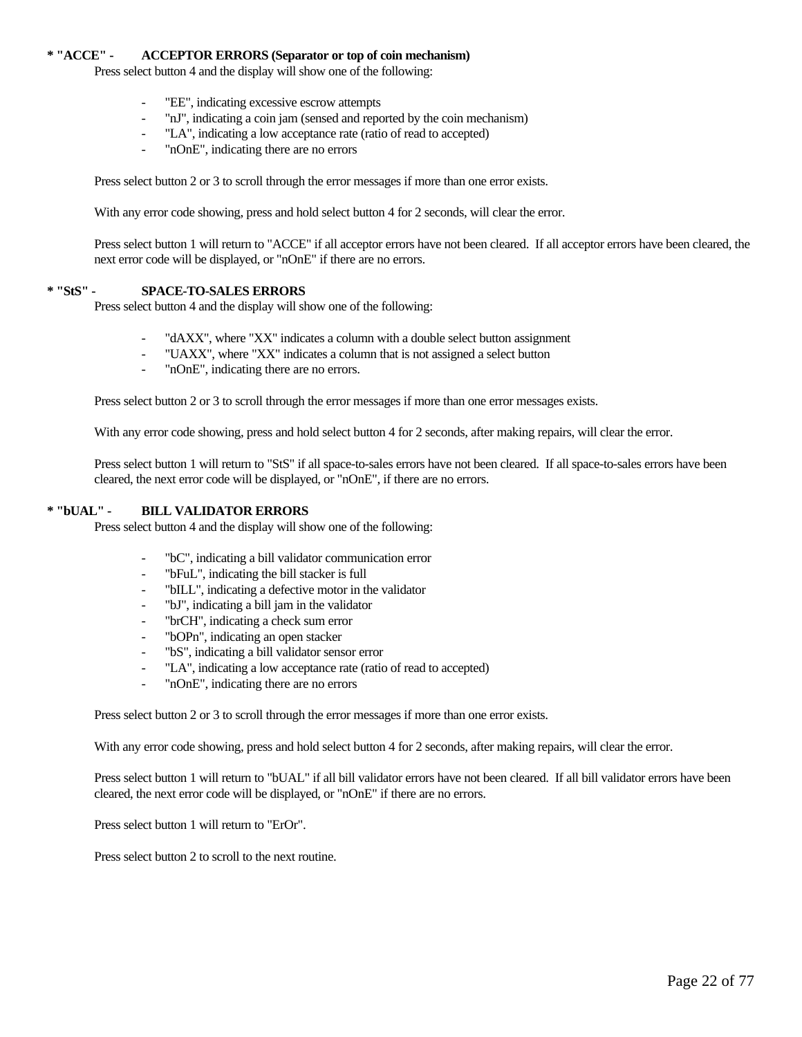**\* "ACCE" - ACCEPTOR ERRORS (Separator or top of coin mechanism)**

Press select button 4 and the display will show one of the following:

- "EE", indicating excessive escrow attempts
- "nJ", indicating a coin jam (sensed and reported by the coin mechanism)
- "LA", indicating a low acceptance rate (ratio of read to accepted)
- "nOnE", indicating there are no errors

Press select button 2 or 3 to scroll through the error messages if more than one error exists.

With any error code showing, press and hold select button 4 for 2 seconds, will clear the error.

Press select button 1 will return to "ACCE" if all acceptor errors have not been cleared. If all acceptor errors have been cleared, the next error code will be displayed, or "nOnE" if there are no errors.

**\* "StS" - SPACE-TO-SALES ERRORS**

Press select button 4 and the display will show one of the following:

- "dAXX", where "XX" indicates a column with a double select button assignment
- "UAXX", where "XX" indicates a column that is not assigned a select button
- "nOnE", indicating there are no errors.

Press select button 2 or 3 to scroll through the error messages if more than one error messages exists.

With any error code showing, press and hold select button 4 for 2 seconds, after making repairs, will clear the error.

Press select button 1 will return to "StS" if all space-to-sales errors have not been cleared. If all space-to-sales errors have been cleared, the next error code will be displayed, or "nOnE", if there are no errors.

**\* "bUAL" - BILL VALIDATOR ERRORS**

Press select button 4 and the display will show one of the following:

- "bC", indicating a bill validator communication error
- "bFuL", indicating the bill stacker is full
- "bILL", indicating a defective motor in the validator
- "bJ", indicating a bill jam in the validator
- "brCH", indicating a check sum error
- "bOPn", indicating an open stacker
- "bS", indicating a bill validator sensor error
- "LA", indicating a low acceptance rate (ratio of read to accepted)
- "nOnE", indicating there are no errors

Press select button 2 or 3 to scroll through the error messages if more than one error exists.

With any error code showing, press and hold select button 4 for 2 seconds, after making repairs, will clear the error.

Press select button 1 will return to "bUAL" if all bill validator errors have not been cleared. If all bill validator errors have been cleared, the next error code will be displayed, or "nOnE" if there are no errors.

Press select button 1 will return to "ErOr".

Press select button 2 to scroll to the next routine.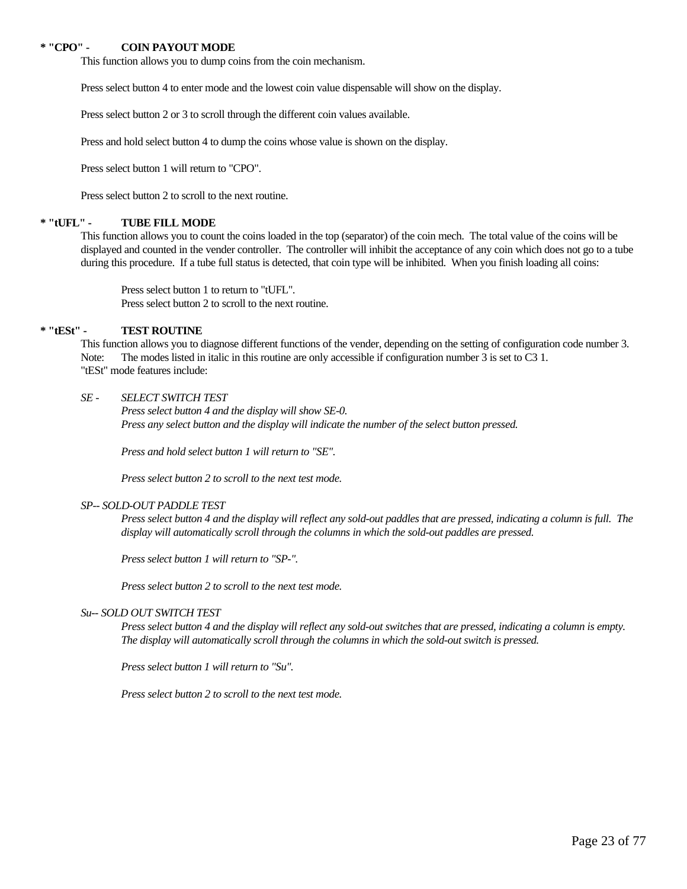**\* "CPO" - COIN PAYOUT MODE**

This function allows you to dump coins from the coin mechanism.

Press select button 4 to enter mode and the lowest coin value dispensable will show on the display.

Press select button 2 or 3 to scroll through the different coin values available.

Press and hold select button 4 to dump the coins whose value is shown on the display.

Press select button 1 will return to "CPO".

Press select button 2 to scroll to the next routine.

**\* "tUFL" - TUBE FILL MODE**

This function allows you to count the coins loaded in the top (separator) of the coin mech. The total value of the coins will be displayed and counted in the vender controller. The controller will inhibit the acceptance of any coin which does not go to a tube during this procedure. If a tube full status is detected, that coin type will be inhibited. When you finish loading all coins:

Press select button 1 to return to "tUFL".
Press select button 2 to scroll to the next routine.

**\* "tESt" - TEST ROUTINE**

This function allows you to diagnose different functions of the vender, depending on the setting of configuration code number 3.
Note: The modes listed in italic in this routine are only accessible if configuration number 3 is set to C3 1.
"tESt" mode features include:

*SE - SELECT SWITCH TEST*

*Press select button 4 and the display will show SE-0.*
*Press any select button and the display will indicate the number of the select button pressed.*

*Press and hold select button 1 will return to "SE".*

*Press select button 2 to scroll to the next test mode.*

*SP-- SOLD-OUT PADDLE TEST*

*Press select button 4 and the display will reflect any sold-out paddles that are pressed, indicating a column is full. The display will automatically scroll through the columns in which the sold-out paddles are pressed.*

*Press select button 1 will return to "SP-".*

*Press select button 2 to scroll to the next test mode.*

*Su-- SOLD OUT SWITCH TEST*

*Press select button 4 and the display will reflect any sold-out switches that are pressed, indicating a column is empty. The display will automatically scroll through the columns in which the sold-out switch is pressed.*

*Press select button 1 will return to "Su".*

*Press select button 2 to scroll to the next test mode.*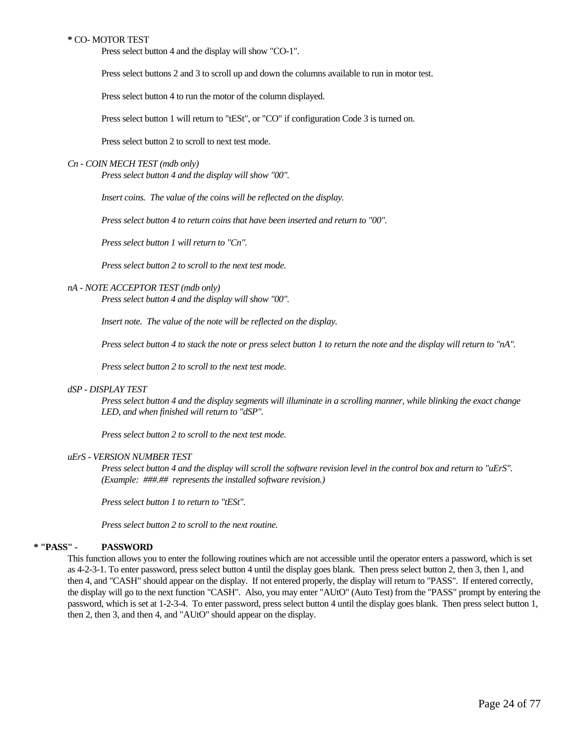**\*** CO- MOTOR TEST

Press select button 4 and the display will show "CO-1".

Press select buttons 2 and 3 to scroll up and down the columns available to run in motor test.

Press select button 4 to run the motor of the column displayed.

Press select button 1 will return to "tESt", or "CO" if configuration Code 3 is turned on.

Press select button 2 to scroll to next test mode.

*Cn - COIN MECH TEST (mdb only)*

*Press select button 4 and the display will show "00".*

*Insert coins. The value of the coins will be reflected on the display.*

*Press select button 4 to return coins that have been inserted and return to "00".*

*Press select button 1 will return to "Cn".*

*Press select button 2 to scroll to the next test mode.*

*nA - NOTE ACCEPTOR TEST (mdb only)*

*Press select button 4 and the display will show "00".*

*Insert note. The value of the note will be reflected on the display.*

*Press select button 4 to stack the note or press select button 1 to return the note and the display will return to "nA".*

*Press select button 2 to scroll to the next test mode.*

*dSP - DISPLAY TEST*

*Press select button 4 and the display segments will illuminate in a scrolling manner, while blinking the exact change LED, and when finished will return to "dSP".*

*Press select button 2 to scroll to the next test mode.*

*uErS - VERSION NUMBER TEST*

*Press select button 4 and the display will scroll the software revision level in the control box and return to "uErS". (Example: ###.## represents the installed software revision.)*

*Press select button 1 to return to "tESt".*

*Press select button 2 to scroll to the next routine.*

**\* "PASS" - PASSWORD**

This function allows you to enter the following routines which are not accessible until the operator enters a password, which is set as 4-2-3-1. To enter password, press select button 4 until the display goes blank. Then press select button 2, then 3, then 1, and then 4, and "CASH" should appear on the display. If not entered properly, the display will return to "PASS". If entered correctly, the display will go to the next function "CASH". Also, you may enter "AUtO" (Auto Test) from the "PASS" prompt by entering the password, which is set at 1-2-3-4. To enter password, press select button 4 until the display goes blank. Then press select button 1, then 2, then 3, and then 4, and "AUtO" should appear on the display.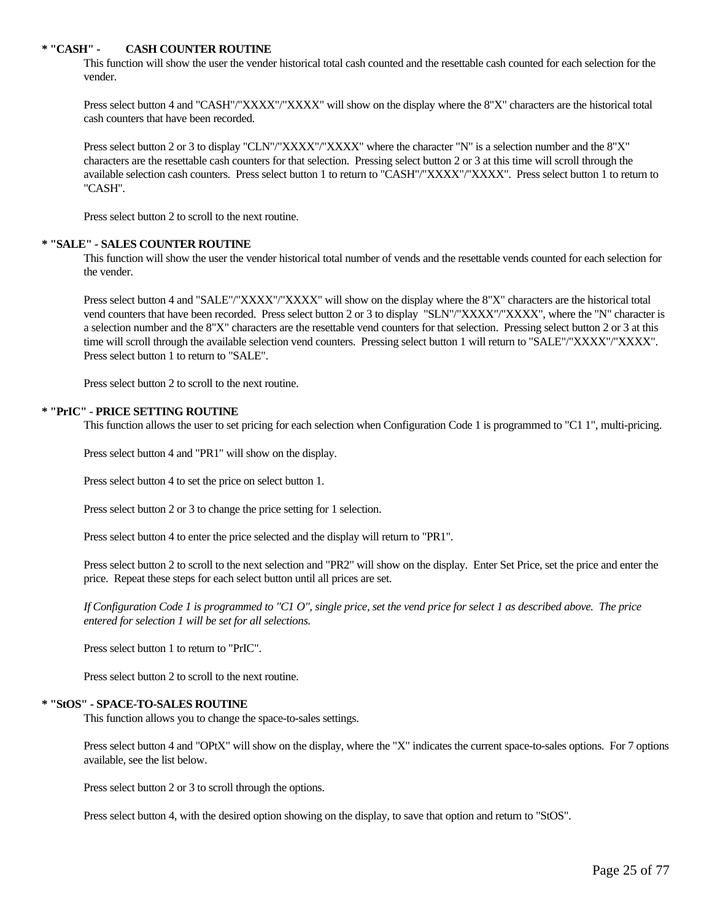**\* "CASH" - CASH COUNTER ROUTINE**

This function will show the user the vender historical total cash counted and the resettable cash counted for each selection for the vender.

Press select button 4 and "CASH"/"XXXX"/"XXXX" will show on the display where the 8"X" characters are the historical total cash counters that have been recorded.

Press select button 2 or 3 to display "CLN"/"XXXX"/"XXXX" where the character "N" is a selection number and the 8"X" characters are the resettable cash counters for that selection. Pressing select button 2 or 3 at this time will scroll through the available selection cash counters. Press select button 1 to return to "CASH"/"XXXX"/"XXXX". Press select button 1 to return to "CASH".

Press select button 2 to scroll to the next routine.

**\* "SALE" - SALES COUNTER ROUTINE**

This function will show the user the vender historical total number of vends and the resettable vends counted for each selection for the vender.

Press select button 4 and "SALE"/"XXXX"/"XXXX" will show on the display where the 8"X" characters are the historical total vend counters that have been recorded. Press select button 2 or 3 to display "SLN"/"XXXX"/"XXXX", where the "N" character is a selection number and the 8"X" characters are the resettable vend counters for that selection. Pressing select button 2 or 3 at this time will scroll through the available selection vend counters. Pressing select button 1 will return to "SALE"/"XXXX"/"XXXX". Press select button 1 to return to "SALE".

Press select button 2 to scroll to the next routine.

**\* "PrIC" - PRICE SETTING ROUTINE**

This function allows the user to set pricing for each selection when Configuration Code 1 is programmed to "C1 1", multi-pricing.

Press select button 4 and "PR1" will show on the display.

Press select button 4 to set the price on select button 1.

Press select button 2 or 3 to change the price setting for 1 selection.

Press select button 4 to enter the price selected and the display will return to "PR1".

Press select button 2 to scroll to the next selection and "PR2" will show on the display. Enter Set Price, set the price and enter the price. Repeat these steps for each select button until all prices are set.

*If Configuration Code 1 is programmed to "C1 O", single price, set the vend price for select 1 as described above. The price entered for selection 1 will be set for all selections.*

Press select button 1 to return to "PrIC".

Press select button 2 to scroll to the next routine.

**\* "StOS" - SPACE-TO-SALES ROUTINE**

This function allows you to change the space-to-sales settings.

Press select button 4 and "OPtX" will show on the display, where the "X" indicates the current space-to-sales options. For 7 options available, see the list below.

Press select button 2 or 3 to scroll through the options.

Press select button 4, with the desired option showing on the display, to save that option and return to "StOS".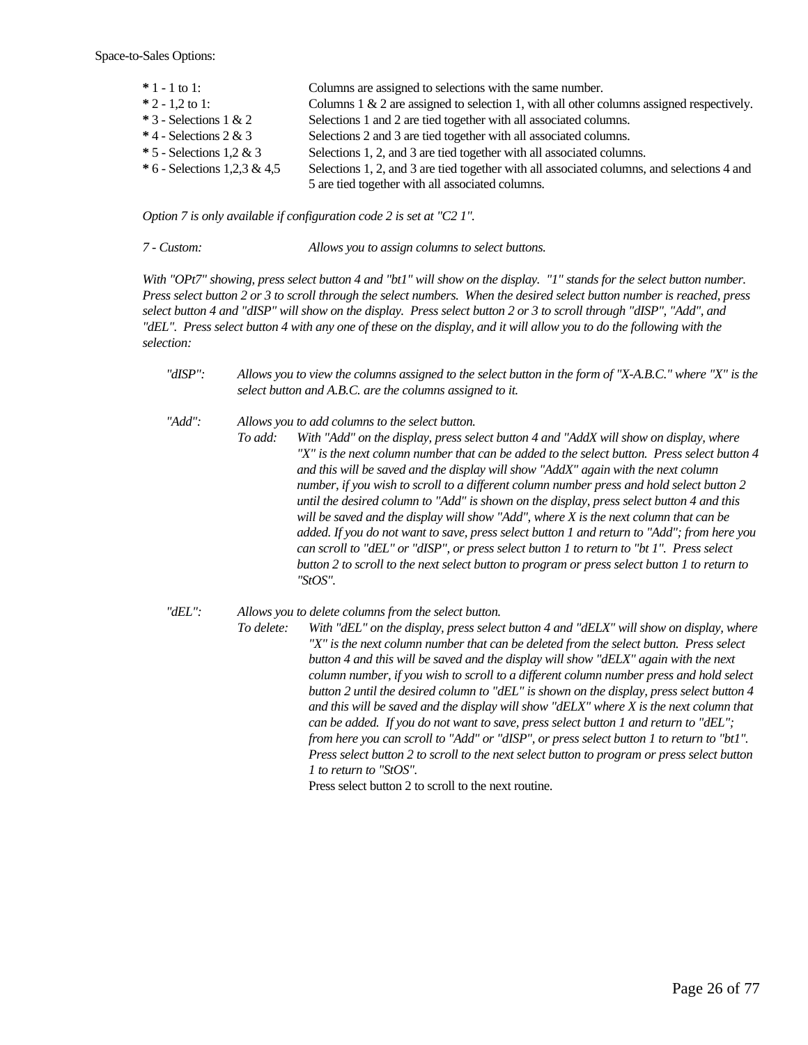Space-to-Sales Options:

| | |
|---|---|
| * 1 - 1 to 1: | Columns are assigned to selections with the same number. |
| * 2 - 1,2 to 1: | Columns 1 & 2 are assigned to selection 1, with all other columns assigned respectively. |
| * 3 - Selections 1 & 2 | Selections 1 and 2 are tied together with all associated columns. |
| * 4 - Selections 2 & 3 | Selections 2 and 3 are tied together with all associated columns. |
| * 5 - Selections 1,2 & 3 | Selections 1, 2, and 3 are tied together with all associated columns. |
| * 6 - Selections 1,2,3 & 4,5 | Selections 1, 2, and 3 are tied together with all associated columns, and selections 4 and 5 are tied together with all associated columns. |

*Option 7 is only available if configuration code 2 is set at "C2 1".*

*7 - Custom:* *Allows you to assign columns to select buttons.*

*With "OPt7" showing, press select button 4 and "bt1" will show on the display. "1" stands for the select button number. Press select button 2 or 3 to scroll through the select numbers. When the desired select button number is reached, press select button 4 and "dISP" will show on the display. Press select button 2 or 3 to scroll through "dISP", "Add", and "dEL". Press select button 4 with any one of these on the display, and it will allow you to do the following with the selection:*

*"dISP":* *Allows you to view the columns assigned to the select button in the form of "X-A.B.C." where "X" is the select button and A.B.C. are the columns assigned to it.*

*"Add":* *Allows you to add columns to the select button.*

*To add:* *With "Add" on the display, press select button 4 and "AddX will show on display, where "X" is the next column number that can be added to the select button. Press select button 4 and this will be saved and the display will show "AddX" again with the next column number, if you wish to scroll to a different column number press and hold select button 2 until the desired column to "Add" is shown on the display, press select button 4 and this will be saved and the display will show "Add", where X is the next column that can be added. If you do not want to save, press select button 1 and return to "Add"; from here you can scroll to "dEL" or "dISP", or press select button 1 to return to "bt 1". Press select button 2 to scroll to the next select button to program or press select button 1 to return to "StOS".*

*"dEL":* *Allows you to delete columns from the select button.*

*To delete:* *With "dEL" on the display, press select button 4 and "dELX" will show on display, where "X" is the next column number that can be deleted from the select button. Press select button 4 and this will be saved and the display will show "dELX" again with the next column number, if you wish to scroll to a different column number press and hold select button 2 until the desired column to "dEL" is shown on the display, press select button 4 and this will be saved and the display will show "dELX" where X is the next column that can be added. If you do not want to save, press select button 1 and return to "dEL"; from here you can scroll to "Add" or "dISP", or press select button 1 to return to "bt1". Press select button 2 to scroll to the next select button to program or press select button 1 to return to "StOS".*

Press select button 2 to scroll to the next routine.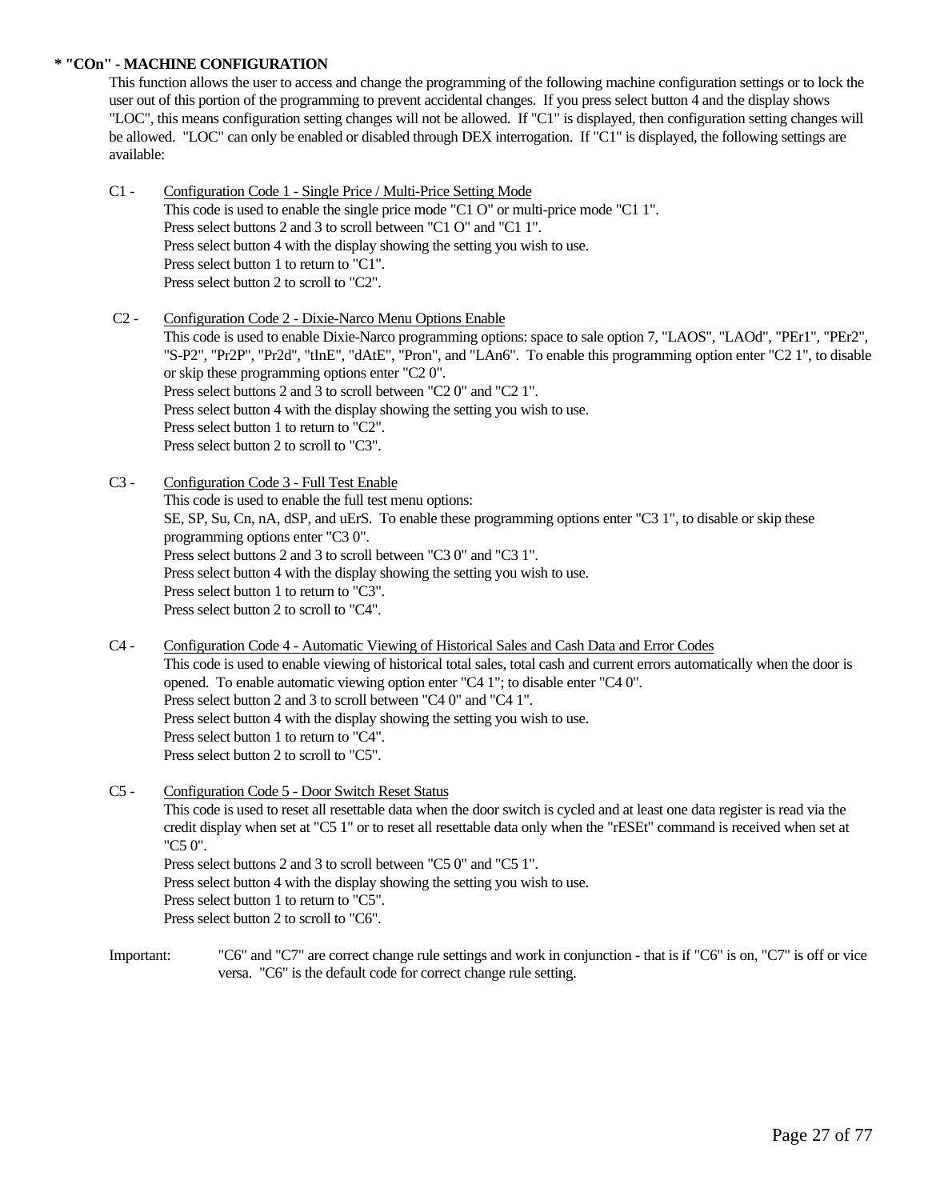**\* "COn" - MACHINE CONFIGURATION**

This function allows the user to access and change the programming of the following machine configuration settings or to lock the user out of this portion of the programming to prevent accidental changes. If you press select button 4 and the display shows "LOC", this means configuration setting changes will not be allowed. If "C1" is displayed, then configuration setting changes will be allowed. "LOC" can only be enabled or disabled through DEX interrogation. If "C1" is displayed, the following settings are available:

C1 - <u>Configuration Code 1 - Single Price / Multi-Price Setting Mode</u>
This code is used to enable the single price mode "C1 O" or multi-price mode "C1 1".
Press select buttons 2 and 3 to scroll between "C1 O" and "C1 1".
Press select button 4 with the display showing the setting you wish to use.
Press select button 1 to return to "C1".
Press select button 2 to scroll to "C2".

C2 - <u>Configuration Code 2 - Dixie-Narco Menu Options Enable</u>
This code is used to enable Dixie-Narco programming options: space to sale option 7, "LAOS", "LAOd", "PEr1", "PEr2", "S-P2", "Pr2P", "Pr2d", "tInE", "dAtE", "Pron", and "LAn6". To enable this programming option enter "C2 1", to disable or skip these programming options enter "C2 0".
Press select buttons 2 and 3 to scroll between "C2 0" and "C2 1".
Press select button 4 with the display showing the setting you wish to use.
Press select button 1 to return to "C2".
Press select button 2 to scroll to "C3".

C3 - <u>Configuration Code 3 - Full Test Enable</u>
This code is used to enable the full test menu options:
SE, SP, Su, Cn, nA, dSP, and uErS. To enable these programming options enter "C3 1", to disable or skip these programming options enter "C3 0".
Press select buttons 2 and 3 to scroll between "C3 0" and "C3 1".
Press select button 4 with the display showing the setting you wish to use.
Press select button 1 to return to "C3".
Press select button 2 to scroll to "C4".

C4 - <u>Configuration Code 4 - Automatic Viewing of Historical Sales and Cash Data and Error Codes</u>
This code is used to enable viewing of historical total sales, total cash and current errors automatically when the door is opened. To enable automatic viewing option enter "C4 1"; to disable enter "C4 0".
Press select button 2 and 3 to scroll between "C4 0" and "C4 1".
Press select button 4 with the display showing the setting you wish to use.
Press select button 1 to return to "C4".
Press select button 2 to scroll to "C5".

C5 - <u>Configuration Code 5 - Door Switch Reset Status</u>
This code is used to reset all resettable data when the door switch is cycled and at least one data register is read via the credit display when set at "C5 1" or to reset all resettable data only when the "rESEt" command is received when set at "C5 0".
Press select buttons 2 and 3 to scroll between "C5 0" and "C5 1".
Press select button 4 with the display showing the setting you wish to use.
Press select button 1 to return to "C5".
Press select button 2 to scroll to "C6".

Important: "C6" and "C7" are correct change rule settings and work in conjunction - that is if "C6" is on, "C7" is off or vice versa. "C6" is the default code for correct change rule setting.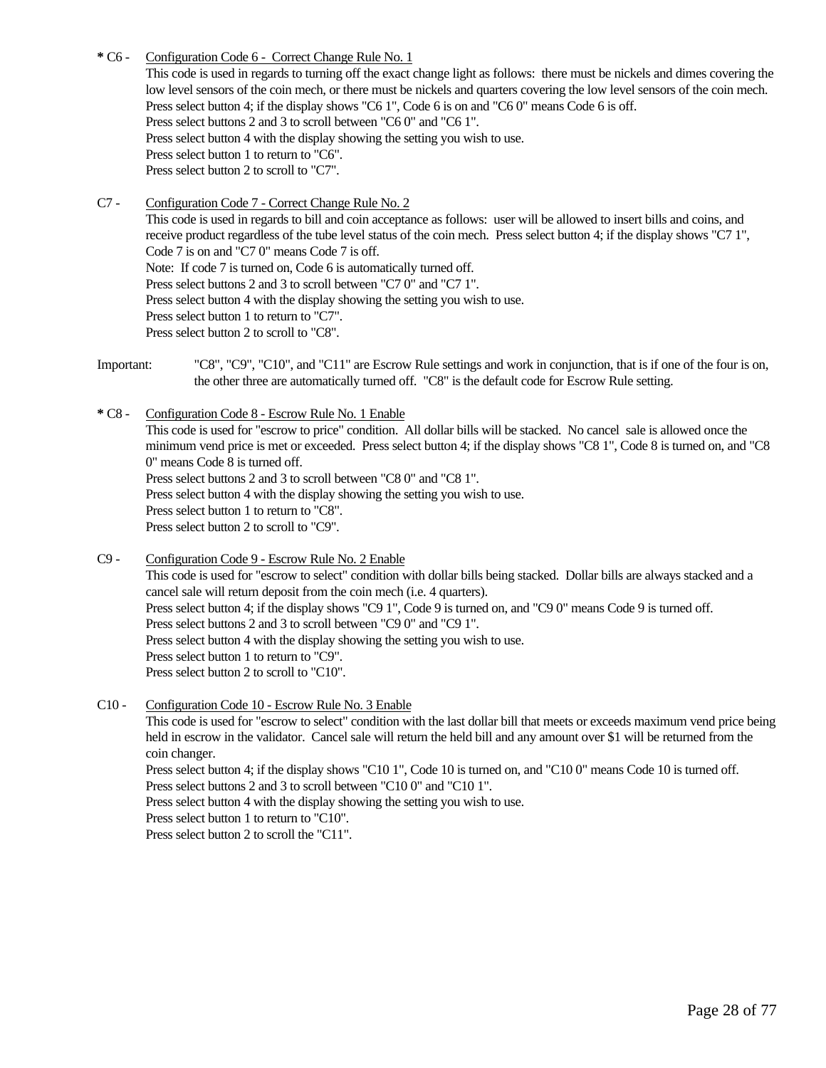**\*** C6 - <u>Configuration Code 6 - Correct Change Rule No. 1</u>

This code is used in regards to turning off the exact change light as follows: there must be nickels and dimes covering the low level sensors of the coin mech, or there must be nickels and quarters covering the low level sensors of the coin mech.
Press select button 4; if the display shows "C6 1", Code 6 is on and "C6 0" means Code 6 is off.
Press select buttons 2 and 3 to scroll between "C6 0" and "C6 1".
Press select button 4 with the display showing the setting you wish to use.
Press select button 1 to return to "C6".
Press select button 2 to scroll to "C7".

C7 - <u>Configuration Code 7 - Correct Change Rule No. 2</u>

This code is used in regards to bill and coin acceptance as follows: user will be allowed to insert bills and coins, and receive product regardless of the tube level status of the coin mech. Press select button 4; if the display shows "C7 1", Code 7 is on and "C7 0" means Code 7 is off.
Note: If code 7 is turned on, Code 6 is automatically turned off.
Press select buttons 2 and 3 to scroll between "C7 0" and "C7 1".
Press select button 4 with the display showing the setting you wish to use.
Press select button 1 to return to "C7".
Press select button 2 to scroll to "C8".

Important: "C8", "C9", "C10", and "C11" are Escrow Rule settings and work in conjunction, that is if one of the four is on, the other three are automatically turned off. "C8" is the default code for Escrow Rule setting.

**\*** C8 - <u>Configuration Code 8 - Escrow Rule No. 1 Enable</u>

This code is used for "escrow to price" condition. All dollar bills will be stacked. No cancel sale is allowed once the minimum vend price is met or exceeded. Press select button 4; if the display shows "C8 1", Code 8 is turned on, and "C8 0" means Code 8 is turned off.
Press select buttons 2 and 3 to scroll between "C8 0" and "C8 1".
Press select button 4 with the display showing the setting you wish to use.
Press select button 1 to return to "C8".
Press select button 2 to scroll to "C9".

C9 - <u>Configuration Code 9 - Escrow Rule No. 2 Enable</u>

This code is used for "escrow to select" condition with dollar bills being stacked. Dollar bills are always stacked and a cancel sale will return deposit from the coin mech (i.e. 4 quarters).
Press select button 4; if the display shows "C9 1", Code 9 is turned on, and "C9 0" means Code 9 is turned off.
Press select buttons 2 and 3 to scroll between "C9 0" and "C9 1".
Press select button 4 with the display showing the setting you wish to use.
Press select button 1 to return to "C9".
Press select button 2 to scroll to "C10".

C10 - <u>Configuration Code 10 - Escrow Rule No. 3 Enable</u>

This code is used for "escrow to select" condition with the last dollar bill that meets or exceeds maximum vend price being held in escrow in the validator. Cancel sale will return the held bill and any amount over $1 will be returned from the coin changer.
Press select button 4; if the display shows "C10 1", Code 10 is turned on, and "C10 0" means Code 10 is turned off.
Press select buttons 2 and 3 to scroll between "C10 0" and "C10 1".
Press select button 4 with the display showing the setting you wish to use.
Press select button 1 to return to "C10".
Press select button 2 to scroll the "C11".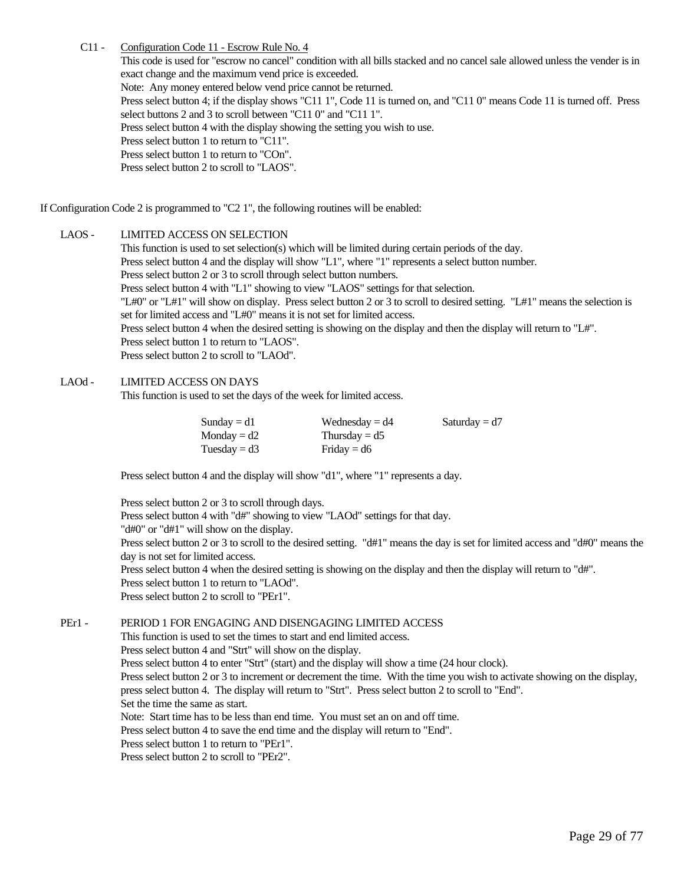C11 - Configuration Code 11 - Escrow Rule No. 4

This code is used for "escrow no cancel" condition with all bills stacked and no cancel sale allowed unless the vender is in exact change and the maximum vend price is exceeded.
Note: Any money entered below vend price cannot be returned.
Press select button 4; if the display shows "C11 1", Code 11 is turned on, and "C11 0" means Code 11 is turned off. Press select buttons 2 and 3 to scroll between "C11 0" and "C11 1".
Press select button 4 with the display showing the setting you wish to use.
Press select button 1 to return to "C11".
Press select button 1 to return to "COn".
Press select button 2 to scroll to "LAOS".

If Configuration Code 2 is programmed to "C2 1", the following routines will be enabled:

LAOS - LIMITED ACCESS ON SELECTION

This function is used to set selection(s) which will be limited during certain periods of the day.
Press select button 4 and the display will show "L1", where "1" represents a select button number.
Press select button 2 or 3 to scroll through select button numbers.
Press select button 4 with "L1" showing to view "LAOS" settings for that selection.
"L#0" or "L#1" will show on display. Press select button 2 or 3 to scroll to desired setting. "L#1" means the selection is set for limited access and "L#0" means it is not set for limited access.
Press select button 4 when the desired setting is showing on the display and then the display will return to "L#".
Press select button 1 to return to "LAOS".
Press select button 2 to scroll to "LAOd".

LAOd - LIMITED ACCESS ON DAYS

This function is used to set the days of the week for limited access.

| | | |
|---|---|---|
| Sunday = d1 | Wednesday = d4 | Saturday = d7 |
| Monday = d2 | Thursday = d5 | |
| Tuesday = d3 | Friday = d6 | |

Press select button 4 and the display will show "d1", where "1" represents a day.

Press select button 2 or 3 to scroll through days.
Press select button 4 with "d#" showing to view "LAOd" settings for that day.
"d#0" or "d#1" will show on the display.
Press select button 2 or 3 to scroll to the desired setting. "d#1" means the day is set for limited access and "d#0" means the day is not set for limited access.
Press select button 4 when the desired setting is showing on the display and then the display will return to "d#".
Press select button 1 to return to "LAOd".
Press select button 2 to scroll to "PEr1".

PEr1 - PERIOD 1 FOR ENGAGING AND DISENGAGING LIMITED ACCESS

This function is used to set the times to start and end limited access.
Press select button 4 and "Strt" will show on the display.
Press select button 4 to enter "Strt" (start) and the display will show a time (24 hour clock).
Press select button 2 or 3 to increment or decrement the time. With the time you wish to activate showing on the display, press select button 4. The display will return to "Strt". Press select button 2 to scroll to "End".
Set the time the same as start.
Note: Start time has to be less than end time. You must set an on and off time.
Press select button 4 to save the end time and the display will return to "End".
Press select button 1 to return to "PEr1".
Press select button 2 to scroll to "PEr2".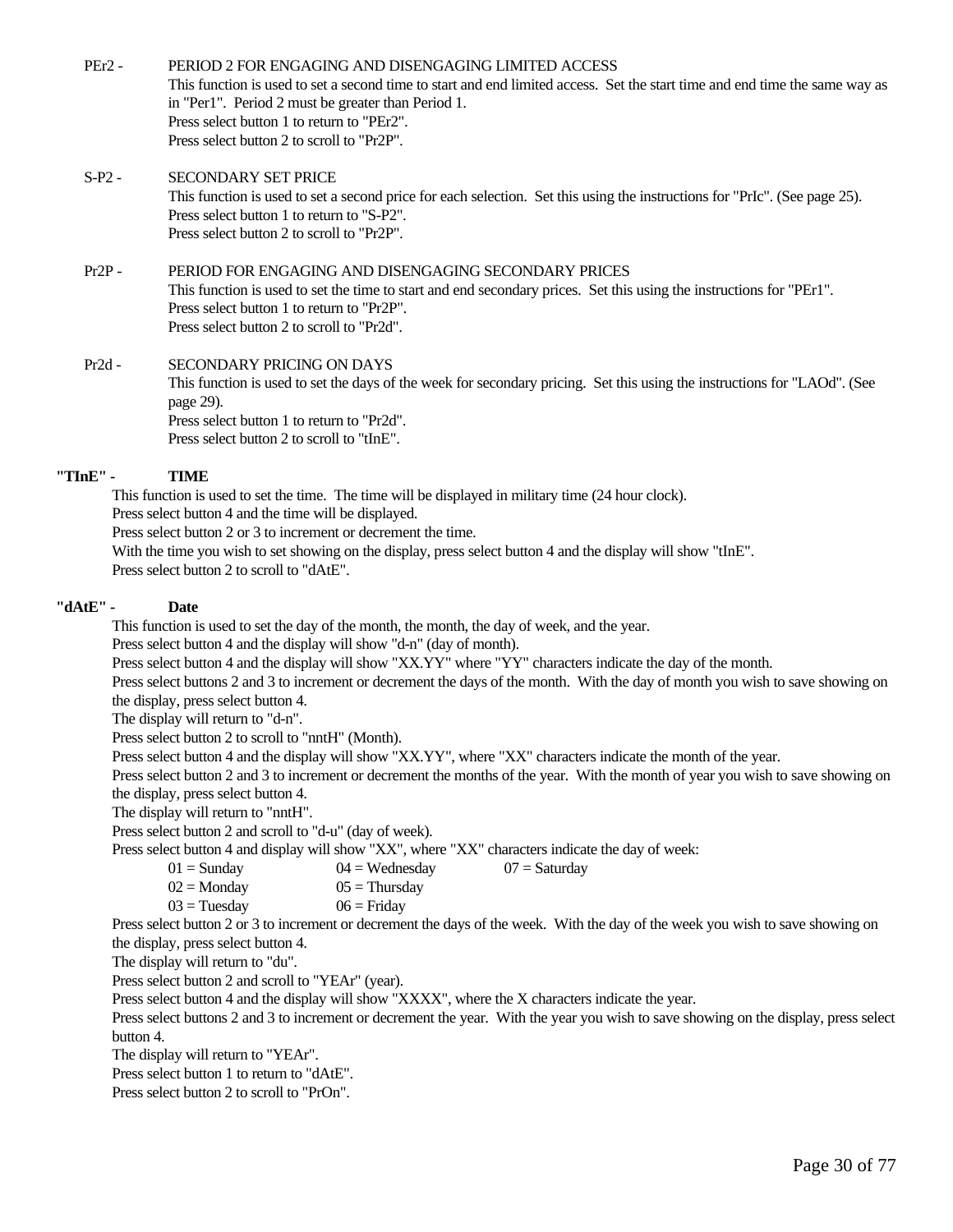PEr2 - PERIOD 2 FOR ENGAGING AND DISENGAGING LIMITED ACCESS
This function is used to set a second time to start and end limited access. Set the start time and end time the same way as in "Per1". Period 2 must be greater than Period 1.
Press select button 1 to return to "PEr2".
Press select button 2 to scroll to "Pr2P".

S-P2 - SECONDARY SET PRICE
This function is used to set a second price for each selection. Set this using the instructions for "PrIc". (See page 25).
Press select button 1 to return to "S-P2".
Press select button 2 to scroll to "Pr2P".

Pr2P - PERIOD FOR ENGAGING AND DISENGAGING SECONDARY PRICES
This function is used to set the time to start and end secondary prices. Set this using the instructions for "PEr1".
Press select button 1 to return to "Pr2P".
Press select button 2 to scroll to "Pr2d".

Pr2d - SECONDARY PRICING ON DAYS
This function is used to set the days of the week for secondary pricing. Set this using the instructions for "LAOd". (See page 29).
Press select button 1 to return to "Pr2d".
Press select button 2 to scroll to "tInE".

**"TInE" - TIME**

This function is used to set the time. The time will be displayed in military time (24 hour clock).
Press select button 4 and the time will be displayed.
Press select button 2 or 3 to increment or decrement the time.
With the time you wish to set showing on the display, press select button 4 and the display will show "tInE".
Press select button 2 to scroll to "dAtE".

**"dAtE" - Date**

This function is used to set the day of the month, the month, the day of week, and the year.
Press select button 4 and the display will show "d-n" (day of month).
Press select button 4 and the display will show "XX.YY" where "YY" characters indicate the day of the month.
Press select buttons 2 and 3 to increment or decrement the days of the month. With the day of month you wish to save showing on the display, press select button 4.
The display will return to "d-n".
Press select button 2 to scroll to "nntH" (Month).
Press select button 4 and the display will show "XX.YY", where "XX" characters indicate the month of the year.
Press select button 2 and 3 to increment or decrement the months of the year. With the month of year you wish to save showing on the display, press select button 4.
The display will return to "nntH".
Press select button 2 and scroll to "d-u" (day of week).
Press select button 4 and display will show "XX", where "XX" characters indicate the day of week:

| | | |
|---|---|---|
| 01 = Sunday | 04 = Wednesday | 07 = Saturday |
| 02 = Monday | 05 = Thursday | |
| 03 = Tuesday | 06 = Friday | |

Press select button 2 or 3 to increment or decrement the days of the week. With the day of the week you wish to save showing on the display, press select button 4.
The display will return to "du".
Press select button 2 and scroll to "YEAr" (year).
Press select button 4 and the display will show "XXXX", where the X characters indicate the year.
Press select buttons 2 and 3 to increment or decrement the year. With the year you wish to save showing on the display, press select button 4.
The display will return to "YEAr".
Press select button 1 to return to "dAtE".
Press select button 2 to scroll to "PrOn".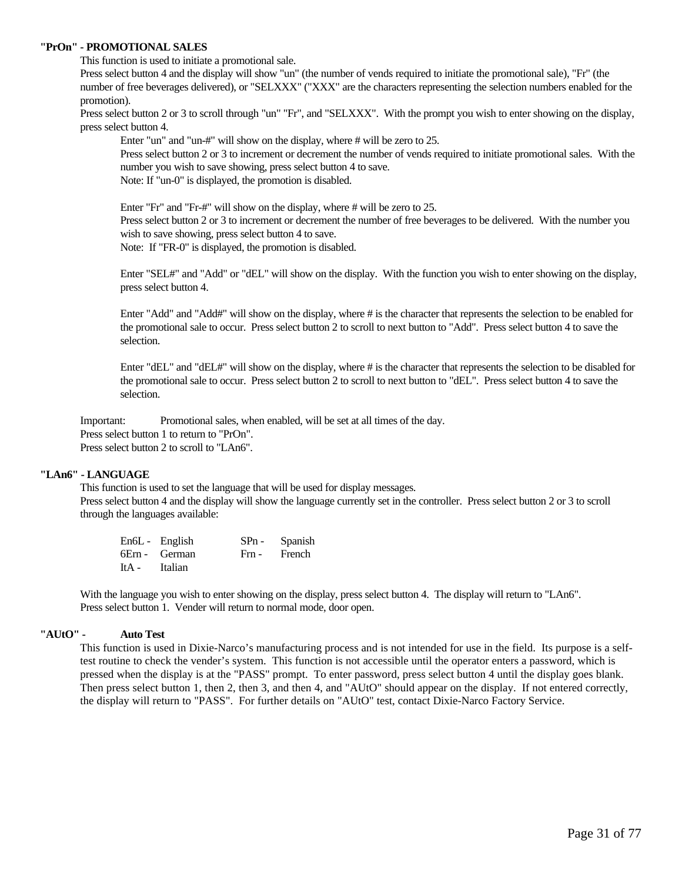**"PrOn" - PROMOTIONAL SALES**

This function is used to initiate a promotional sale.

Press select button 4 and the display will show "un" (the number of vends required to initiate the promotional sale), "Fr" (the number of free beverages delivered), or "SELXXX" ("XXX" are the characters representing the selection numbers enabled for the promotion).

Press select button 2 or 3 to scroll through "un" "Fr", and "SELXXX". With the prompt you wish to enter showing on the display, press select button 4.

> Enter "un" and "un-#" will show on the display, where # will be zero to 25.
>
> Press select button 2 or 3 to increment or decrement the number of vends required to initiate promotional sales. With the number you wish to save showing, press select button 4 to save.
>
> Note: If "un-0" is displayed, the promotion is disabled.
>
> Enter "Fr" and "Fr-#" will show on the display, where # will be zero to 25.
>
> Press select button 2 or 3 to increment or decrement the number of free beverages to be delivered. With the number you wish to save showing, press select button 4 to save.
>
> Note: If "FR-0" is displayed, the promotion is disabled.
>
> Enter "SEL#" and "Add" or "dEL" will show on the display. With the function you wish to enter showing on the display, press select button 4.
>
> Enter "Add" and "Add#" will show on the display, where # is the character that represents the selection to be enabled for the promotional sale to occur. Press select button 2 to scroll to next button to "Add". Press select button 4 to save the selection.
>
> Enter "dEL" and "dEL#" will show on the display, where # is the character that represents the selection to be disabled for the promotional sale to occur. Press select button 2 to scroll to next button to "dEL". Press select button 4 to save the selection.

Important: Promotional sales, when enabled, will be set at all times of the day.

Press select button 1 to return to "PrOn".

Press select button 2 to scroll to "LAn6".

**"LAn6" - LANGUAGE**

This function is used to set the language that will be used for display messages.

Press select button 4 and the display will show the language currently set in the controller. Press select button 2 or 3 to scroll through the languages available:

| | | | |
|---|---|---|---|
| En6L - | English | SPn - | Spanish |
| 6Ern - | German | Frn - | French |
| ItA - | Italian | | |

With the language you wish to enter showing on the display, press select button 4. The display will return to "LAn6".

Press select button 1. Vender will return to normal mode, door open.

**"AUtO" - Auto Test**

This function is used in Dixie-Narco's manufacturing process and is not intended for use in the field. Its purpose is a self-test routine to check the vender's system. This function is not accessible until the operator enters a password, which is pressed when the display is at the "PASS" prompt. To enter password, press select button 4 until the display goes blank. Then press select button 1, then 2, then 3, and then 4, and "AUtO" should appear on the display. If not entered correctly, the display will return to "PASS". For further details on "AUtO" test, contact Dixie-Narco Factory Service.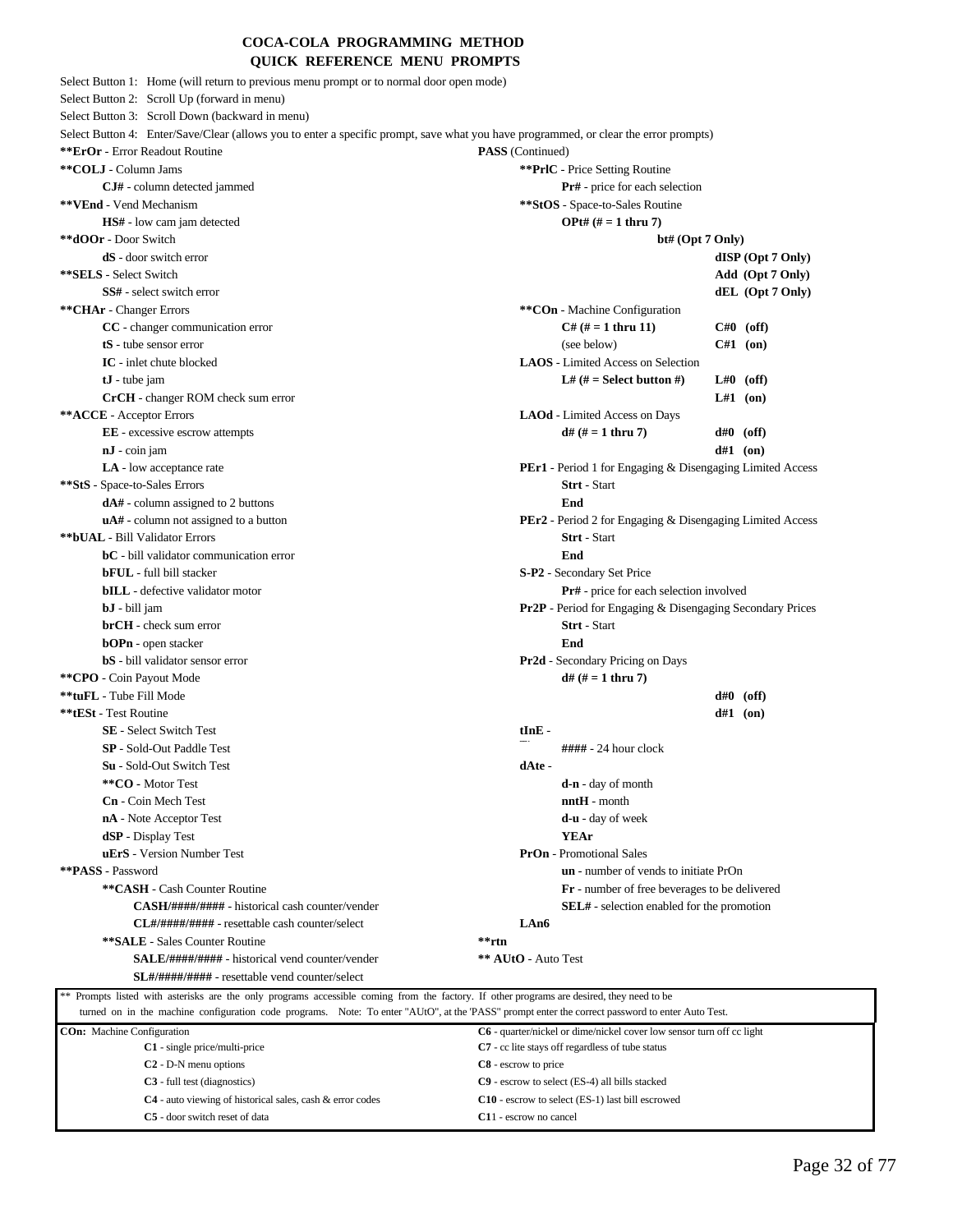# COCA-COLA PROGRAMMING METHOD
## QUICK REFERENCE MENU PROMPTS

Select Button 1: Home (will return to previous menu prompt or to normal door open mode)
Select Button 2: Scroll Up (forward in menu)
Select Button 3: Scroll Down (backward in menu)
Select Button 4: Enter/Save/Clear (allows you to enter a specific prompt, save what you have programmed, or clear the error prompts)

**\*\*ErOr** - Error Readout Routine
- **\*\*COLJ** - Column Jams
  - **CJ#** - column detected jammed
- **\*\*VEnd** - Vend Mechanism
  - **HS#** - low cam jam detected
- **\*\*dOOr** - Door Switch
  - **dS** - door switch error
- **\*\*SELS** - Select Switch
  - **SS#** - select switch error
- **\*\*CHAr** - Changer Errors
  - **CC** - changer communication error
  - **tS** - tube sensor error
  - **IC** - inlet chute blocked
  - **tJ** - tube jam
  - **CrCH** - changer ROM check sum error
- **\*\*ACCE** - Acceptor Errors
  - **EE** - excessive escrow attempts
  - **nJ** - coin jam
  - **LA** - low acceptance rate
- **\*\*StS** - Space-to-Sales Errors
  - **dA#** - column assigned to 2 buttons
  - **uA#** - column not assigned to a button
- **\*\*bUAL** - Bill Validator Errors
  - **bC** - bill validator communication error
  - **bFUL** - full bill stacker
  - **bILL** - defective validator motor
  - **bJ** - bill jam
  - **brCH** - check sum error
  - **bOPn** - open stacker
  - **bS** - bill validator sensor error

**\*\*CPO** - Coin Payout Mode

**\*\*tuFL** - Tube Fill Mode

**\*\*tESt** - Test Routine
- **SE** - Select Switch Test
- **SP** - Sold-Out Paddle Test
- **Su** - Sold-Out Switch Test
- **\*\*CO** - Motor Test
- **Cn** - Coin Mech Test
- **nA** - Note Acceptor Test
- **dSP** - Display Test
- **uErS** - Version Number Test

**\*\*PASS** - Password
- **\*\*CASH** - Cash Counter Routine
  - **CASH/####/####** - historical cash counter/vender
  - **CL#/####/####** - resettable cash counter/select
- **\*\*SALE** - Sales Counter Routine
  - **SALE/####/####** - historical vend counter/vender
  - **SL#/####/####** - resettable vend counter/select

**PASS** (Continued)
- **\*\*PrIC** - Price Setting Routine
  - **Pr#** - price for each selection
- **\*\*StOS** - Space-to-Sales Routine
  - **OPt# (# = 1 thru 7)**
    - **bt# (Opt 7 Only)**
      - **dISP (Opt 7 Only)**
      - **Add (Opt 7 Only)**
      - **dEL (Opt 7 Only)**
- **\*\*COn** - Machine Configuration
  - **C# (# = 1 thru 11)** — **C#0 (off)**, **C#1 (on)**
  - (see below)
- **LAOS** - Limited Access on Selection
  - **L# (# = Select button #)** — **L#0 (off)**, **L#1 (on)**
- **LAOd** - Limited Access on Days
  - **d# (# = 1 thru 7)** — **d#0 (off)**, **d#1 (on)**
- **PEr1** - Period 1 for Engaging & Disengaging Limited Access
  - **Strt** - Start
  - **End**
- **PEr2** - Period 2 for Engaging & Disengaging Limited Access
  - **Strt** - Start
  - **End**
- **S-P2** - Secondary Set Price
  - **Pr#** - price for each selection involved
- **Pr2P** - Period for Engaging & Disengaging Secondary Prices
  - **Strt** - Start
  - **End**
- **Pr2d** - Secondary Pricing on Days
  - **d# (# = 1 thru 7)** — **d#0 (off)**, **d#1 (on)**
- **tInE** -
  - **####** - 24 hour clock
- **dAte** -
  - **d-n** - day of month
  - **nntH** - month
  - **d-u** - day of week
  - **YEAr**
- **PrOn** - Promotional Sales
  - **un** - number of vends to initiate PrOn
  - **Fr** - number of free beverages to be delivered
  - **SEL#** - selection enabled for the promotion
- **LAn6**

**\*\*rtn**

**\*\* AUtO** - Auto Test

\*\* Prompts listed with asterisks are the only programs accessible coming from the factory. If other programs are desired, they need to be turned on in the machine configuration code programs. Note: To enter "AUtO", at the 'PASS" prompt enter the correct password to enter Auto Test.

**COn:** Machine Configuration

- **C1** - single price/multi-price
- **C2** - D-N menu options
- **C3** - full test (diagnostics)
- **C4** - auto viewing of historical sales, cash & error codes
- **C5** - door switch reset of data
- **C6** - quarter/nickel or dime/nickel cover low sensor turn off cc light
- **C7** - cc lite stays off regardless of tube status
- **C8** - escrow to price
- **C9** - escrow to select (ES-4) all bills stacked
- **C10** - escrow to select (ES-1) last bill escrowed
- **C11** - escrow no cancel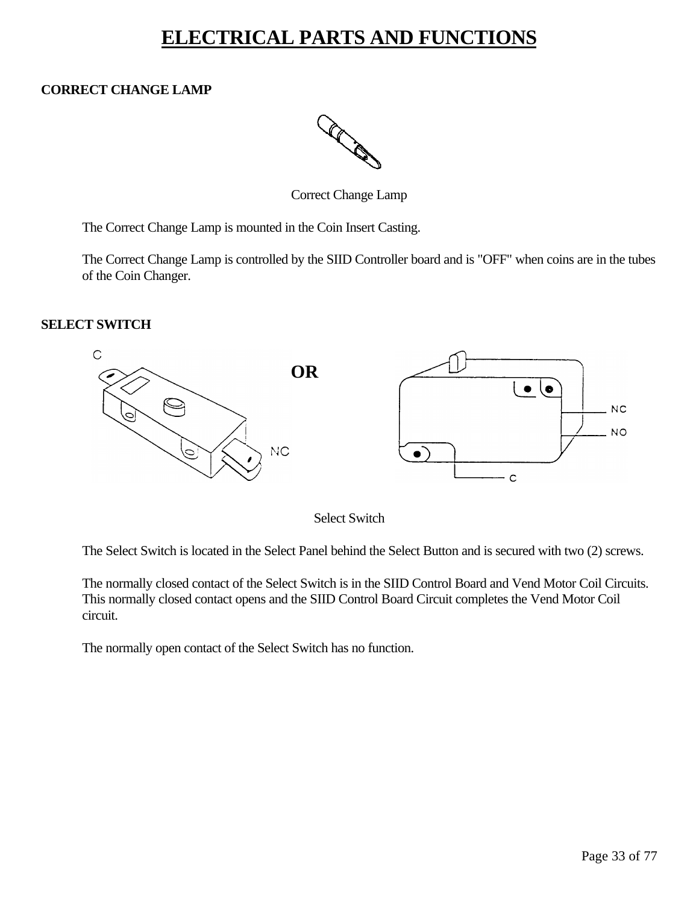# ELECTRICAL PARTS AND FUNCTIONS

## CORRECT CHANGE LAMP

Correct Change Lamp

The Correct Change Lamp is mounted in the Coin Insert Casting.

The Correct Change Lamp is controlled by the SIID Controller board and is "OFF" when coins are in the tubes of the Coin Changer.

## SELECT SWITCH

Select Switch

The Select Switch is located in the Select Panel behind the Select Button and is secured with two (2) screws.

The normally closed contact of the Select Switch is in the SIID Control Board and Vend Motor Coil Circuits. This normally closed contact opens and the SIID Control Board Circuit completes the Vend Motor Coil circuit.

The normally open contact of the Select Switch has no function.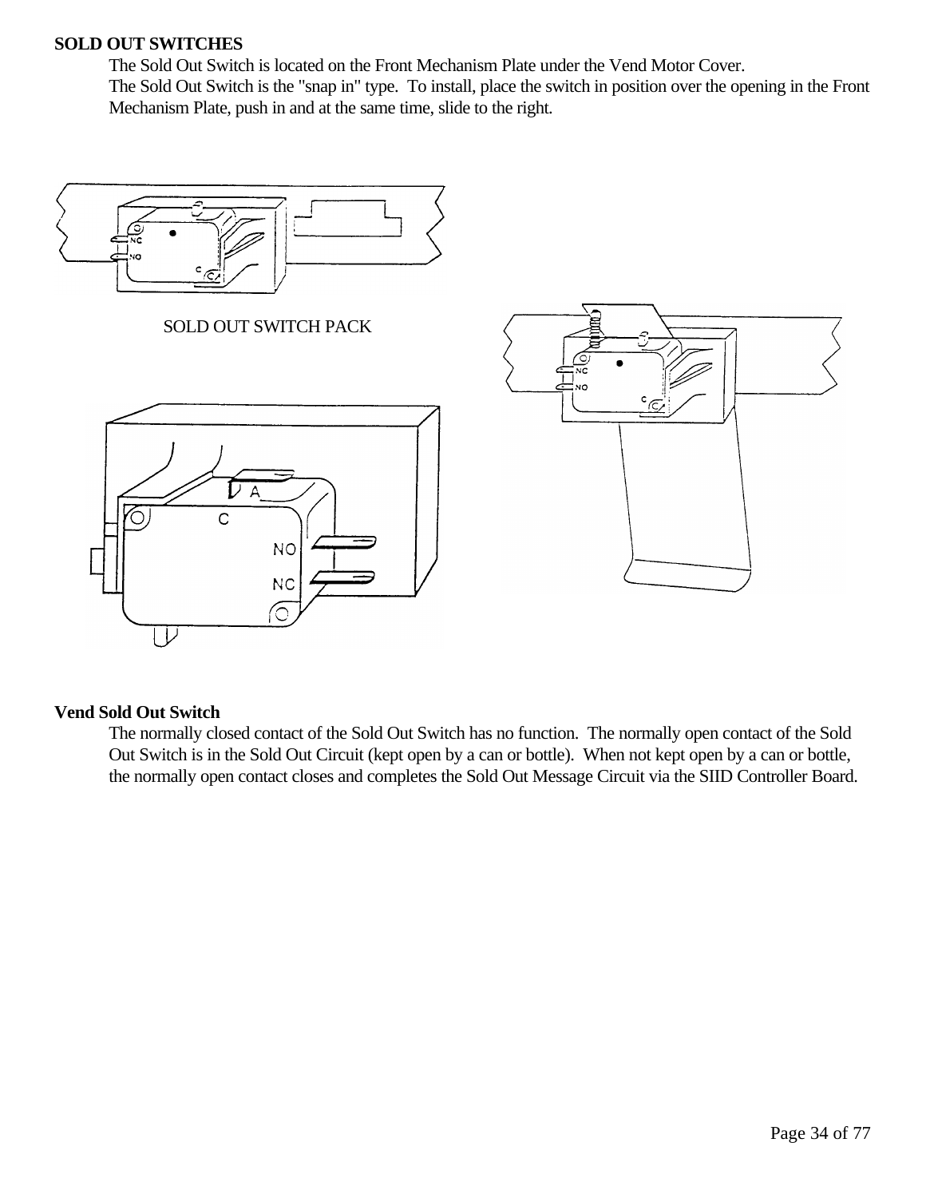**SOLD OUT SWITCHES**

The Sold Out Switch is located on the Front Mechanism Plate under the Vend Motor Cover.
The Sold Out Switch is the "snap in" type. To install, place the switch in position over the opening in the Front Mechanism Plate, push in and at the same time, slide to the right.

SOLD OUT SWITCH PACK

**Vend Sold Out Switch**

The normally closed contact of the Sold Out Switch has no function. The normally open contact of the Sold Out Switch is in the Sold Out Circuit (kept open by a can or bottle). When not kept open by a can or bottle, the normally open contact closes and completes the Sold Out Message Circuit via the SIID Controller Board.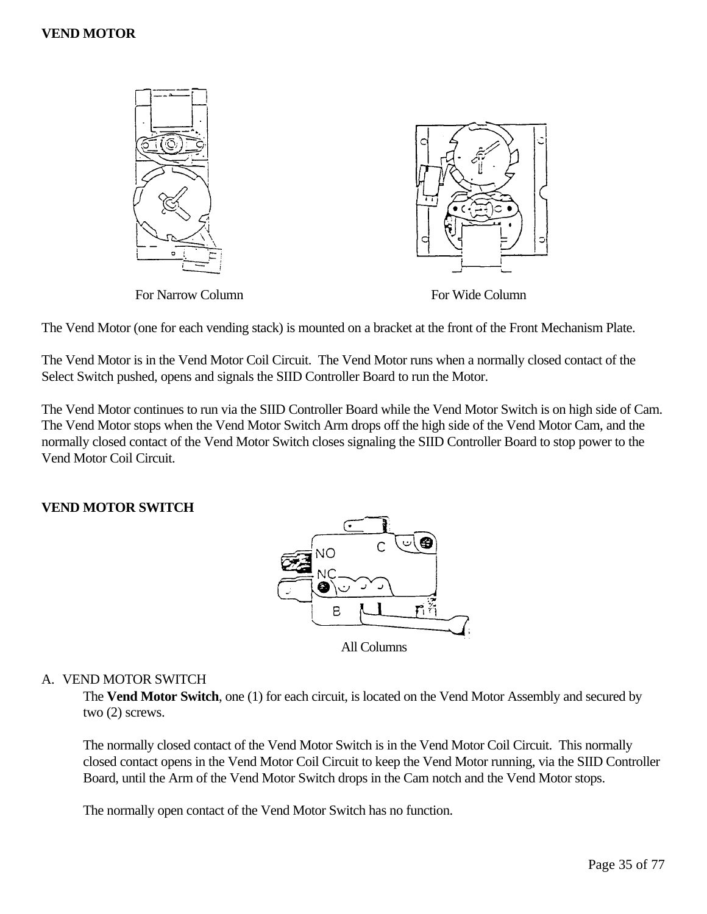**VEND MOTOR**

For Narrow Column

For Wide Column

The Vend Motor (one for each vending stack) is mounted on a bracket at the front of the Front Mechanism Plate.

The Vend Motor is in the Vend Motor Coil Circuit. The Vend Motor runs when a normally closed contact of the Select Switch pushed, opens and signals the SIID Controller Board to run the Motor.

The Vend Motor continues to run via the SIID Controller Board while the Vend Motor Switch is on high side of Cam. The Vend Motor stops when the Vend Motor Switch Arm drops off the high side of the Vend Motor Cam, and the normally closed contact of the Vend Motor Switch closes signaling the SIID Controller Board to stop power to the Vend Motor Coil Circuit.

**VEND MOTOR SWITCH**

All Columns

A. VEND MOTOR SWITCH

The **Vend Motor Switch**, one (1) for each circuit, is located on the Vend Motor Assembly and secured by two (2) screws.

The normally closed contact of the Vend Motor Switch is in the Vend Motor Coil Circuit. This normally closed contact opens in the Vend Motor Coil Circuit to keep the Vend Motor running, via the SIID Controller Board, until the Arm of the Vend Motor Switch drops in the Cam notch and the Vend Motor stops.

The normally open contact of the Vend Motor Switch has no function.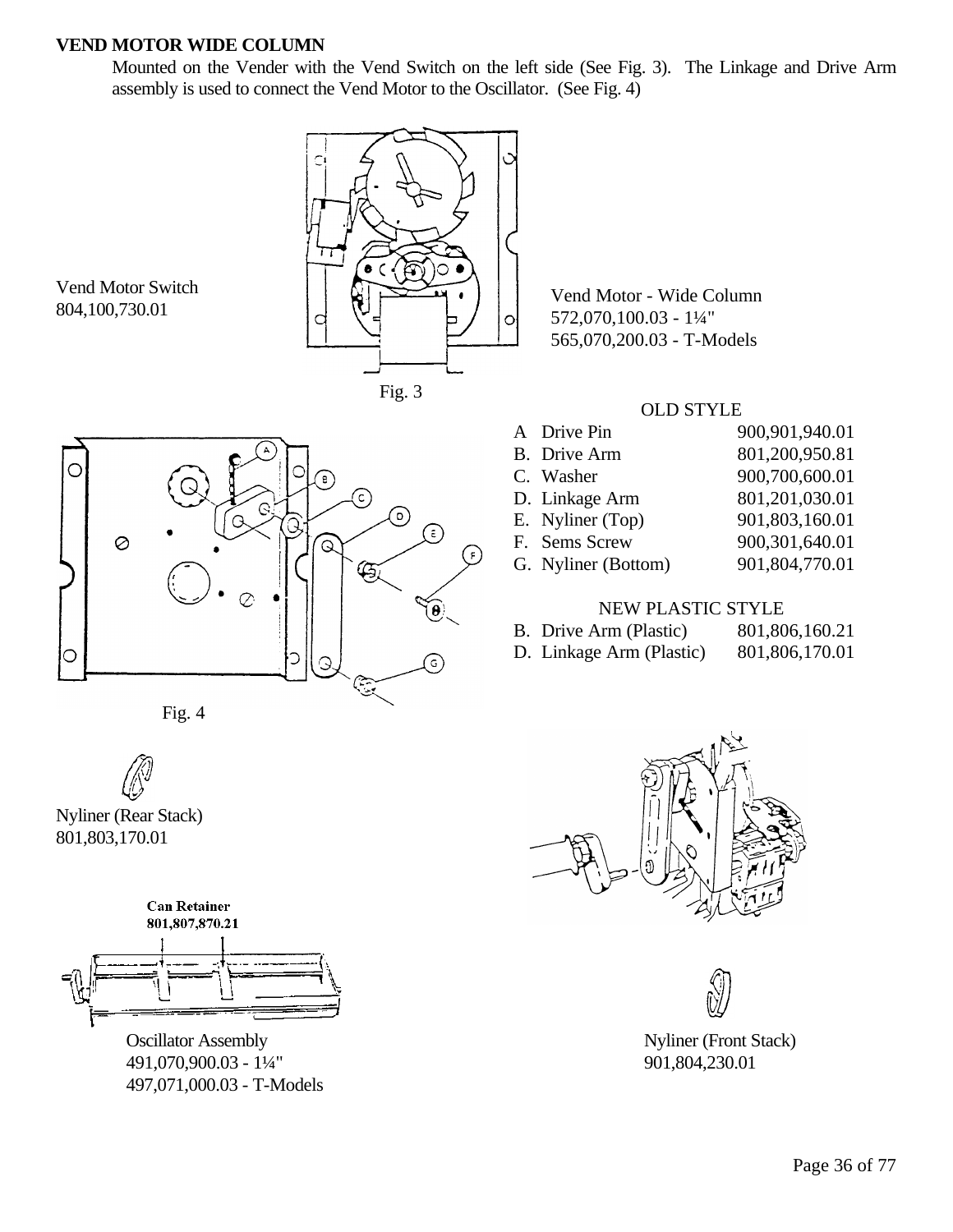**VEND MOTOR WIDE COLUMN**

Mounted on the Vender with the Vend Switch on the left side (See Fig. 3). The Linkage and Drive Arm assembly is used to connect the Vend Motor to the Oscillator. (See Fig. 4)

Vend Motor Switch
804,100,730.01

Vend Motor - Wide Column
572,070,100.03 - 1¼"
565,070,200.03 - T-Models

Fig. 3

OLD STYLE

| | Part | Number |
|---|---|---|
| A | Drive Pin | 900,901,940.01 |
| B. | Drive Arm | 801,200,950.81 |
| C. | Washer | 900,700,600.01 |
| D. | Linkage Arm | 801,201,030.01 |
| E. | Nyliner (Top) | 901,803,160.01 |
| F. | Sems Screw | 900,301,640.01 |
| G. | Nyliner (Bottom) | 901,804,770.01 |

NEW PLASTIC STYLE

| | Part | Number |
|---|---|---|
| B. | Drive Arm (Plastic) | 801,806,160.21 |
| D. | Linkage Arm (Plastic) | 801,806,170.01 |

Fig. 4

Nyliner (Rear Stack)
801,803,170.01

**Can Retainer**
**801,807,870.21**

Oscillator Assembly
491,070,900.03 - 1¼"
497,071,000.03 - T-Models

Nyliner (Front Stack)
901,804,230.01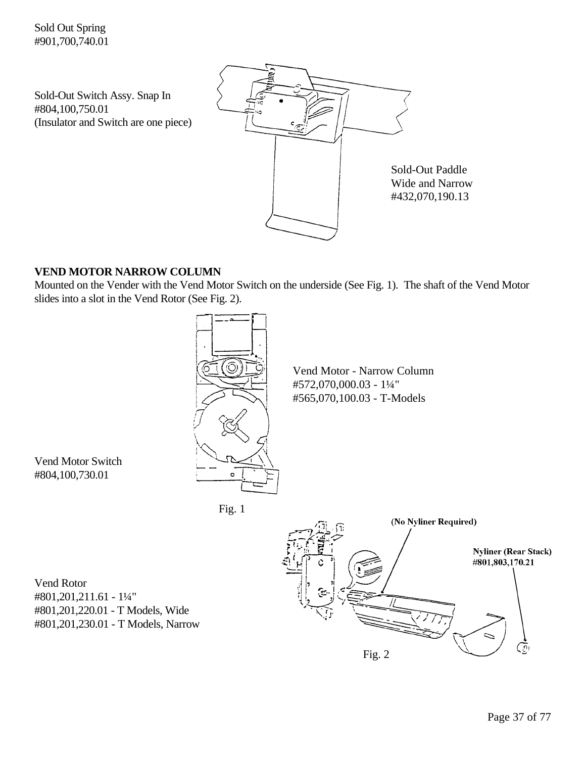Sold Out Spring
#901,700,740.01

Sold-Out Switch Assy. Snap In
#804,100,750.01
(Insulator and Switch are one piece)

Sold-Out Paddle
Wide and Narrow
#432,070,190.13

**VEND MOTOR NARROW COLUMN**

Mounted on the Vender with the Vend Motor Switch on the underside (See Fig. 1). The shaft of the Vend Motor slides into a slot in the Vend Rotor (See Fig. 2).

Vend Motor - Narrow Column
#572,070,000.03 - 1¼"
#565,070,100.03 - T-Models

Vend Motor Switch
#804,100,730.01

Fig. 1

(No Nyliner Required)

Nyliner (Rear Stack)
#801,803,170.21

Vend Rotor
#801,201,211.61 - 1¼"
#801,201,220.01 - T Models, Wide
#801,201,230.01 - T Models, Narrow

Fig. 2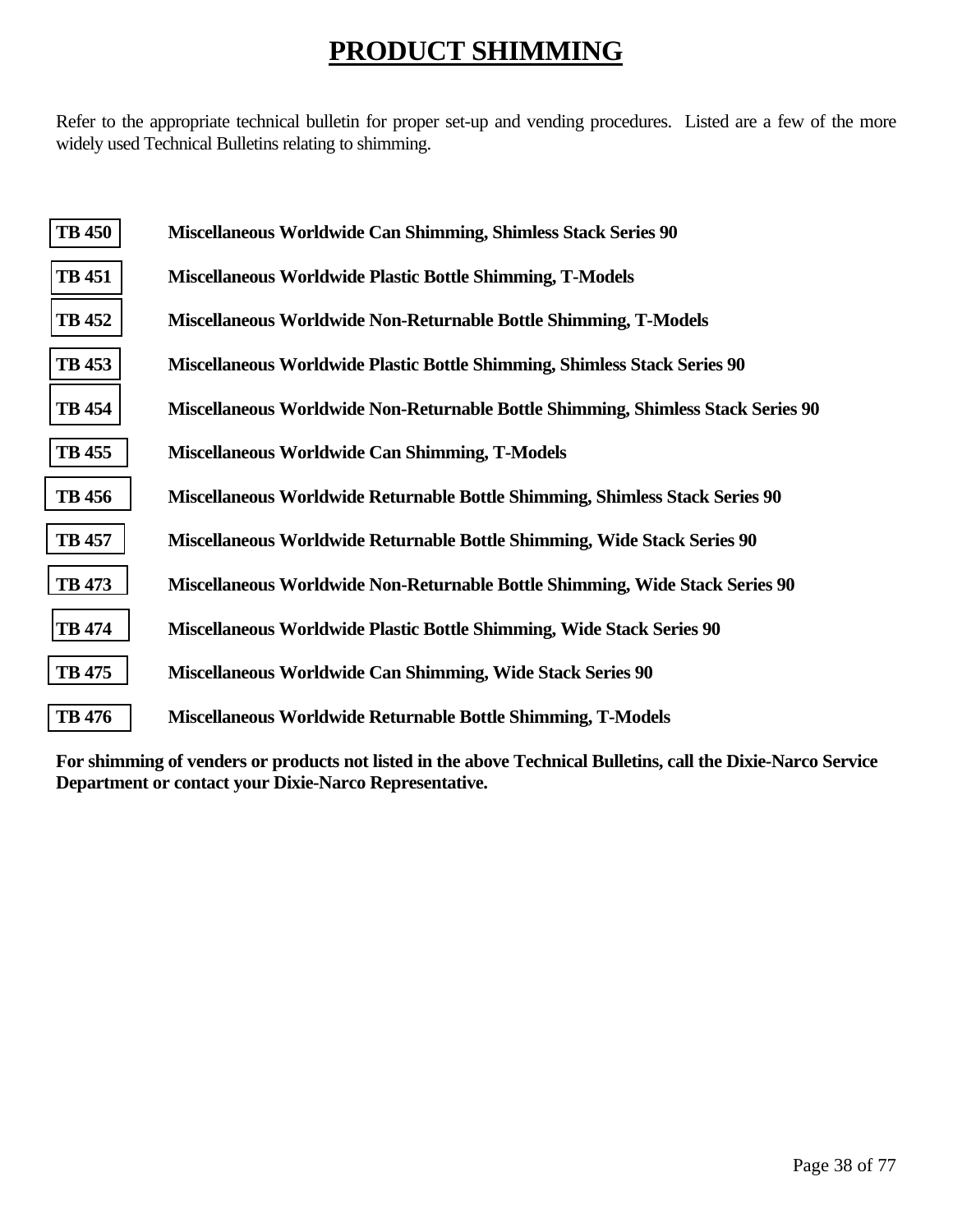# PRODUCT SHIMMING

Refer to the appropriate technical bulletin for proper set-up and vending procedures. Listed are a few of the more widely used Technical Bulletins relating to shimming.

| | |
|---|---|
| **TB 450** | **Miscellaneous Worldwide Can Shimming, Shimless Stack Series 90** |
| **TB 451** | **Miscellaneous Worldwide Plastic Bottle Shimming, T-Models** |
| **TB 452** | **Miscellaneous Worldwide Non-Returnable Bottle Shimming, T-Models** |
| **TB 453** | **Miscellaneous Worldwide Plastic Bottle Shimming, Shimless Stack Series 90** |
| **TB 454** | **Miscellaneous Worldwide Non-Returnable Bottle Shimming, Shimless Stack Series 90** |
| **TB 455** | **Miscellaneous Worldwide Can Shimming, T-Models** |
| **TB 456** | **Miscellaneous Worldwide Returnable Bottle Shimming, Shimless Stack Series 90** |
| **TB 457** | **Miscellaneous Worldwide Returnable Bottle Shimming, Wide Stack Series 90** |
| **TB 473** | **Miscellaneous Worldwide Non-Returnable Bottle Shimming, Wide Stack Series 90** |
| **TB 474** | **Miscellaneous Worldwide Plastic Bottle Shimming, Wide Stack Series 90** |
| **TB 475** | **Miscellaneous Worldwide Can Shimming, Wide Stack Series 90** |
| **TB 476** | **Miscellaneous Worldwide Returnable Bottle Shimming, T-Models** |

**For shimming of venders or products not listed in the above Technical Bulletins, call the Dixie-Narco Service Department or contact your Dixie-Narco Representative.**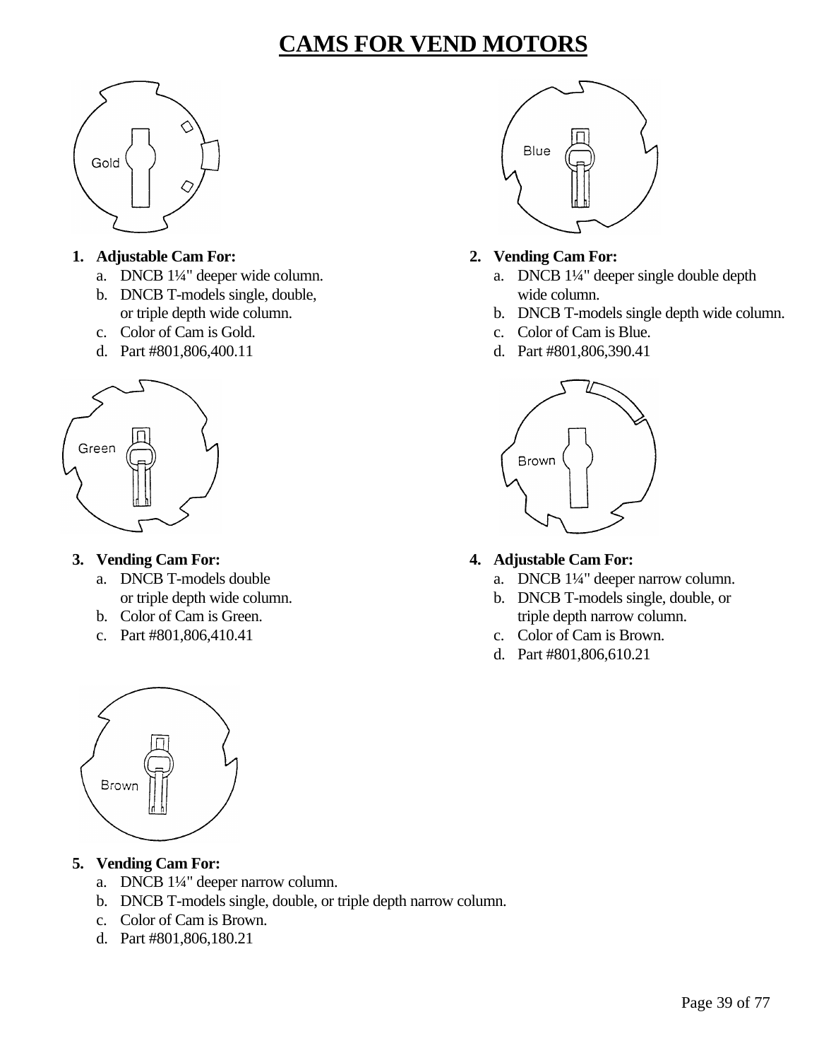# CAMS FOR VEND MOTORS

1. **Adjustable Cam For:**
    a. DNCB 1¼" deeper wide column.
    b. DNCB T-models single, double, or triple depth wide column.
    c. Color of Cam is Gold.
    d. Part #801,806,400.11

2. **Vending Cam For:**
    a. DNCB 1¼" deeper single double depth wide column.
    b. DNCB T-models single depth wide column.
    c. Color of Cam is Blue.
    d. Part #801,806,390.41

3. **Vending Cam For:**
    a. DNCB T-models double or triple depth wide column.
    b. Color of Cam is Green.
    c. Part #801,806,410.41

4. **Adjustable Cam For:**
    a. DNCB 1¼" deeper narrow column.
    b. DNCB T-models single, double, or triple depth narrow column.
    c. Color of Cam is Brown.
    d. Part #801,806,610.21

5. **Vending Cam For:**
    a. DNCB 1¼" deeper narrow column.
    b. DNCB T-models single, double, or triple depth narrow column.
    c. Color of Cam is Brown.
    d. Part #801,806,180.21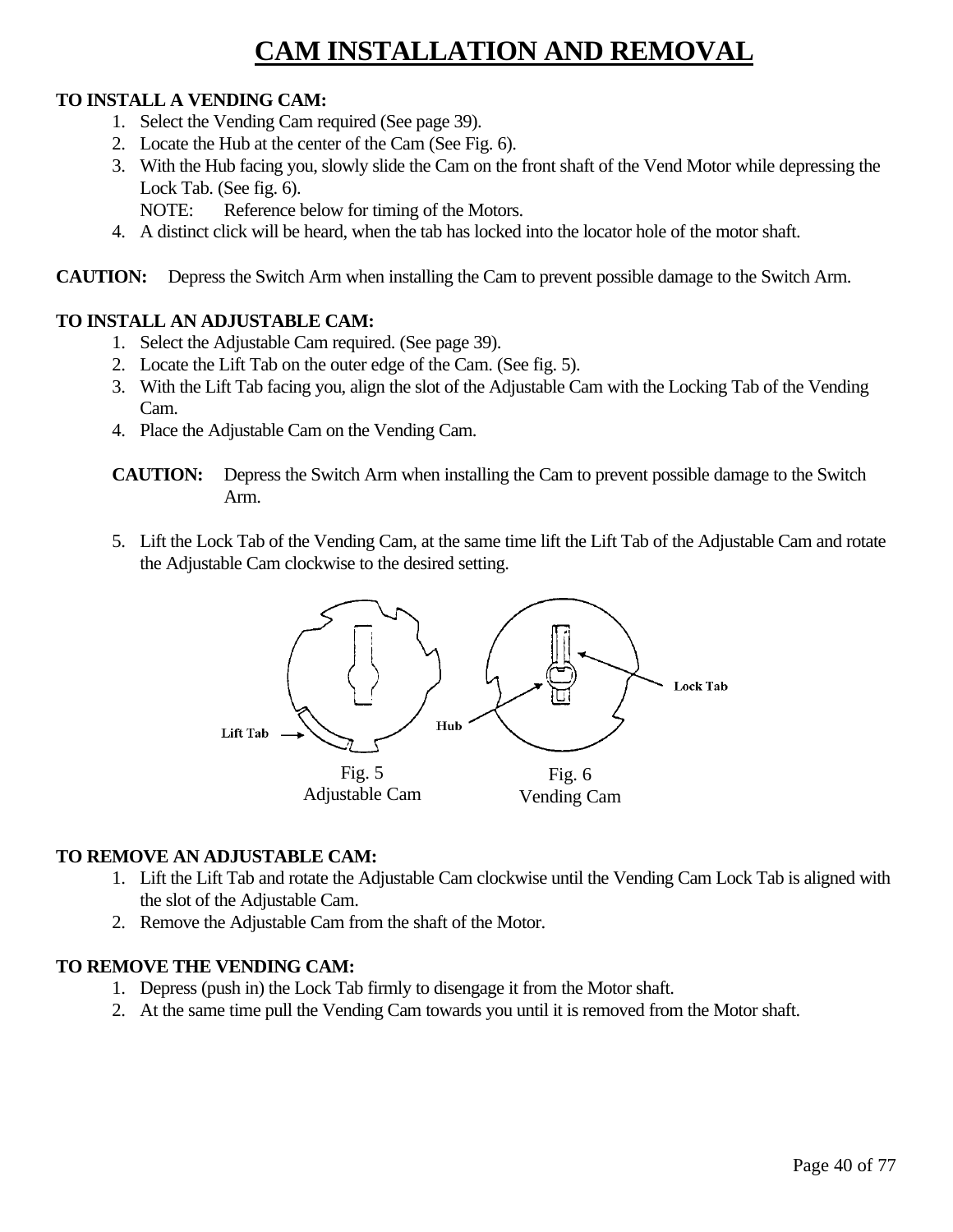# CAM INSTALLATION AND REMOVAL

**TO INSTALL A VENDING CAM:**

1. Select the Vending Cam required (See page 39).
2. Locate the Hub at the center of the Cam (See Fig. 6).
3. With the Hub facing you, slowly slide the Cam on the front shaft of the Vend Motor while depressing the Lock Tab. (See fig. 6).
   NOTE: Reference below for timing of the Motors.
4. A distinct click will be heard, when the tab has locked into the locator hole of the motor shaft.

**CAUTION:** Depress the Switch Arm when installing the Cam to prevent possible damage to the Switch Arm.

**TO INSTALL AN ADJUSTABLE CAM:**

1. Select the Adjustable Cam required. (See page 39).
2. Locate the Lift Tab on the outer edge of the Cam. (See fig. 5).
3. With the Lift Tab facing you, align the slot of the Adjustable Cam with the Locking Tab of the Vending Cam.
4. Place the Adjustable Cam on the Vending Cam.

   **CAUTION:** Depress the Switch Arm when installing the Cam to prevent possible damage to the Switch Arm.

5. Lift the Lock Tab of the Vending Cam, at the same time lift the Lift Tab of the Adjustable Cam and rotate the Adjustable Cam clockwise to the desired setting.

Lift Tab — Hub — Lock Tab

Fig. 5
Adjustable Cam

Fig. 6
Vending Cam

**TO REMOVE AN ADJUSTABLE CAM:**

1. Lift the Lift Tab and rotate the Adjustable Cam clockwise until the Vending Cam Lock Tab is aligned with the slot of the Adjustable Cam.
2. Remove the Adjustable Cam from the shaft of the Motor.

**TO REMOVE THE VENDING CAM:**

1. Depress (push in) the Lock Tab firmly to disengage it from the Motor shaft.
2. At the same time pull the Vending Cam towards you until it is removed from the Motor shaft.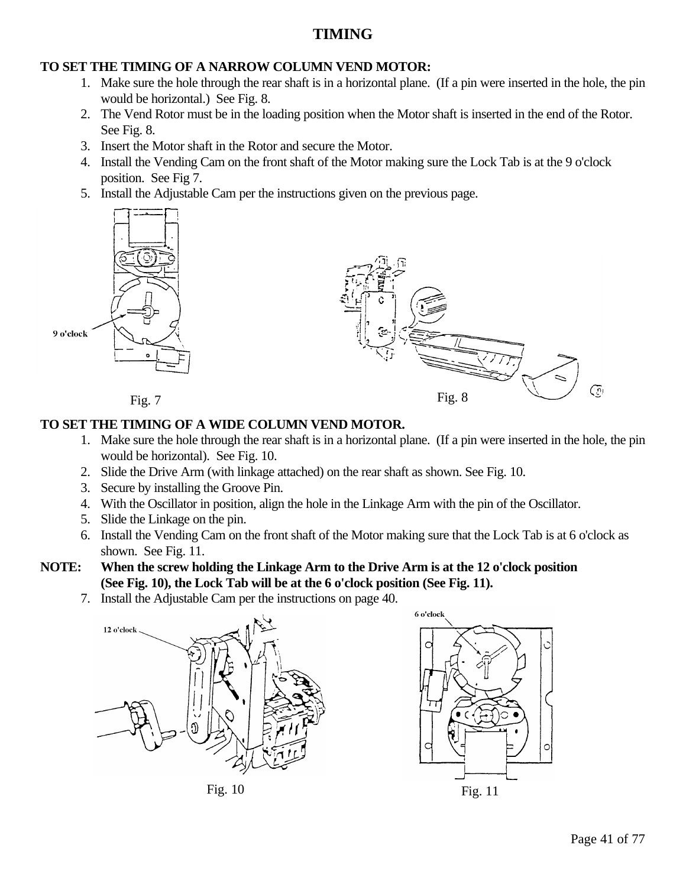# TIMING

**TO SET THE TIMING OF A NARROW COLUMN VEND MOTOR:**

1. Make sure the hole through the rear shaft is in a horizontal plane. (If a pin were inserted in the hole, the pin would be horizontal.) See Fig. 8.
2. The Vend Rotor must be in the loading position when the Motor shaft is inserted in the end of the Rotor. See Fig. 8.
3. Insert the Motor shaft in the Rotor and secure the Motor.
4. Install the Vending Cam on the front shaft of the Motor making sure the Lock Tab is at the 9 o'clock position. See Fig 7.
5. Install the Adjustable Cam per the instructions given on the previous page.

9 o'clock

Fig. 7

Fig. 8

**TO SET THE TIMING OF A WIDE COLUMN VEND MOTOR.**

1. Make sure the hole through the rear shaft is in a horizontal plane. (If a pin were inserted in the hole, the pin would be horizontal). See Fig. 10.
2. Slide the Drive Arm (with linkage attached) on the rear shaft as shown. See Fig. 10.
3. Secure by installing the Groove Pin.
4. With the Oscillator in position, align the hole in the Linkage Arm with the pin of the Oscillator.
5. Slide the Linkage on the pin.
6. Install the Vending Cam on the front shaft of the Motor making sure that the Lock Tab is at 6 o'clock as shown. See Fig. 11.

**NOTE: When the screw holding the Linkage Arm to the Drive Arm is at the 12 o'clock position (See Fig. 10), the Lock Tab will be at the 6 o'clock position (See Fig. 11).**

7. Install the Adjustable Cam per the instructions on page 40.

12 o'clock

6 o'clock

Fig. 10

Fig. 11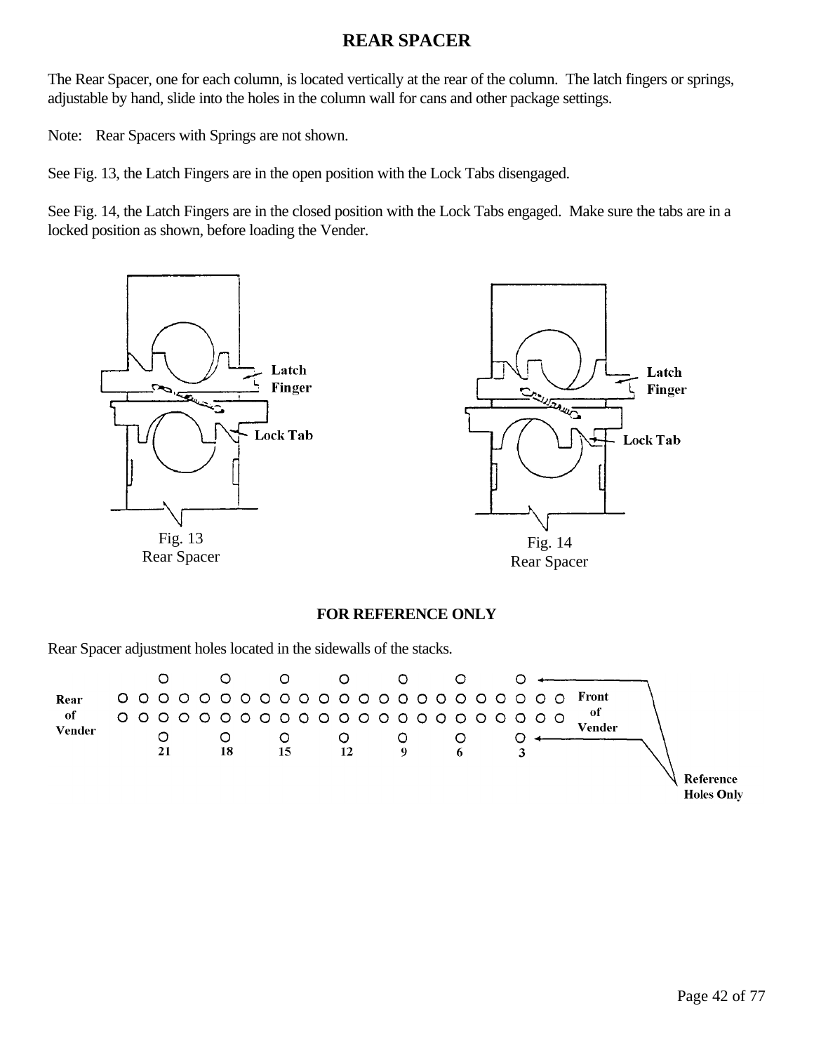# REAR SPACER

The Rear Spacer, one for each column, is located vertically at the rear of the column. The latch fingers or springs, adjustable by hand, slide into the holes in the column wall for cans and other package settings.

Note: Rear Spacers with Springs are not shown.

See Fig. 13, the Latch Fingers are in the open position with the Lock Tabs disengaged.

See Fig. 14, the Latch Fingers are in the closed position with the Lock Tabs engaged. Make sure the tabs are in a locked position as shown, before loading the Vender.

Latch Finger

Lock Tab

Fig. 13
Rear Spacer

Latch Finger

Lock Tab

Fig. 14
Rear Spacer

**FOR REFERENCE ONLY**

Rear Spacer adjustment holes located in the sidewalls of the stacks.

Rear of Vender

Front of Vender

21 18 15 12 9 6 3

Reference Holes Only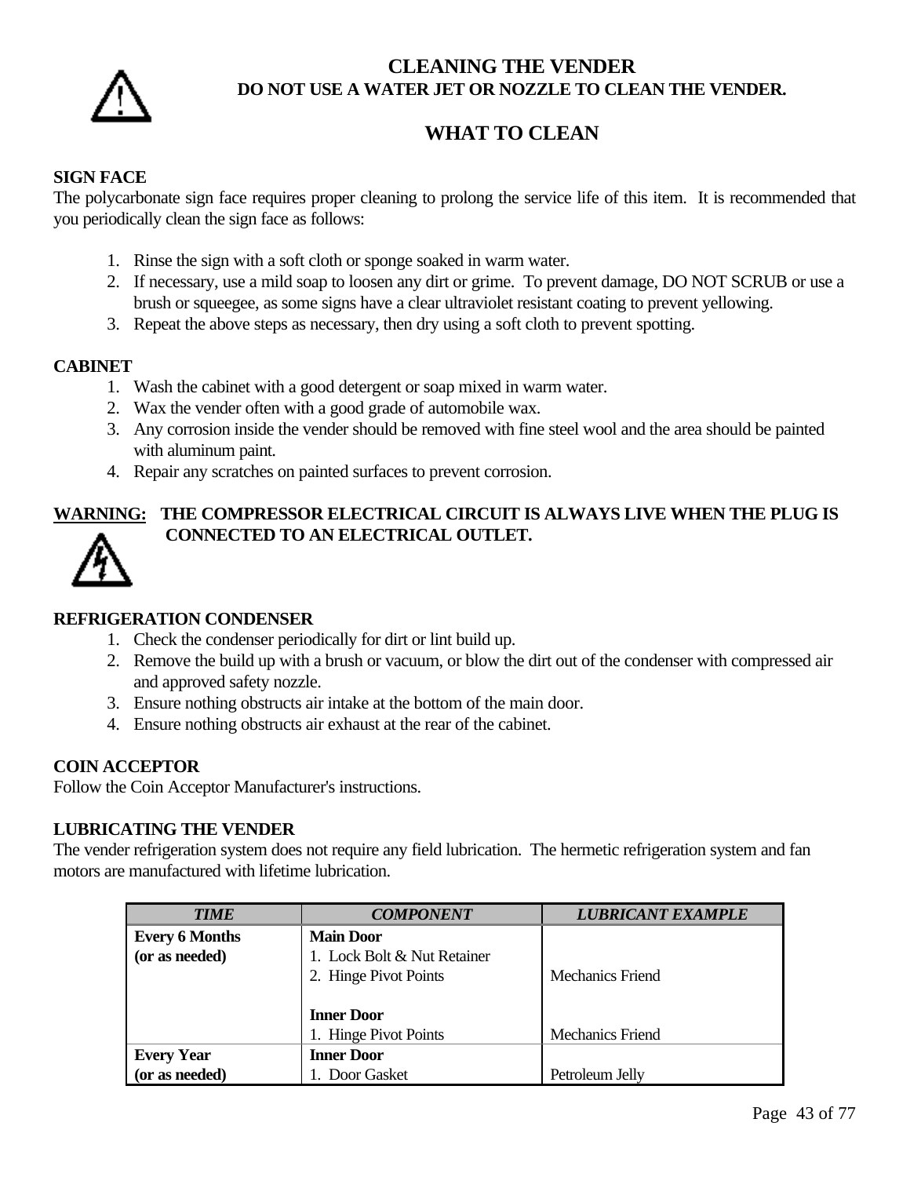# CLEANING THE VENDER

**DO NOT USE A WATER JET OR NOZZLE TO CLEAN THE VENDER.**

## WHAT TO CLEAN

### SIGN FACE

The polycarbonate sign face requires proper cleaning to prolong the service life of this item. It is recommended that you periodically clean the sign face as follows:

1. Rinse the sign with a soft cloth or sponge soaked in warm water.
2. If necessary, use a mild soap to loosen any dirt or grime. To prevent damage, DO NOT SCRUB or use a brush or squeegee, as some signs have a clear ultraviolet resistant coating to prevent yellowing.
3. Repeat the above steps as necessary, then dry using a soft cloth to prevent spotting.

### CABINET

1. Wash the cabinet with a good detergent or soap mixed in warm water.
2. Wax the vender often with a good grade of automobile wax.
3. Any corrosion inside the vender should be removed with fine steel wool and the area should be painted with aluminum paint.
4. Repair any scratches on painted surfaces to prevent corrosion.

**WARNING: THE COMPRESSOR ELECTRICAL CIRCUIT IS ALWAYS LIVE WHEN THE PLUG IS CONNECTED TO AN ELECTRICAL OUTLET.**

### REFRIGERATION CONDENSER

1. Check the condenser periodically for dirt or lint build up.
2. Remove the build up with a brush or vacuum, or blow the dirt out of the condenser with compressed air and approved safety nozzle.
3. Ensure nothing obstructs air intake at the bottom of the main door.
4. Ensure nothing obstructs air exhaust at the rear of the cabinet.

### COIN ACCEPTOR

Follow the Coin Acceptor Manufacturer's instructions.

### LUBRICATING THE VENDER

The vender refrigeration system does not require any field lubrication. The hermetic refrigeration system and fan motors are manufactured with lifetime lubrication.

| *TIME* | *COMPONENT* | *LUBRICANT EXAMPLE* |
|---|---|---|
| **Every 6 Months (or as needed)** | **Main Door**<br>1. Lock Bolt & Nut Retainer<br>2. Hinge Pivot Points | Mechanics Friend |
| | **Inner Door**<br>1. Hinge Pivot Points | Mechanics Friend |
| **Every Year (or as needed)** | **Inner Door**<br>1. Door Gasket | Petroleum Jelly |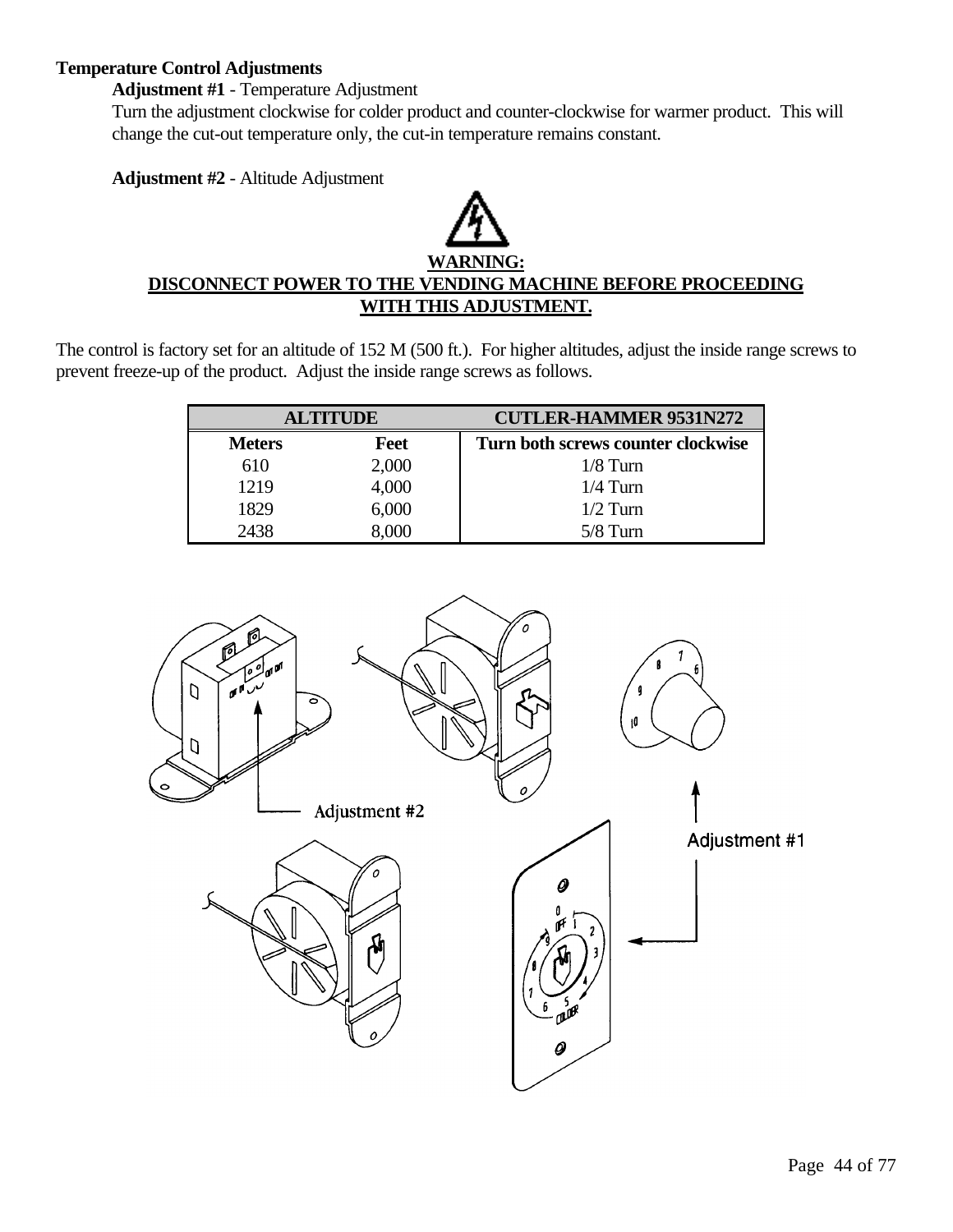**Temperature Control Adjustments**

**Adjustment #1** - Temperature Adjustment

Turn the adjustment clockwise for colder product and counter-clockwise for warmer product. This will change the cut-out temperature only, the cut-in temperature remains constant.

**Adjustment #2** - Altitude Adjustment

**WARNING:**
**DISCONNECT POWER TO THE VENDING MACHINE BEFORE PROCEEDING WITH THIS ADJUSTMENT.**

The control is factory set for an altitude of 152 M (500 ft.). For higher altitudes, adjust the inside range screws to prevent freeze-up of the product. Adjust the inside range screws as follows.

| ALTITUDE | | CUTLER-HAMMER 9531N272 |
|---|---|---|
| **Meters** | **Feet** | **Turn both screws counter clockwise** |
| 610 | 2,000 | 1/8 Turn |
| 1219 | 4,000 | 1/4 Turn |
| 1829 | 6,000 | 1/2 Turn |
| 2438 | 8,000 | 5/8 Turn |

Adjustment #2

Adjustment #1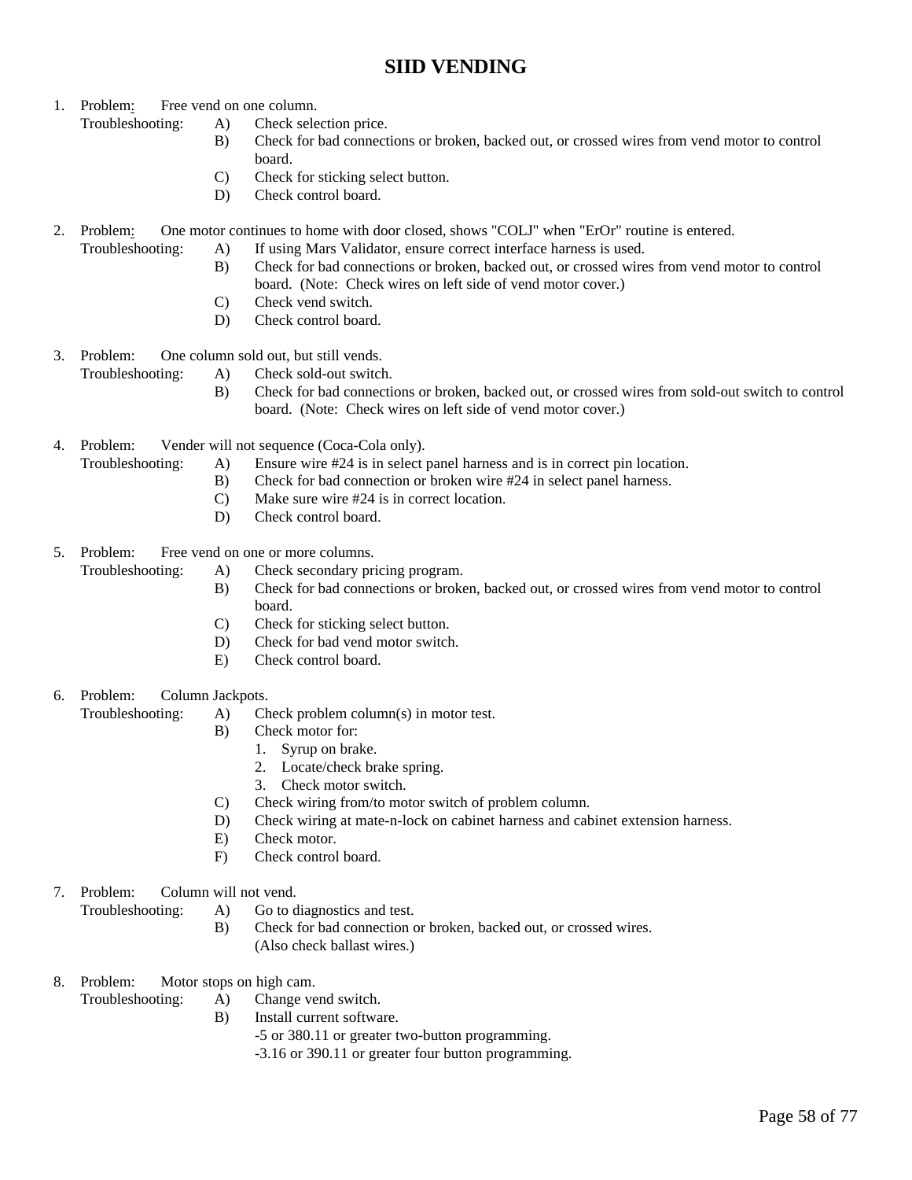# SIID VENDING

1. Problem: Free vend on one column.
   Troubleshooting:
   - A) Check selection price.
   - B) Check for bad connections or broken, backed out, or crossed wires from vend motor to control board.
   - C) Check for sticking select button.
   - D) Check control board.

2. Problem: One motor continues to home with door closed, shows "COLJ" when "ErOr" routine is entered.
   Troubleshooting:
   - A) If using Mars Validator, ensure correct interface harness is used.
   - B) Check for bad connections or broken, backed out, or crossed wires from vend motor to control board. (Note: Check wires on left side of vend motor cover.)
   - C) Check vend switch.
   - D) Check control board.

3. Problem: One column sold out, but still vends.
   Troubleshooting:
   - A) Check sold-out switch.
   - B) Check for bad connections or broken, backed out, or crossed wires from sold-out switch to control board. (Note: Check wires on left side of vend motor cover.)

4. Problem: Vender will not sequence (Coca-Cola only).
   Troubleshooting:
   - A) Ensure wire #24 is in select panel harness and is in correct pin location.
   - B) Check for bad connection or broken wire #24 in select panel harness.
   - C) Make sure wire #24 is in correct location.
   - D) Check control board.

5. Problem: Free vend on one or more columns.
   Troubleshooting:
   - A) Check secondary pricing program.
   - B) Check for bad connections or broken, backed out, or crossed wires from vend motor to control board.
   - C) Check for sticking select button.
   - D) Check for bad vend motor switch.
   - E) Check control board.

6. Problem: Column Jackpots.
   Troubleshooting:
   - A) Check problem column(s) in motor test.
   - B) Check motor for:
     1. Syrup on brake.
     2. Locate/check brake spring.
     3. Check motor switch.
   - C) Check wiring from/to motor switch of problem column.
   - D) Check wiring at mate-n-lock on cabinet harness and cabinet extension harness.
   - E) Check motor.
   - F) Check control board.

7. Problem: Column will not vend.
   Troubleshooting:
   - A) Go to diagnostics and test.
   - B) Check for bad connection or broken, backed out, or crossed wires. (Also check ballast wires.)

8. Problem: Motor stops on high cam.
   Troubleshooting:
   - A) Change vend switch.
   - B) Install current software.
     - -5 or 380.11 or greater two-button programming.
     - -3.16 or 390.11 or greater four button programming.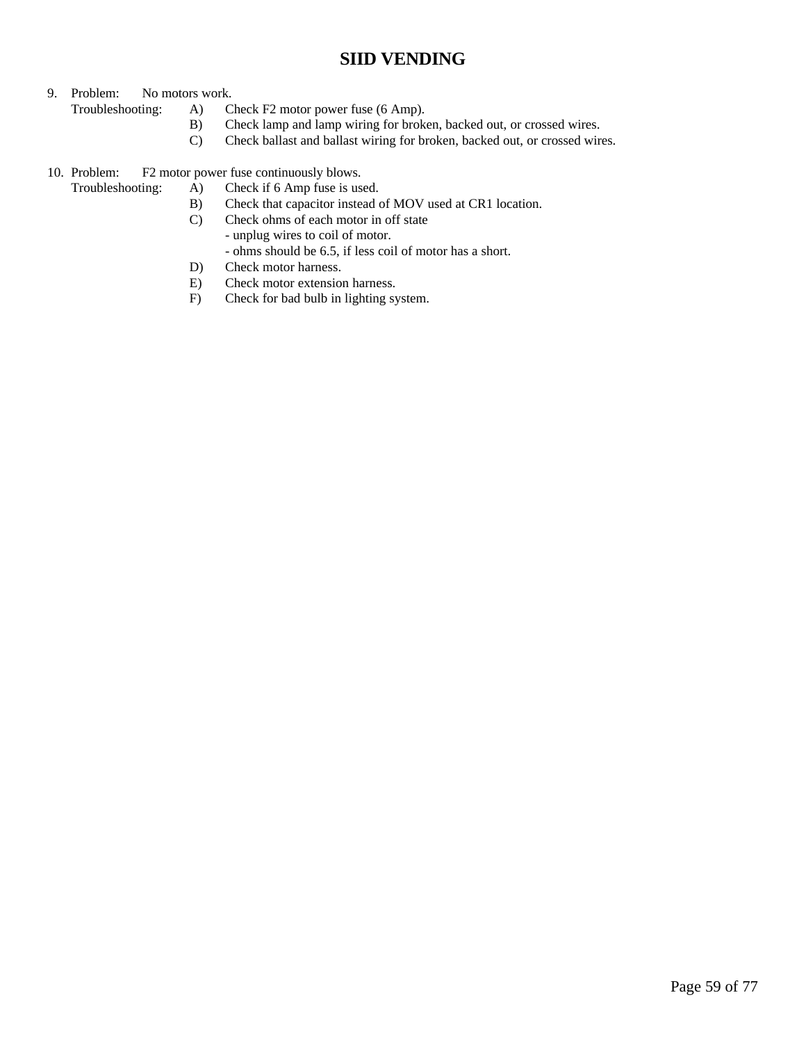# SIID VENDING

9. Problem: No motors work.

   Troubleshooting:
   - A) Check F2 motor power fuse (6 Amp).
   - B) Check lamp and lamp wiring for broken, backed out, or crossed wires.
   - C) Check ballast and ballast wiring for broken, backed out, or crossed wires.

10. Problem: F2 motor power fuse continuously blows.

    Troubleshooting:
    - A) Check if 6 Amp fuse is used.
    - B) Check that capacitor instead of MOV used at CR1 location.
    - C) Check ohms of each motor in off state
      - unplug wires to coil of motor.
      - ohms should be 6.5, if less coil of motor has a short.
    - D) Check motor harness.
    - E) Check motor extension harness.
    - F) Check for bad bulb in lighting system.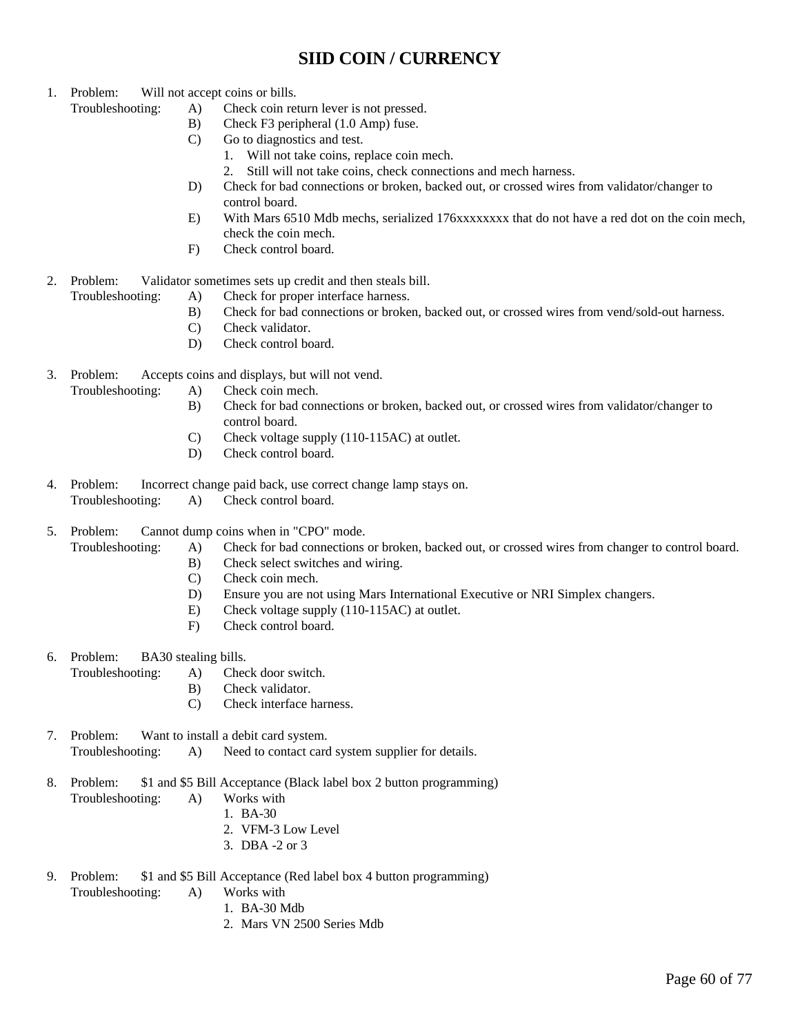# SIID COIN / CURRENCY

1. Problem: Will not accept coins or bills.
   Troubleshooting:
   - A) Check coin return lever is not pressed.
   - B) Check F3 peripheral (1.0 Amp) fuse.
   - C) Go to diagnostics and test.
     1. Will not take coins, replace coin mech.
     2. Still will not take coins, check connections and mech harness.
   - D) Check for bad connections or broken, backed out, or crossed wires from validator/changer to control board.
   - E) With Mars 6510 Mdb mechs, serialized 176xxxxxxxx that do not have a red dot on the coin mech, check the coin mech.
   - F) Check control board.

2. Problem: Validator sometimes sets up credit and then steals bill.
   Troubleshooting:
   - A) Check for proper interface harness.
   - B) Check for bad connections or broken, backed out, or crossed wires from vend/sold-out harness.
   - C) Check validator.
   - D) Check control board.

3. Problem: Accepts coins and displays, but will not vend.
   Troubleshooting:
   - A) Check coin mech.
   - B) Check for bad connections or broken, backed out, or crossed wires from validator/changer to control board.
   - C) Check voltage supply (110-115AC) at outlet.
   - D) Check control board.

4. Problem: Incorrect change paid back, use correct change lamp stays on.
   Troubleshooting:
   - A) Check control board.

5. Problem: Cannot dump coins when in "CPO" mode.
   Troubleshooting:
   - A) Check for bad connections or broken, backed out, or crossed wires from changer to control board.
   - B) Check select switches and wiring.
   - C) Check coin mech.
   - D) Ensure you are not using Mars International Executive or NRI Simplex changers.
   - E) Check voltage supply (110-115AC) at outlet.
   - F) Check control board.

6. Problem: BA30 stealing bills.
   Troubleshooting:
   - A) Check door switch.
   - B) Check validator.
   - C) Check interface harness.

7. Problem: Want to install a debit card system.
   Troubleshooting:
   - A) Need to contact card system supplier for details.

8. Problem: $1 and $5 Bill Acceptance (Black label box 2 button programming)
   Troubleshooting:
   - A) Works with
     1. BA-30
     2. VFM-3 Low Level
     3. DBA -2 or 3

9. Problem: $1 and $5 Bill Acceptance (Red label box 4 button programming)
   Troubleshooting:
   - A) Works with
     1. BA-30 Mdb
     2. Mars VN 2500 Series Mdb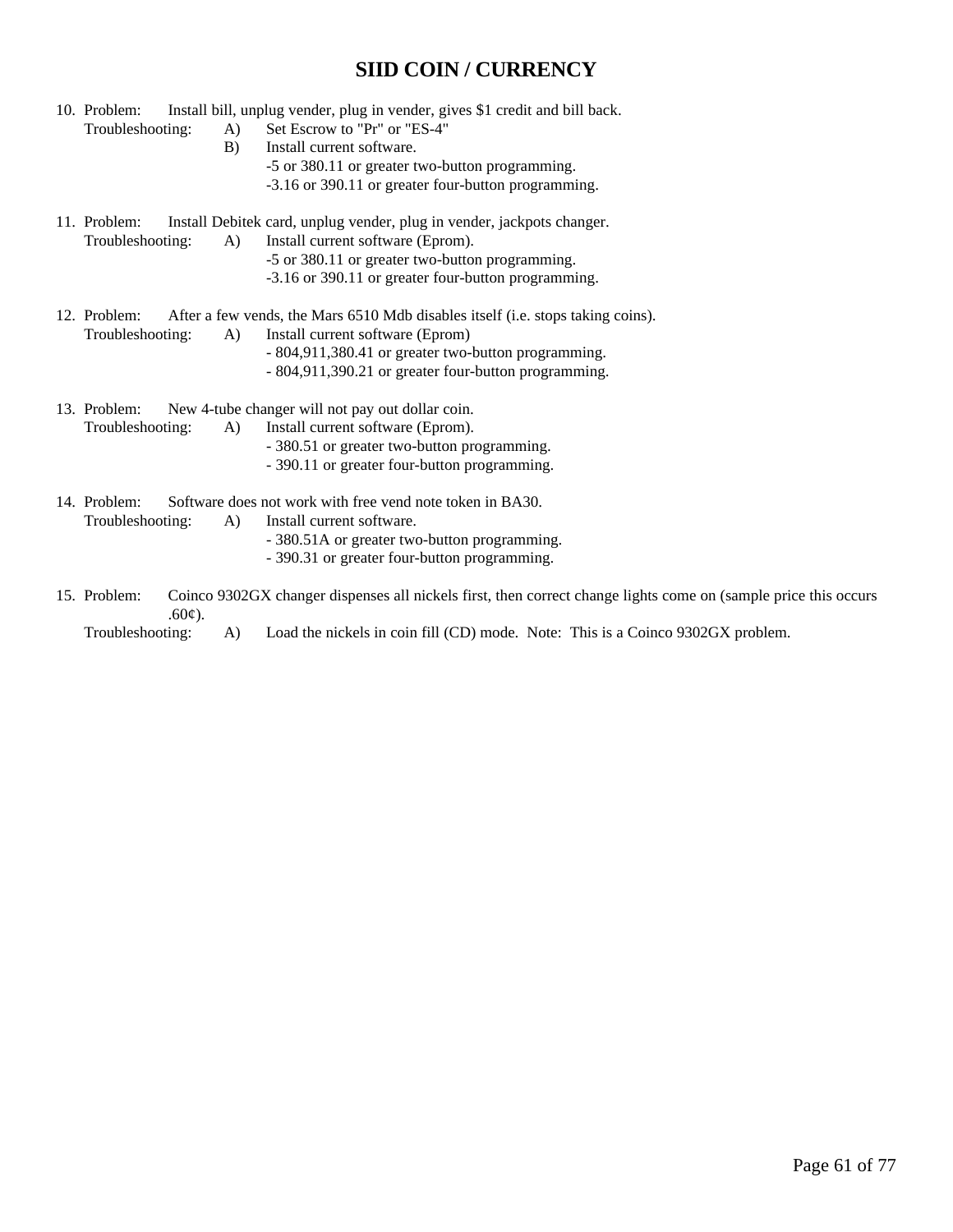# SIID COIN / CURRENCY

10. Problem: Install bill, unplug vender, plug in vender, gives $1 credit and bill back.
    Troubleshooting:
    A) Set Escrow to "Pr" or "ES-4"
    B) Install current software.
       -5 or 380.11 or greater two-button programming.
       -3.16 or 390.11 or greater four-button programming.

11. Problem: Install Debitek card, unplug vender, plug in vender, jackpots changer.
    Troubleshooting:
    A) Install current software (Eprom).
       -5 or 380.11 or greater two-button programming.
       -3.16 or 390.11 or greater four-button programming.

12. Problem: After a few vends, the Mars 6510 Mdb disables itself (i.e. stops taking coins).
    Troubleshooting:
    A) Install current software (Eprom)
       - 804,911,380.41 or greater two-button programming.
       - 804,911,390.21 or greater four-button programming.

13. Problem: New 4-tube changer will not pay out dollar coin.
    Troubleshooting:
    A) Install current software (Eprom).
       - 380.51 or greater two-button programming.
       - 390.11 or greater four-button programming.

14. Problem: Software does not work with free vend note token in BA30.
    Troubleshooting:
    A) Install current software.
       - 380.51A or greater two-button programming.
       - 390.31 or greater four-button programming.

15. Problem: Coinco 9302GX changer dispenses all nickels first, then correct change lights come on (sample price this occurs .60¢).
    Troubleshooting:
    A) Load the nickels in coin fill (CD) mode. Note: This is a Coinco 9302GX problem.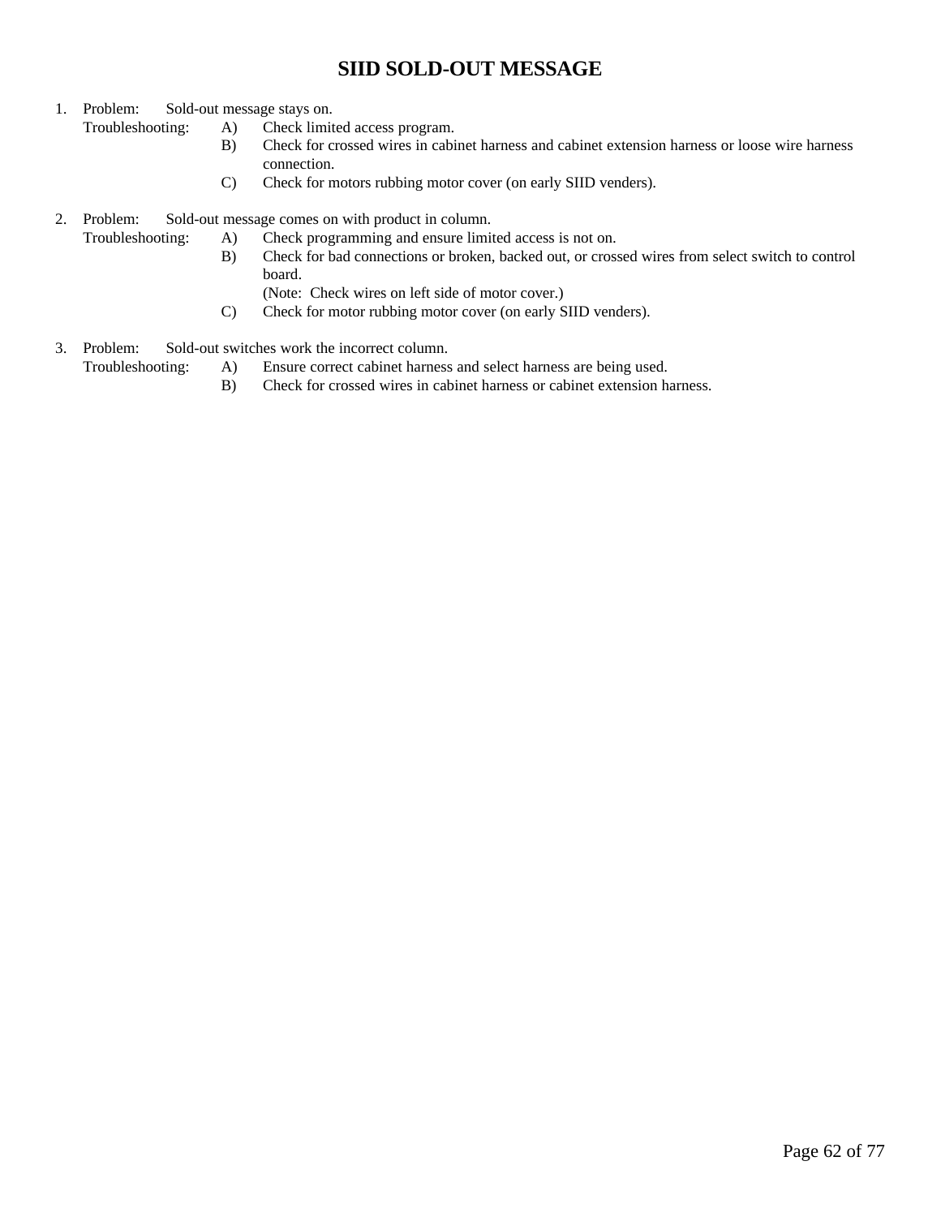# SIID SOLD-OUT MESSAGE

1. Problem: Sold-out message stays on.
   Troubleshooting:
   - A) Check limited access program.
   - B) Check for crossed wires in cabinet harness and cabinet extension harness or loose wire harness connection.
   - C) Check for motors rubbing motor cover (on early SIID venders).

2. Problem: Sold-out message comes on with product in column.
   Troubleshooting:
   - A) Check programming and ensure limited access is not on.
   - B) Check for bad connections or broken, backed out, or crossed wires from select switch to control board.
     (Note: Check wires on left side of motor cover.)
   - C) Check for motor rubbing motor cover (on early SIID venders).

3. Problem: Sold-out switches work the incorrect column.
   Troubleshooting:
   - A) Ensure correct cabinet harness and select harness are being used.
   - B) Check for crossed wires in cabinet harness or cabinet extension harness.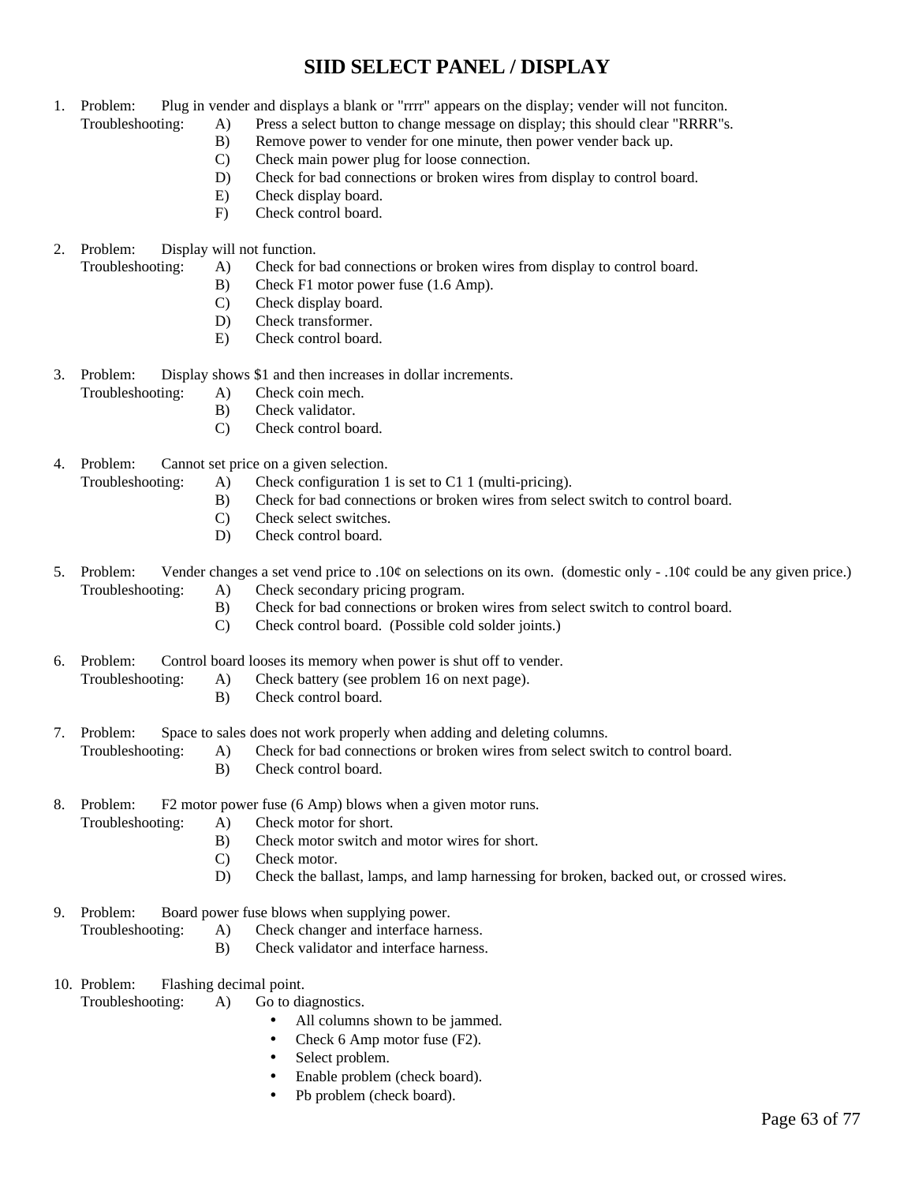# SIID SELECT PANEL / DISPLAY

1. Problem: Plug in vender and displays a blank or "rrrr" appears on the display; vender will not funciton.
   Troubleshooting:
   - A) Press a select button to change message on display; this should clear "RRRR"s.
   - B) Remove power to vender for one minute, then power vender back up.
   - C) Check main power plug for loose connection.
   - D) Check for bad connections or broken wires from display to control board.
   - E) Check display board.
   - F) Check control board.

2. Problem: Display will not function.
   Troubleshooting:
   - A) Check for bad connections or broken wires from display to control board.
   - B) Check F1 motor power fuse (1.6 Amp).
   - C) Check display board.
   - D) Check transformer.
   - E) Check control board.

3. Problem: Display shows $1 and then increases in dollar increments.
   Troubleshooting:
   - A) Check coin mech.
   - B) Check validator.
   - C) Check control board.

4. Problem: Cannot set price on a given selection.
   Troubleshooting:
   - A) Check configuration 1 is set to C1 1 (multi-pricing).
   - B) Check for bad connections or broken wires from select switch to control board.
   - C) Check select switches.
   - D) Check control board.

5. Problem: Vender changes a set vend price to .10¢ on selections on its own. (domestic only - .10¢ could be any given price.)
   Troubleshooting:
   - A) Check secondary pricing program.
   - B) Check for bad connections or broken wires from select switch to control board.
   - C) Check control board. (Possible cold solder joints.)

6. Problem: Control board looses its memory when power is shut off to vender.
   Troubleshooting:
   - A) Check battery (see problem 16 on next page).
   - B) Check control board.

7. Problem: Space to sales does not work properly when adding and deleting columns.
   Troubleshooting:
   - A) Check for bad connections or broken wires from select switch to control board.
   - B) Check control board.

8. Problem: F2 motor power fuse (6 Amp) blows when a given motor runs.
   Troubleshooting:
   - A) Check motor for short.
   - B) Check motor switch and motor wires for short.
   - C) Check motor.
   - D) Check the ballast, lamps, and lamp harnessing for broken, backed out, or crossed wires.

9. Problem: Board power fuse blows when supplying power.
   Troubleshooting:
   - A) Check changer and interface harness.
   - B) Check validator and interface harness.

10. Problem: Flashing decimal point.
    Troubleshooting:
    - A) Go to diagnostics.
      - All columns shown to be jammed.
      - Check 6 Amp motor fuse (F2).
      - Select problem.
      - Enable problem (check board).
      - Pb problem (check board).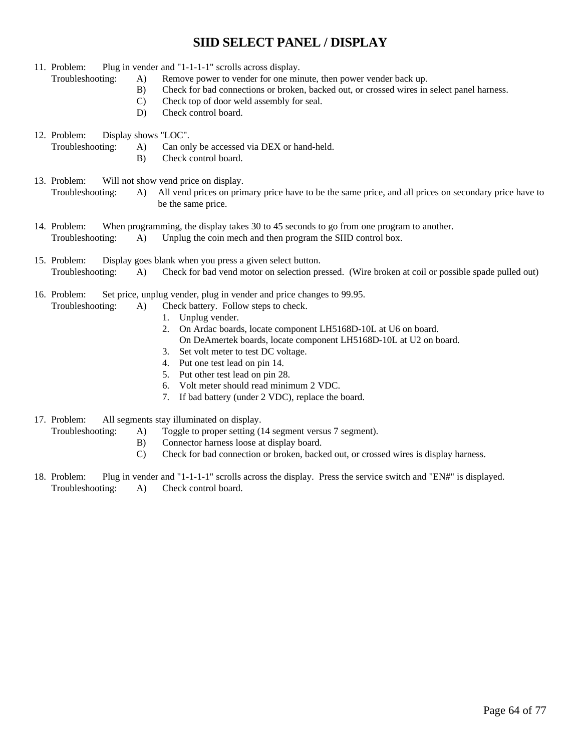# SIID SELECT PANEL / DISPLAY

11. Problem: Plug in vender and "1-1-1-1" scrolls across display.
    Troubleshooting:
    - A) Remove power to vender for one minute, then power vender back up.
    - B) Check for bad connections or broken, backed out, or crossed wires in select panel harness.
    - C) Check top of door weld assembly for seal.
    - D) Check control board.

12. Problem: Display shows "LOC".
    Troubleshooting:
    - A) Can only be accessed via DEX or hand-held.
    - B) Check control board.

13. Problem: Will not show vend price on display.
    Troubleshooting:
    - A) All vend prices on primary price have to be the same price, and all prices on secondary price have to be the same price.

14. Problem: When programming, the display takes 30 to 45 seconds to go from one program to another.
    Troubleshooting:
    - A) Unplug the coin mech and then program the SIID control box.

15. Problem: Display goes blank when you press a given select button.
    Troubleshooting:
    - A) Check for bad vend motor on selection pressed. (Wire broken at coil or possible spade pulled out)

16. Problem: Set price, unplug vender, plug in vender and price changes to 99.95.
    Troubleshooting:
    - A) Check battery. Follow steps to check.
      1. Unplug vender.
      2. On Ardac boards, locate component LH5168D-10L at U6 on board.
         On DeAmertek boards, locate component LH5168D-10L at U2 on board.
      3. Set volt meter to test DC voltage.
      4. Put one test lead on pin 14.
      5. Put other test lead on pin 28.
      6. Volt meter should read minimum 2 VDC.
      7. If bad battery (under 2 VDC), replace the board.

17. Problem: All segments stay illuminated on display.
    Troubleshooting:
    - A) Toggle to proper setting (14 segment versus 7 segment).
    - B) Connector harness loose at display board.
    - C) Check for bad connection or broken, backed out, or crossed wires is display harness.

18. Problem: Plug in vender and "1-1-1-1" scrolls across the display. Press the service switch and "EN#" is displayed.
    Troubleshooting:
    - A) Check control board.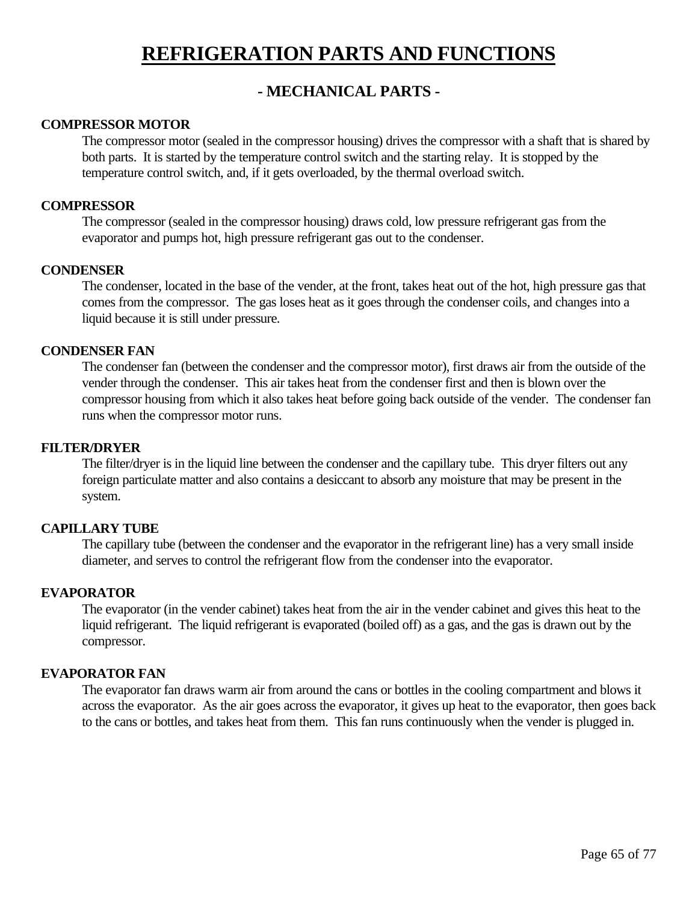# REFRIGERATION PARTS AND FUNCTIONS

## - MECHANICAL PARTS -

**COMPRESSOR MOTOR**

The compressor motor (sealed in the compressor housing) drives the compressor with a shaft that is shared by both parts. It is started by the temperature control switch and the starting relay. It is stopped by the temperature control switch, and, if it gets overloaded, by the thermal overload switch.

**COMPRESSOR**

The compressor (sealed in the compressor housing) draws cold, low pressure refrigerant gas from the evaporator and pumps hot, high pressure refrigerant gas out to the condenser.

**CONDENSER**

The condenser, located in the base of the vender, at the front, takes heat out of the hot, high pressure gas that comes from the compressor. The gas loses heat as it goes through the condenser coils, and changes into a liquid because it is still under pressure.

**CONDENSER FAN**

The condenser fan (between the condenser and the compressor motor), first draws air from the outside of the vender through the condenser. This air takes heat from the condenser first and then is blown over the compressor housing from which it also takes heat before going back outside of the vender. The condenser fan runs when the compressor motor runs.

**FILTER/DRYER**

The filter/dryer is in the liquid line between the condenser and the capillary tube. This dryer filters out any foreign particulate matter and also contains a desiccant to absorb any moisture that may be present in the system.

**CAPILLARY TUBE**

The capillary tube (between the condenser and the evaporator in the refrigerant line) has a very small inside diameter, and serves to control the refrigerant flow from the condenser into the evaporator.

**EVAPORATOR**

The evaporator (in the vender cabinet) takes heat from the air in the vender cabinet and gives this heat to the liquid refrigerant. The liquid refrigerant is evaporated (boiled off) as a gas, and the gas is drawn out by the compressor.

**EVAPORATOR FAN**

The evaporator fan draws warm air from around the cans or bottles in the cooling compartment and blows it across the evaporator. As the air goes across the evaporator, it gives up heat to the evaporator, then goes back to the cans or bottles, and takes heat from them. This fan runs continuously when the vender is plugged in.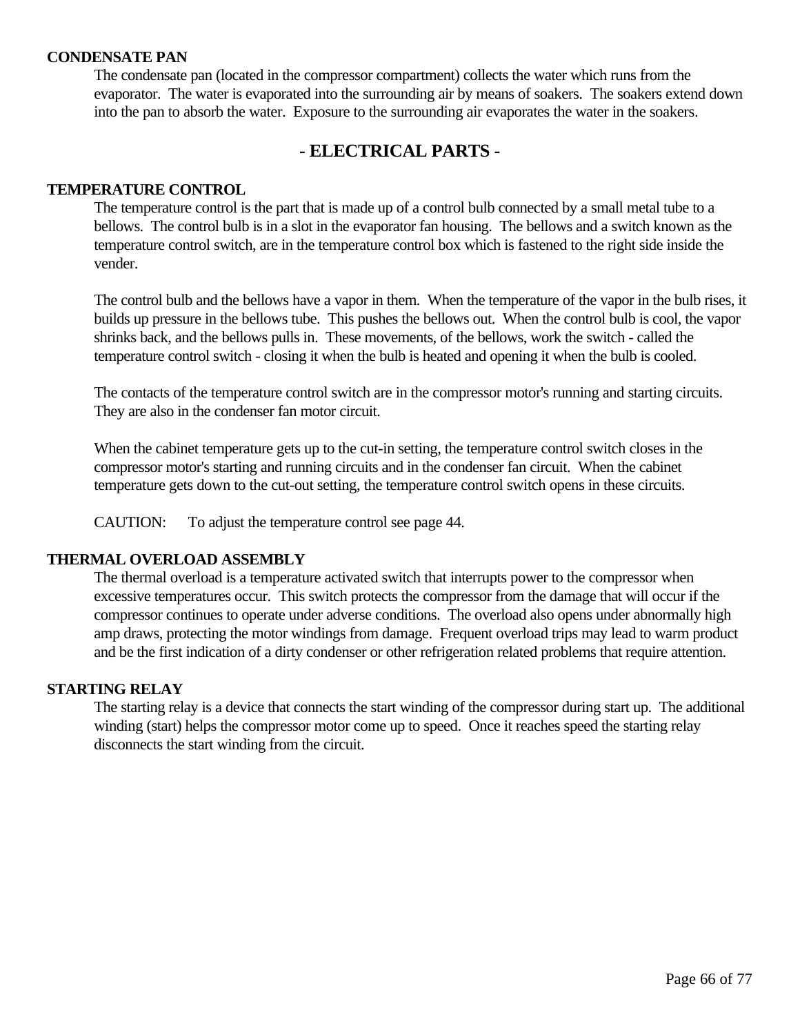### CONDENSATE PAN

The condensate pan (located in the compressor compartment) collects the water which runs from the evaporator. The water is evaporated into the surrounding air by means of soakers. The soakers extend down into the pan to absorb the water. Exposure to the surrounding air evaporates the water in the soakers.

## - ELECTRICAL PARTS -

### TEMPERATURE CONTROL

The temperature control is the part that is made up of a control bulb connected by a small metal tube to a bellows. The control bulb is in a slot in the evaporator fan housing. The bellows and a switch known as the temperature control switch, are in the temperature control box which is fastened to the right side inside the vender.

The control bulb and the bellows have a vapor in them. When the temperature of the vapor in the bulb rises, it builds up pressure in the bellows tube. This pushes the bellows out. When the control bulb is cool, the vapor shrinks back, and the bellows pulls in. These movements, of the bellows, work the switch - called the temperature control switch - closing it when the bulb is heated and opening it when the bulb is cooled.

The contacts of the temperature control switch are in the compressor motor's running and starting circuits. They are also in the condenser fan motor circuit.

When the cabinet temperature gets up to the cut-in setting, the temperature control switch closes in the compressor motor's starting and running circuits and in the condenser fan circuit. When the cabinet temperature gets down to the cut-out setting, the temperature control switch opens in these circuits.

CAUTION: To adjust the temperature control see page 44.

### THERMAL OVERLOAD ASSEMBLY

The thermal overload is a temperature activated switch that interrupts power to the compressor when excessive temperatures occur. This switch protects the compressor from the damage that will occur if the compressor continues to operate under adverse conditions. The overload also opens under abnormally high amp draws, protecting the motor windings from damage. Frequent overload trips may lead to warm product and be the first indication of a dirty condenser or other refrigeration related problems that require attention.

### STARTING RELAY

The starting relay is a device that connects the start winding of the compressor during start up. The additional winding (start) helps the compressor motor come up to speed. Once it reaches speed the starting relay disconnects the start winding from the circuit.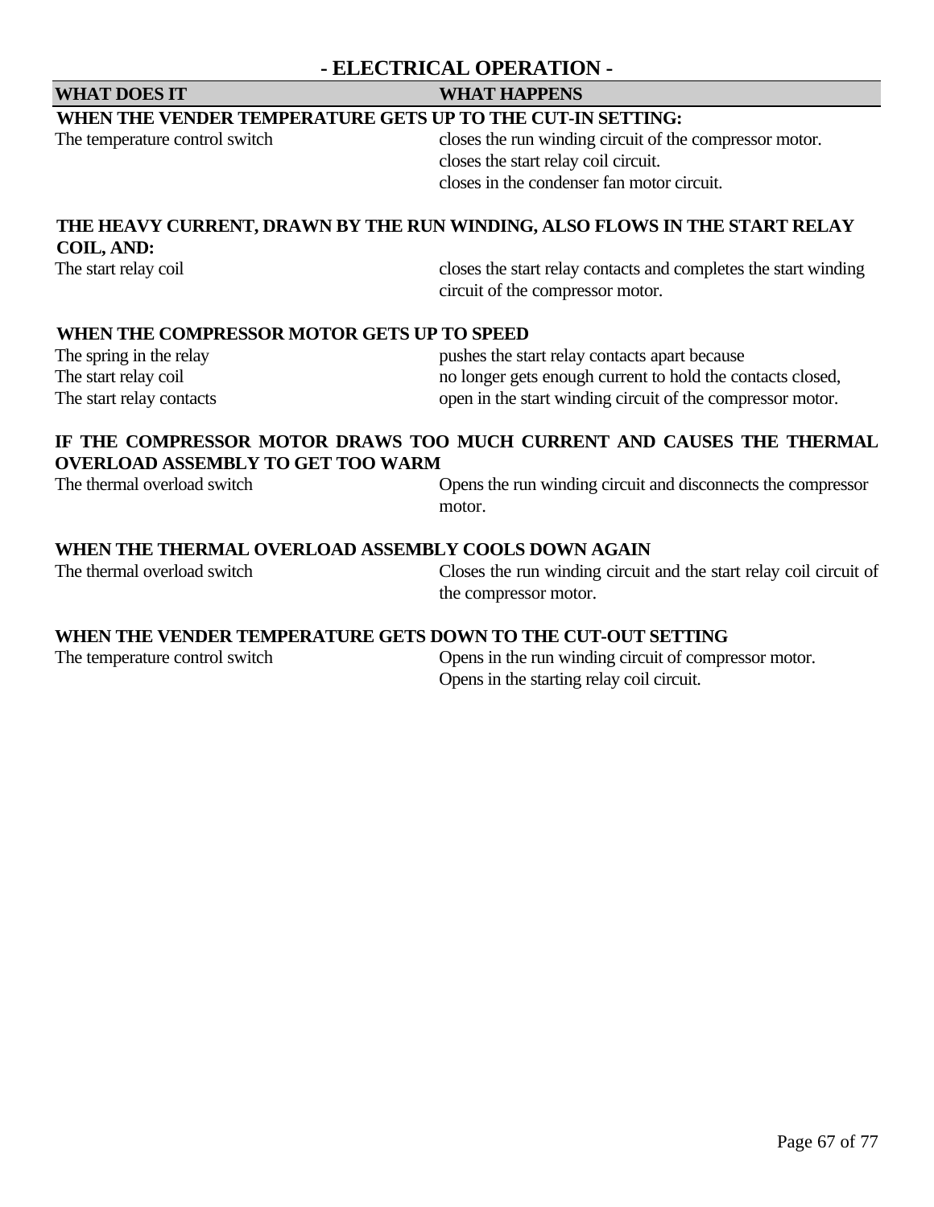## - ELECTRICAL OPERATION -

| WHAT DOES IT | WHAT HAPPENS |
| --- | --- |
| **WHEN THE VENDER TEMPERATURE GETS UP TO THE CUT-IN SETTING:** | |
| The temperature control switch | closes the run winding circuit of the compressor motor.<br>closes the start relay coil circuit.<br>closes in the condenser fan motor circuit. |
| **THE HEAVY CURRENT, DRAWN BY THE RUN WINDING, ALSO FLOWS IN THE START RELAY COIL, AND:** | |
| The start relay coil | closes the start relay contacts and completes the start winding circuit of the compressor motor. |
| **WHEN THE COMPRESSOR MOTOR GETS UP TO SPEED** | |
| The spring in the relay | pushes the start relay contacts apart because |
| The start relay coil | no longer gets enough current to hold the contacts closed, |
| The start relay contacts | open in the start winding circuit of the compressor motor. |
| **IF THE COMPRESSOR MOTOR DRAWS TOO MUCH CURRENT AND CAUSES THE THERMAL OVERLOAD ASSEMBLY TO GET TOO WARM** | |
| The thermal overload switch | Opens the run winding circuit and disconnects the compressor motor. |
| **WHEN THE THERMAL OVERLOAD ASSEMBLY COOLS DOWN AGAIN** | |
| The thermal overload switch | Closes the run winding circuit and the start relay coil circuit of the compressor motor. |
| **WHEN THE VENDER TEMPERATURE GETS DOWN TO THE CUT-OUT SETTING** | |
| The temperature control switch | Opens in the run winding circuit of compressor motor.<br>Opens in the starting relay coil circuit. |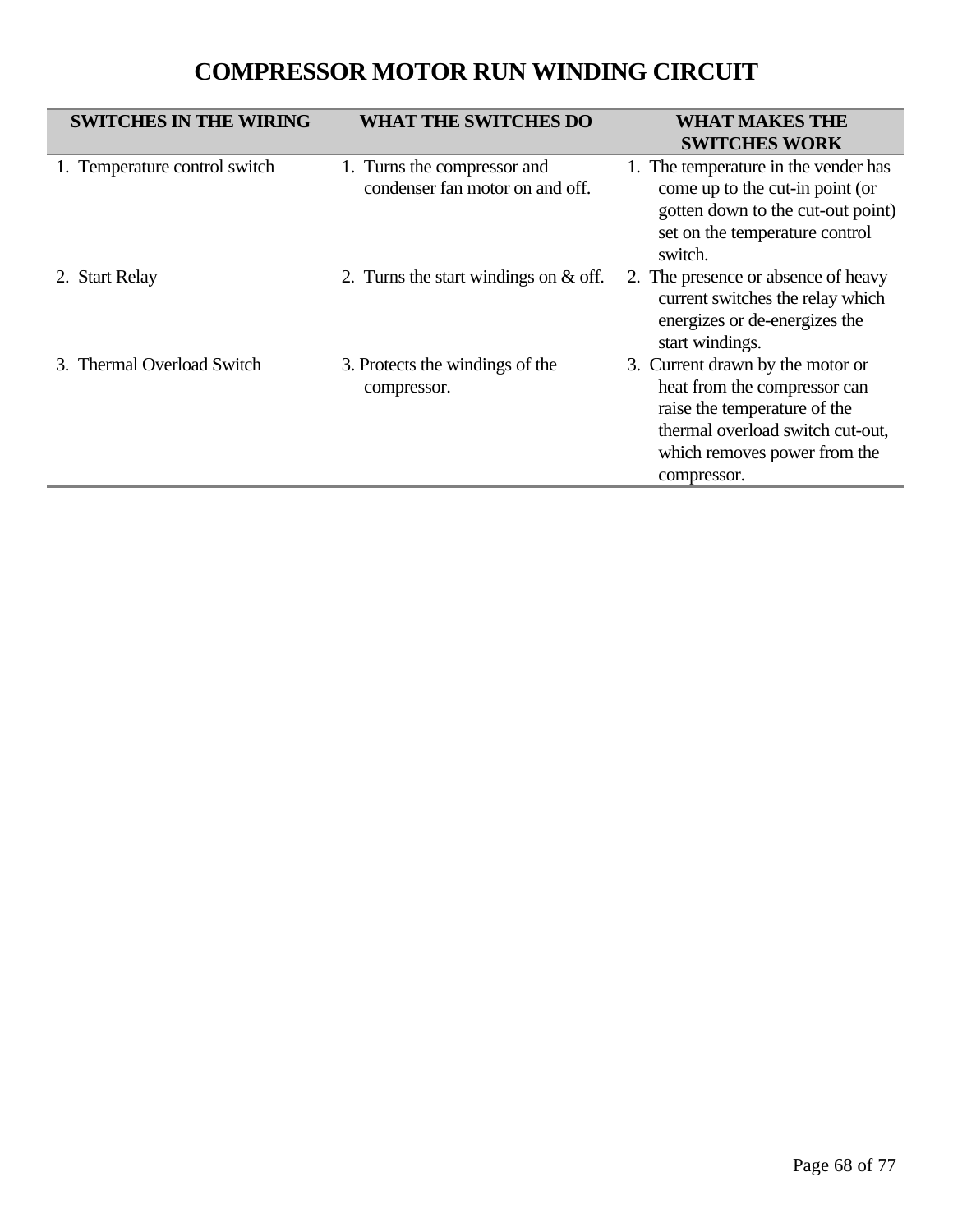# COMPRESSOR MOTOR RUN WINDING CIRCUIT

| SWITCHES IN THE WIRING | WHAT THE SWITCHES DO | WHAT MAKES THE SWITCHES WORK |
|---|---|---|
| 1. Temperature control switch | 1. Turns the compressor and condenser fan motor on and off. | 1. The temperature in the vender has come up to the cut-in point (or gotten down to the cut-out point) set on the temperature control switch. |
| 2. Start Relay | 2. Turns the start windings on & off. | 2. The presence or absence of heavy current switches the relay which energizes or de-energizes the start windings. |
| 3. Thermal Overload Switch | 3. Protects the windings of the compressor. | 3. Current drawn by the motor or heat from the compressor can raise the temperature of the thermal overload switch cut-out, which removes power from the compressor. |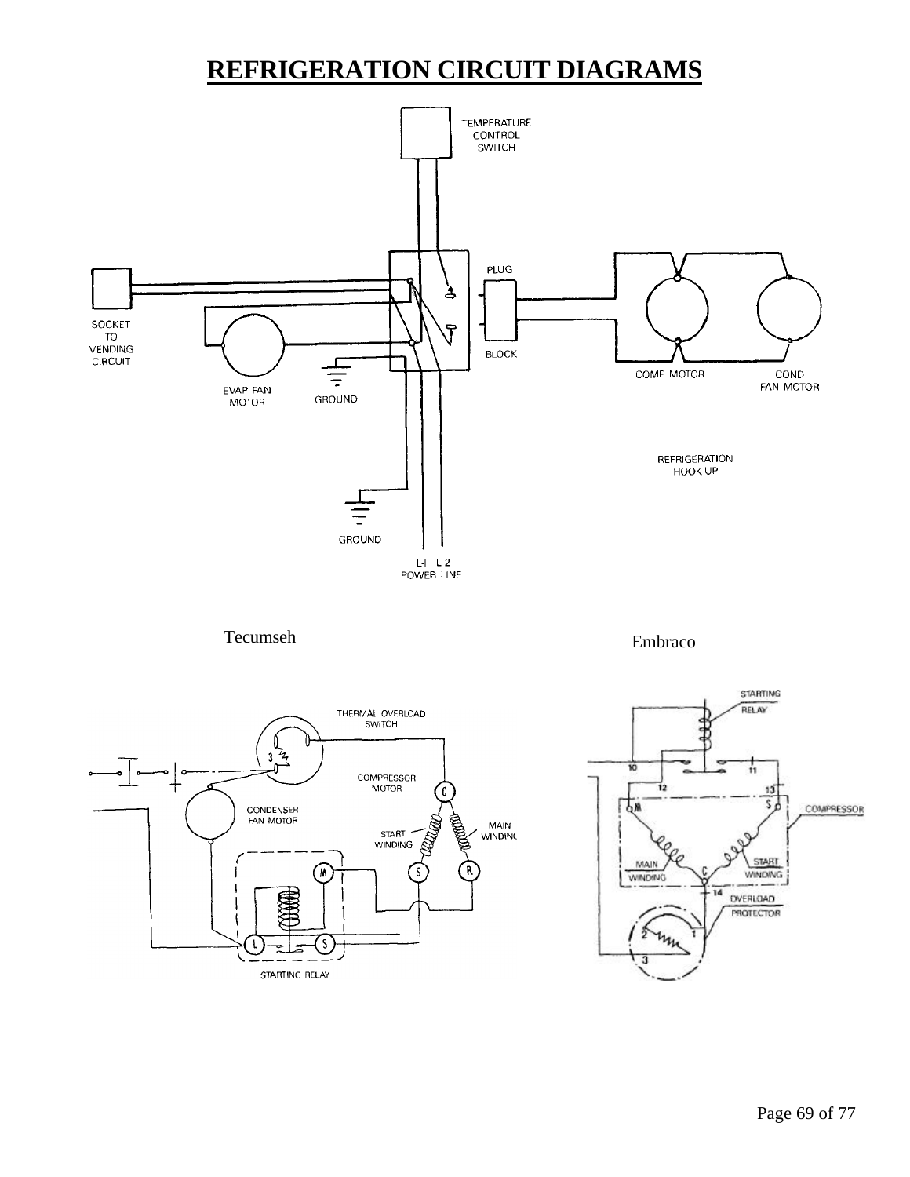# REFRIGERATION CIRCUIT DIAGRAMS

TEMPERATURE CONTROL SWITCH

SOCKET TO VENDING CIRCUIT

EVAP FAN MOTOR

GROUND

PLUG

BLOCK

COMP MOTOR

COND FAN MOTOR

REFRIGERATION HOOK-UP

GROUND

L-I L-2 POWER LINE

Tecumseh

THERMAL OVERLOAD SWITCH

COMPRESSOR MOTOR

CONDENSER FAN MOTOR

START WINDING

MAIN WINDING

STARTING RELAY

Embraco

STARTING RELAY

COMPRESSOR

MAIN WINDING

START WINDING

OVERLOAD PROTECTOR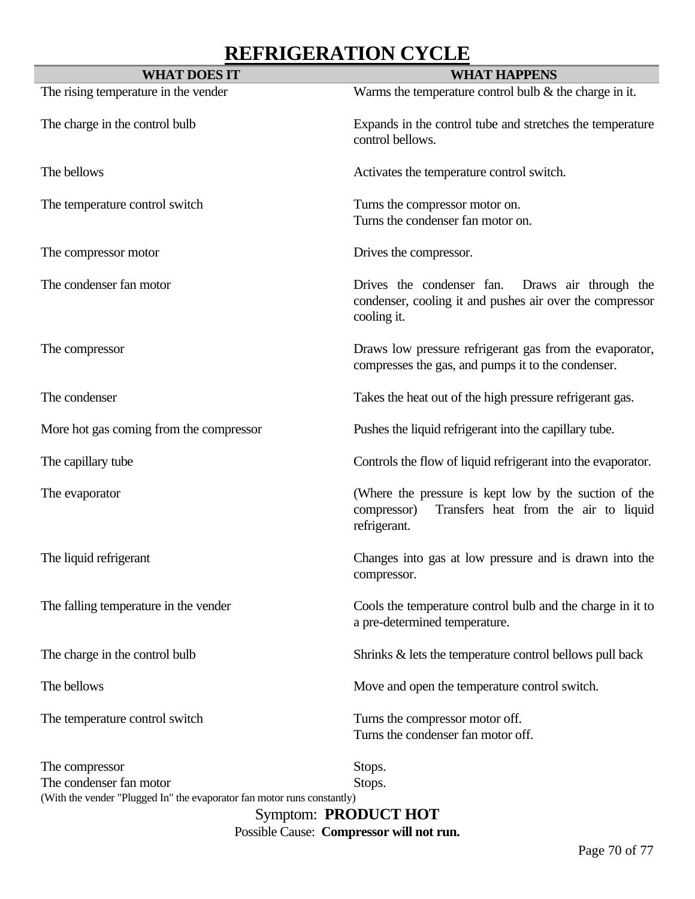# REFRIGERATION CYCLE

| WHAT DOES IT | WHAT HAPPENS |
|---|---|
| The rising temperature in the vender | Warms the temperature control bulb & the charge in it. |
| The charge in the control bulb | Expands in the control tube and stretches the temperature control bellows. |
| The bellows | Activates the temperature control switch. |
| The temperature control switch | Turns the compressor motor on.<br>Turns the condenser fan motor on. |
| The compressor motor | Drives the compressor. |
| The condenser fan motor | Drives the condenser fan. Draws air through the condenser, cooling it and pushes air over the compressor cooling it. |
| The compressor | Draws low pressure refrigerant gas from the evaporator, compresses the gas, and pumps it to the condenser. |
| The condenser | Takes the heat out of the high pressure refrigerant gas. |
| More hot gas coming from the compressor | Pushes the liquid refrigerant into the capillary tube. |
| The capillary tube | Controls the flow of liquid refrigerant into the evaporator. |
| The evaporator | (Where the pressure is kept low by the suction of the compressor) Transfers heat from the air to liquid refrigerant. |
| The liquid refrigerant | Changes into gas at low pressure and is drawn into the compressor. |
| The falling temperature in the vender | Cools the temperature control bulb and the charge in it to a pre-determined temperature. |
| The charge in the control bulb | Shrinks & lets the temperature control bellows pull back |
| The bellows | Move and open the temperature control switch. |
| The temperature control switch | Turns the compressor motor off.<br>Turns the condenser fan motor off. |
| The compressor | Stops. |
| The condenser fan motor | Stops. |

(With the vender "Plugged In" the evaporator fan motor runs constantly)

Symptom: **PRODUCT HOT**

Possible Cause: **Compressor will not run.**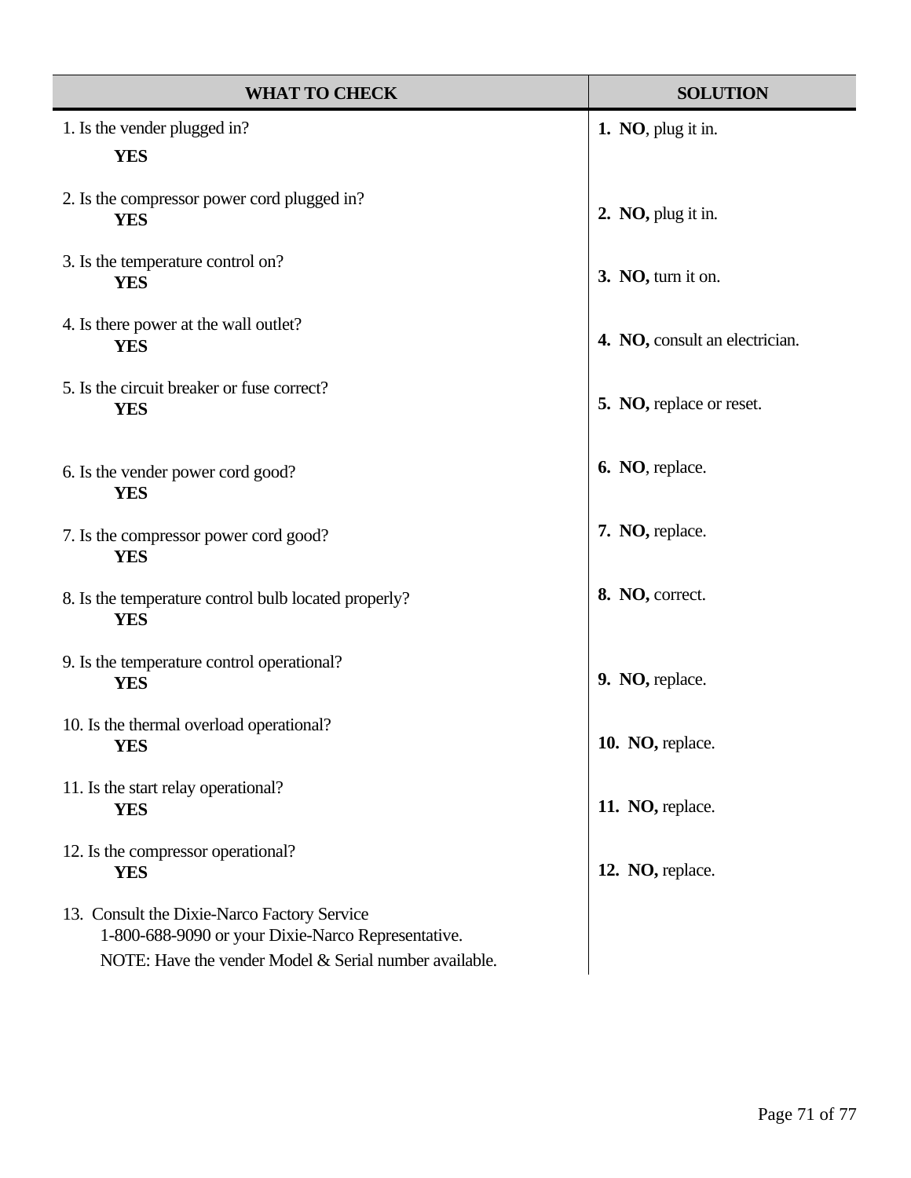| WHAT TO CHECK | SOLUTION |
|---|---|
| 1. Is the vender plugged in?<br>**YES** | **1. NO**, plug it in. |
| 2. Is the compressor power cord plugged in?<br>**YES** | **2. NO,** plug it in. |
| 3. Is the temperature control on?<br>**YES** | **3. NO,** turn it on. |
| 4. Is there power at the wall outlet?<br>**YES** | **4. NO,** consult an electrician. |
| 5. Is the circuit breaker or fuse correct?<br>**YES** | **5. NO,** replace or reset. |
| 6. Is the vender power cord good?<br>**YES** | **6. NO**, replace. |
| 7. Is the compressor power cord good?<br>**YES** | **7. NO,** replace. |
| 8. Is the temperature control bulb located properly?<br>**YES** | **8. NO,** correct. |
| 9. Is the temperature control operational?<br>**YES** | **9. NO,** replace. |
| 10. Is the thermal overload operational?<br>**YES** | **10. NO,** replace. |
| 11. Is the start relay operational?<br>**YES** | **11. NO,** replace. |
| 12. Is the compressor operational?<br>**YES** | **12. NO,** replace. |
| 13. Consult the Dixie-Narco Factory Service<br>1-800-688-9090 or your Dixie-Narco Representative.<br>NOTE: Have the vender Model & Serial number available. | |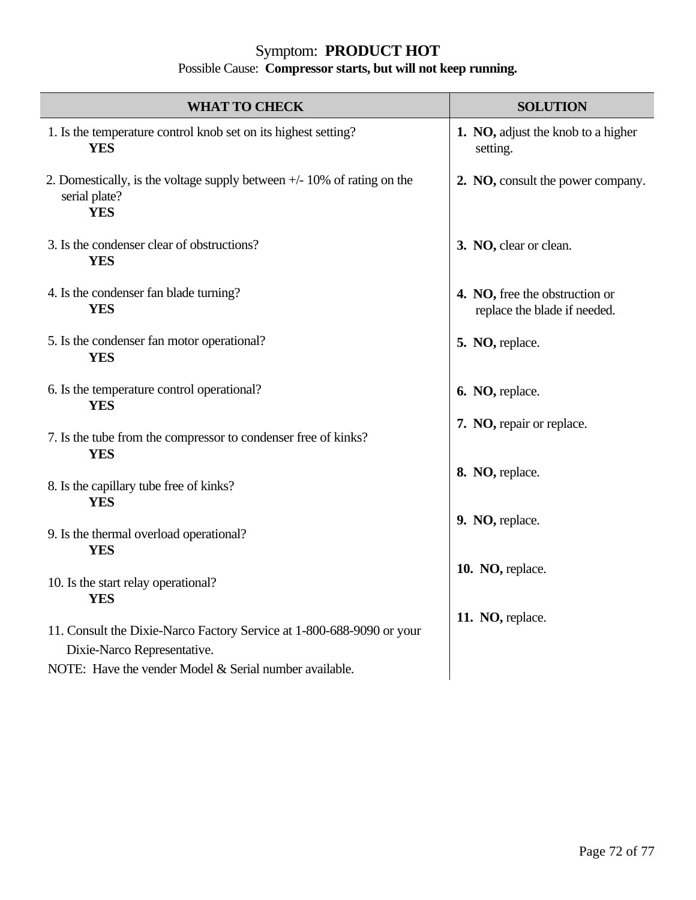Symptom: **PRODUCT HOT**

Possible Cause: **Compressor starts, but will not keep running.**

| WHAT TO CHECK | SOLUTION |
|---|---|
| 1. Is the temperature control knob set on its highest setting? **YES** | **1. NO,** adjust the knob to a higher setting. |
| 2. Domestically, is the voltage supply between +/- 10% of rating on the serial plate? **YES** | **2. NO,** consult the power company. |
| 3. Is the condenser clear of obstructions? **YES** | **3. NO,** clear or clean. |
| 4. Is the condenser fan blade turning? **YES** | **4. NO,** free the obstruction or replace the blade if needed. |
| 5. Is the condenser fan motor operational? **YES** | **5. NO,** replace. |
| 6. Is the temperature control operational? **YES** | **6. NO,** replace. |
| 7. Is the tube from the compressor to condenser free of kinks? **YES** | **7. NO,** repair or replace. |
| 8. Is the capillary tube free of kinks? **YES** | **8. NO,** replace. |
| 9. Is the thermal overload operational? **YES** | **9. NO,** replace. |
| 10. Is the start relay operational? **YES** | **10. NO,** replace. |
| 11. Consult the Dixie-Narco Factory Service at 1-800-688-9090 or your Dixie-Narco Representative. NOTE: Have the vender Model & Serial number available. | **11. NO,** replace. |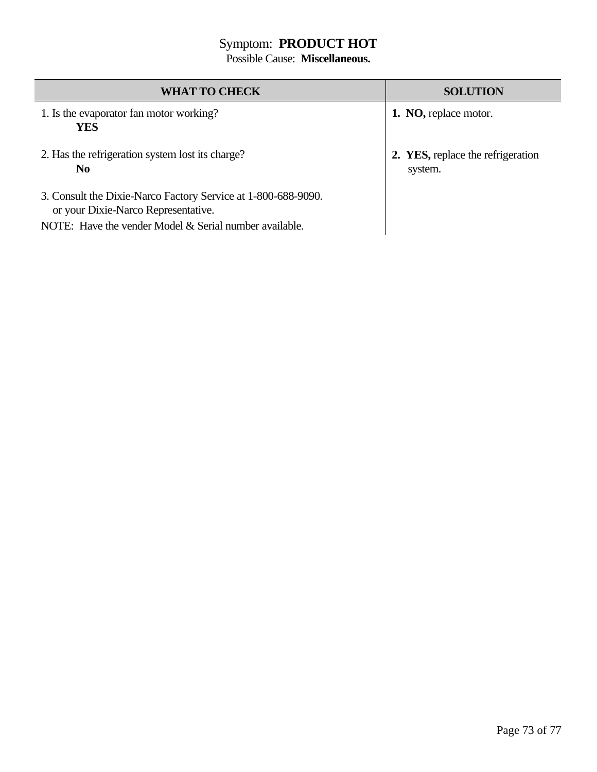Symptom: **PRODUCT HOT**

Possible Cause: **Miscellaneous.**

| WHAT TO CHECK | SOLUTION |
| --- | --- |
| 1. Is the evaporator fan motor working?<br>**YES** | **1. NO,** replace motor. |
| 2. Has the refrigeration system lost its charge?<br>**No** | **2. YES,** replace the refrigeration system. |
| 3. Consult the Dixie-Narco Factory Service at 1-800-688-9090. or your Dixie-Narco Representative.<br>NOTE: Have the vender Model & Serial number available. | |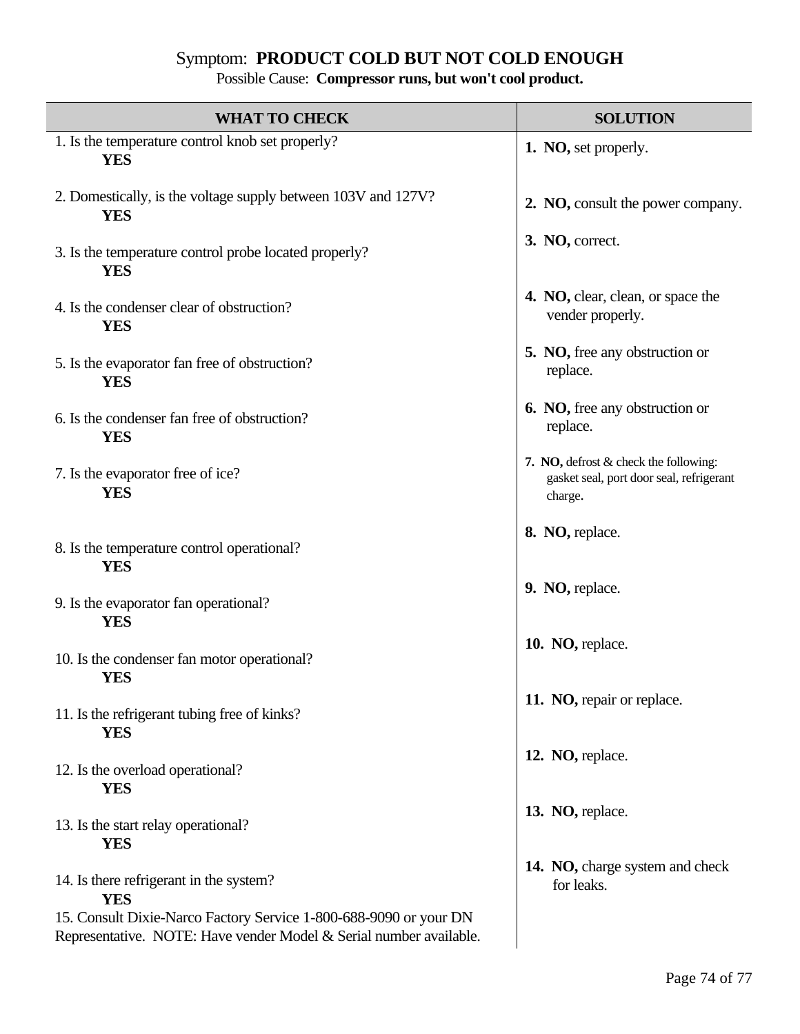# Symptom: **PRODUCT COLD BUT NOT COLD ENOUGH**

Possible Cause: **Compressor runs, but won't cool product.**

| WHAT TO CHECK | SOLUTION |
|---|---|
| 1. Is the temperature control knob set properly?<br>**YES** | **1. NO,** set properly. |
| 2. Domestically, is the voltage supply between 103V and 127V?<br>**YES** | **2. NO,** consult the power company. |
| 3. Is the temperature control probe located properly?<br>**YES** | **3. NO,** correct. |
| 4. Is the condenser clear of obstruction?<br>**YES** | **4. NO,** clear, clean, or space the vender properly. |
| 5. Is the evaporator fan free of obstruction?<br>**YES** | **5. NO,** free any obstruction or replace. |
| 6. Is the condenser fan free of obstruction?<br>**YES** | **6. NO,** free any obstruction or replace. |
| 7. Is the evaporator free of ice?<br>**YES** | **7. NO,** defrost & check the following: gasket seal, port door seal, refrigerant charge. |
| 8. Is the temperature control operational?<br>**YES** | **8. NO,** replace. |
| 9. Is the evaporator fan operational?<br>**YES** | **9. NO,** replace. |
| 10. Is the condenser fan motor operational?<br>**YES** | **10. NO,** replace. |
| 11. Is the refrigerant tubing free of kinks?<br>**YES** | **11. NO,** repair or replace. |
| 12. Is the overload operational?<br>**YES** | **12. NO,** replace. |
| 13. Is the start relay operational?<br>**YES** | **13. NO,** replace. |
| 14. Is there refrigerant in the system?<br>**YES** | **14. NO,** charge system and check for leaks. |
| 15. Consult Dixie-Narco Factory Service 1-800-688-9090 or your DN Representative. NOTE: Have vender Model & Serial number available. | |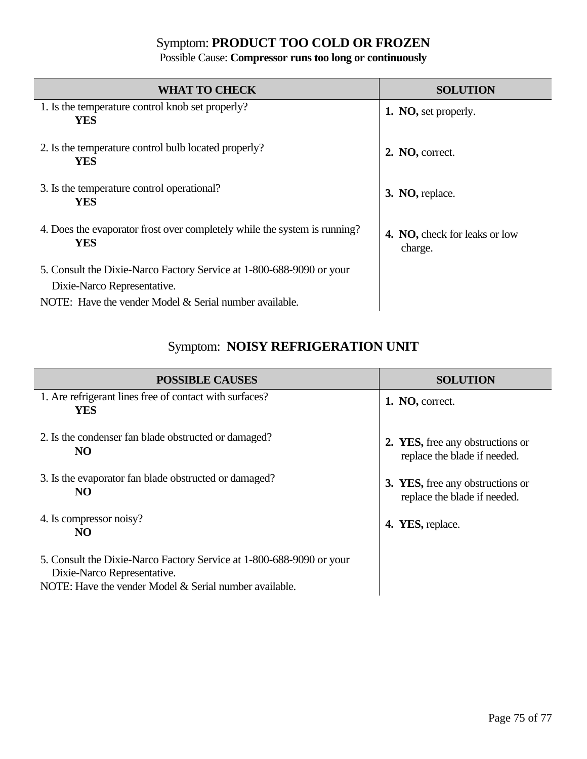## Symptom: **PRODUCT TOO COLD OR FROZEN**

Possible Cause: **Compressor runs too long or continuously**

| WHAT TO CHECK | SOLUTION |
|---|---|
| 1. Is the temperature control knob set properly? **YES** | **1. NO,** set properly. |
| 2. Is the temperature control bulb located properly? **YES** | **2. NO,** correct. |
| 3. Is the temperature control operational? **YES** | **3. NO,** replace. |
| 4. Does the evaporator frost over completely while the system is running? **YES** | **4. NO,** check for leaks or low charge. |
| 5. Consult the Dixie-Narco Factory Service at 1-800-688-9090 or your Dixie-Narco Representative. NOTE: Have the vender Model & Serial number available. | |

## Symptom: **NOISY REFRIGERATION UNIT**

| POSSIBLE CAUSES | SOLUTION |
|---|---|
| 1. Are refrigerant lines free of contact with surfaces? **YES** | **1. NO,** correct. |
| 2. Is the condenser fan blade obstructed or damaged? **NO** | **2. YES,** free any obstructions or replace the blade if needed. |
| 3. Is the evaporator fan blade obstructed or damaged? **NO** | **3. YES,** free any obstructions or replace the blade if needed. |
| 4. Is compressor noisy? **NO** | **4. YES,** replace. |
| 5. Consult the Dixie-Narco Factory Service at 1-800-688-9090 or your Dixie-Narco Representative. NOTE: Have the vender Model & Serial number available. | |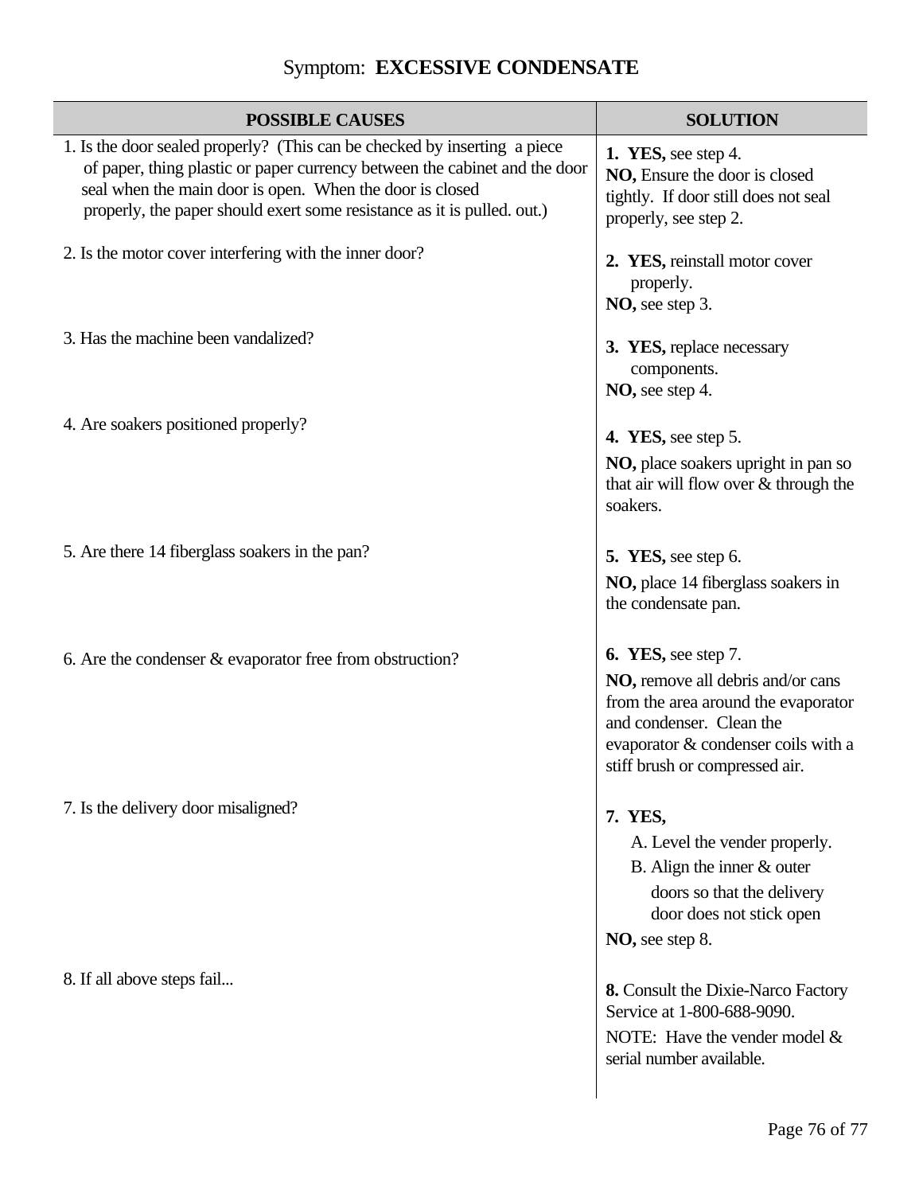# Symptom: **EXCESSIVE CONDENSATE**

| POSSIBLE CAUSES | SOLUTION |
|---|---|
| 1. Is the door sealed properly? (This can be checked by inserting a piece of paper, thing plastic or paper currency between the cabinet and the door seal when the main door is open. When the door is closed properly, the paper should exert some resistance as it is pulled. out.) | **1. YES,** see step 4.<br>**NO,** Ensure the door is closed tightly. If door still does not seal properly, see step 2. |
| 2. Is the motor cover interfering with the inner door? | **2. YES,** reinstall motor cover properly.<br>**NO,** see step 3. |
| 3. Has the machine been vandalized? | **3. YES,** replace necessary components.<br>**NO,** see step 4. |
| 4. Are soakers positioned properly? | **4. YES,** see step 5.<br>**NO,** place soakers upright in pan so that air will flow over & through the soakers. |
| 5. Are there 14 fiberglass soakers in the pan? | **5. YES,** see step 6.<br>**NO,** place 14 fiberglass soakers in the condensate pan. |
| 6. Are the condenser & evaporator free from obstruction? | **6. YES,** see step 7.<br>**NO,** remove all debris and/or cans from the area around the evaporator and condenser. Clean the evaporator & condenser coils with a stiff brush or compressed air. |
| 7. Is the delivery door misaligned? | **7. YES,**<br>A. Level the vender properly.<br>B. Align the inner & outer doors so that the delivery door does not stick open<br>**NO,** see step 8. |
| 8. If all above steps fail... | **8.** Consult the Dixie-Narco Factory Service at 1-800-688-9090.<br>NOTE: Have the vender model & serial number available. |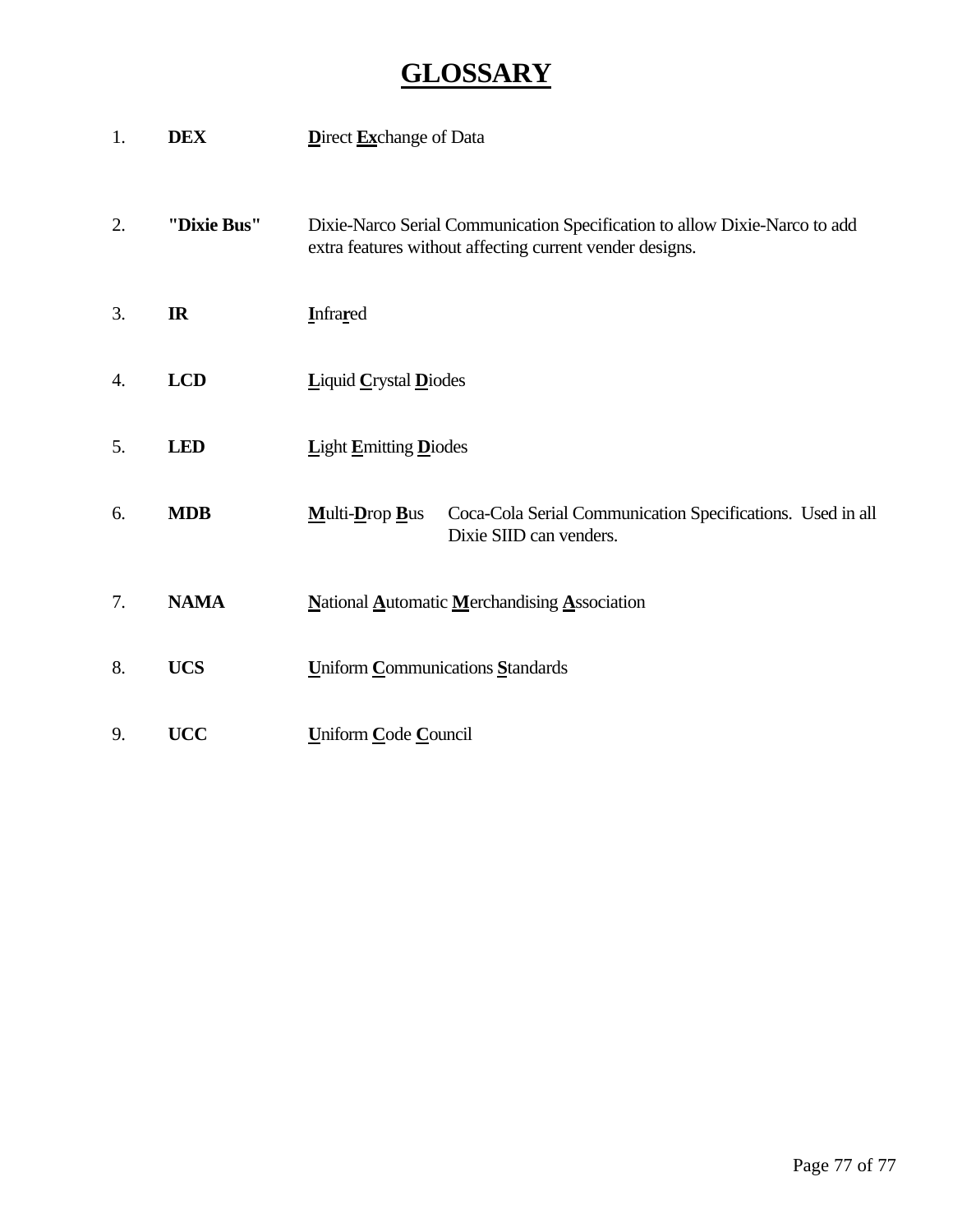# GLOSSARY

1. **DEX** — Direct Exchange of Data

2. **"Dixie Bus"** — Dixie-Narco Serial Communication Specification to allow Dixie-Narco to add extra features without affecting current vender designs.

3. **IR** — Infrared

4. **LCD** — Liquid Crystal Diodes

5. **LED** — Light Emitting Diodes

6. **MDB** — Multi-Drop Bus — Coca-Cola Serial Communication Specifications. Used in all Dixie SIID can venders.

7. **NAMA** — National Automatic Merchandising Association

8. **UCS** — Uniform Communications Standards

9. **UCC** — Uniform Code Council